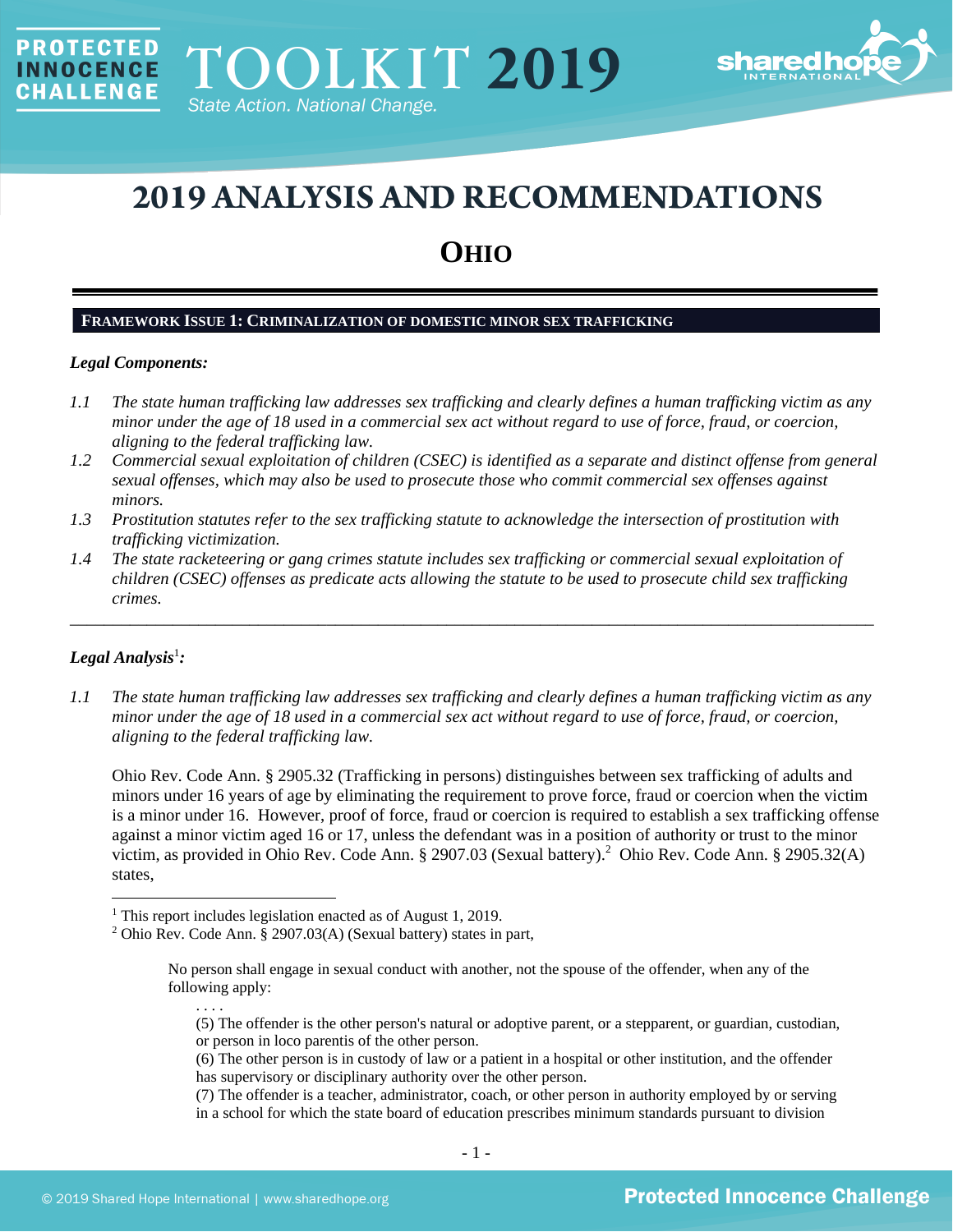# 2019 ANALYSIS AND RECOMMENDATIONS

## OHIO

### FRAMEWORK ISSUE 1: CRIMINALIZATION OF DOMESTIC MINOR SEX TRAFFICKING

***Legal Components:***

*1.1 The state human trafficking law addresses sex trafficking and clearly defines a human trafficking victim as any minor under the age of 18 used in a commercial sex act without regard to use of force, fraud, or coercion, aligning to the federal trafficking law.*

*1.2 Commercial sexual exploitation of children (CSEC) is identified as a separate and distinct offense from general sexual offenses, which may also be used to prosecute those who commit commercial sex offenses against minors.*

*1.3 Prostitution statutes refer to the sex trafficking statute to acknowledge the intersection of prostitution with trafficking victimization.*

*1.4 The state racketeering or gang crimes statute includes sex trafficking or commercial sexual exploitation of children (CSEC) offenses as predicate acts allowing the statute to be used to prosecute child sex trafficking crimes.*

---

***Legal Analysis*[1]*:***

*1.1 The state human trafficking law addresses sex trafficking and clearly defines a human trafficking victim as any minor under the age of 18 used in a commercial sex act without regard to use of force, fraud, or coercion, aligning to the federal trafficking law.*

Ohio Rev. Code Ann. § 2905.32 (Trafficking in persons) distinguishes between sex trafficking of adults and minors under 16 years of age by eliminating the requirement to prove force, fraud or coercion when the victim is a minor under 16. However, proof of force, fraud or coercion is required to establish a sex trafficking offense against a minor victim aged 16 or 17, unless the defendant was in a position of authority or trust to the minor victim, as provided in Ohio Rev. Code Ann. § 2907.03 (Sexual battery).[2] Ohio Rev. Code Ann. § 2905.32(A) states,

---

[1] This report includes legislation enacted as of August 1, 2019.

[2] Ohio Rev. Code Ann. § 2907.03(A) (Sexual battery) states in part,

> No person shall engage in sexual conduct with another, not the spouse of the offender, when any of the following apply:
>
> . . . .
>
> (5) The offender is the other person's natural or adoptive parent, or a stepparent, or guardian, custodian, or person in loco parentis of the other person.
>
> (6) The other person is in custody of law or a patient in a hospital or other institution, and the offender has supervisory or disciplinary authority over the other person.
>
> (7) The offender is a teacher, administrator, coach, or other person in authority employed by or serving in a school for which the state board of education prescribes minimum standards pursuant to division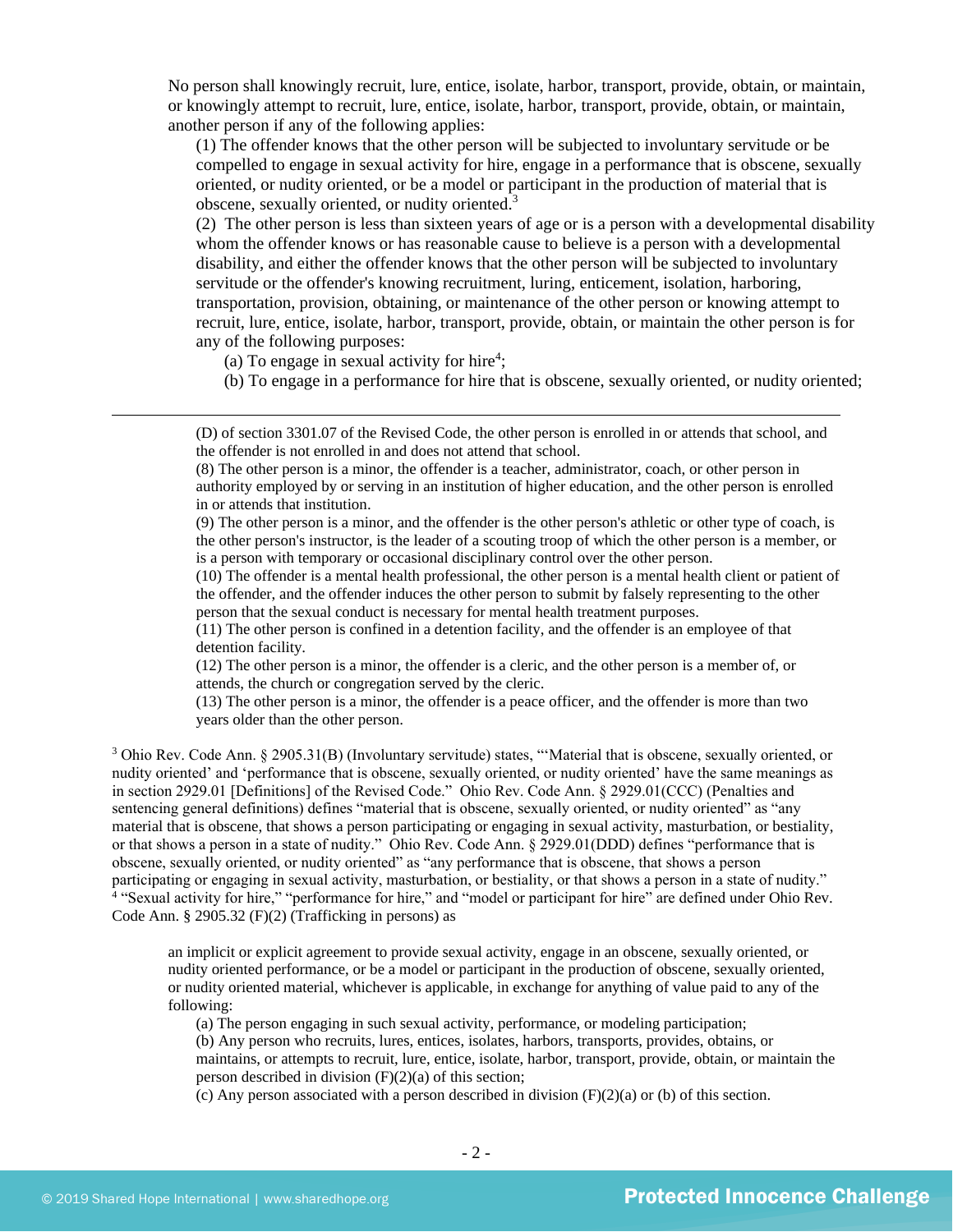No person shall knowingly recruit, lure, entice, isolate, harbor, transport, provide, obtain, or maintain, or knowingly attempt to recruit, lure, entice, isolate, harbor, transport, provide, obtain, or maintain, another person if any of the following applies:

> (1) The offender knows that the other person will be subjected to involuntary servitude or be compelled to engage in sexual activity for hire, engage in a performance that is obscene, sexually oriented, or nudity oriented, or be a model or participant in the production of material that is obscene, sexually oriented, or nudity oriented.[3]
>
> (2) The other person is less than sixteen years of age or is a person with a developmental disability whom the offender knows or has reasonable cause to believe is a person with a developmental disability, and either the offender knows that the other person will be subjected to involuntary servitude or the offender's knowing recruitment, luring, enticement, isolation, harboring, transportation, provision, obtaining, or maintenance of the other person or knowing attempt to recruit, lure, entice, isolate, harbor, transport, provide, obtain, or maintain the other person is for any of the following purposes:
>
> > (a) To engage in sexual activity for hire[4];
> >
> > (b) To engage in a performance for hire that is obscene, sexually oriented, or nudity oriented;

---

(D) of section 3301.07 of the Revised Code, the other person is enrolled in or attends that school, and the offender is not enrolled in and does not attend that school.

(8) The other person is a minor, the offender is a teacher, administrator, coach, or other person in authority employed by or serving in an institution of higher education, and the other person is enrolled in or attends that institution.

(9) The other person is a minor, and the offender is the other person's athletic or other type of coach, is the other person's instructor, is the leader of a scouting troop of which the other person is a member, or is a person with temporary or occasional disciplinary control over the other person.

(10) The offender is a mental health professional, the other person is a mental health client or patient of the offender, and the offender induces the other person to submit by falsely representing to the other person that the sexual conduct is necessary for mental health treatment purposes.

(11) The other person is confined in a detention facility, and the offender is an employee of that detention facility.

(12) The other person is a minor, the offender is a cleric, and the other person is a member of, or attends, the church or congregation served by the cleric.

(13) The other person is a minor, the offender is a peace officer, and the offender is more than two years older than the other person.

[3] Ohio Rev. Code Ann. § 2905.31(B) (Involuntary servitude) states, "'Material that is obscene, sexually oriented, or nudity oriented' and 'performance that is obscene, sexually oriented, or nudity oriented' have the same meanings as in section 2929.01 [Definitions] of the Revised Code." Ohio Rev. Code Ann. § 2929.01(CCC) (Penalties and sentencing general definitions) defines "material that is obscene, sexually oriented, or nudity oriented" as "any material that is obscene, that shows a person participating or engaging in sexual activity, masturbation, or bestiality, or that shows a person in a state of nudity." Ohio Rev. Code Ann. § 2929.01(DDD) defines "performance that is obscene, sexually oriented, or nudity oriented" as "any performance that is obscene, that shows a person participating or engaging in sexual activity, masturbation, or bestiality, or that shows a person in a state of nudity."

[4] "Sexual activity for hire," "performance for hire," and "model or participant for hire" are defined under Ohio Rev. Code Ann. § 2905.32 (F)(2) (Trafficking in persons) as

> an implicit or explicit agreement to provide sexual activity, engage in an obscene, sexually oriented, or nudity oriented performance, or be a model or participant in the production of obscene, sexually oriented, or nudity oriented material, whichever is applicable, in exchange for anything of value paid to any of the following:
>
> > (a) The person engaging in such sexual activity, performance, or modeling participation;
> >
> > (b) Any person who recruits, lures, entices, isolates, harbors, transports, provides, obtains, or maintains, or attempts to recruit, lure, entice, isolate, harbor, transport, provide, obtain, or maintain the person described in division (F)(2)(a) of this section;
> >
> > (c) Any person associated with a person described in division (F)(2)(a) or (b) of this section.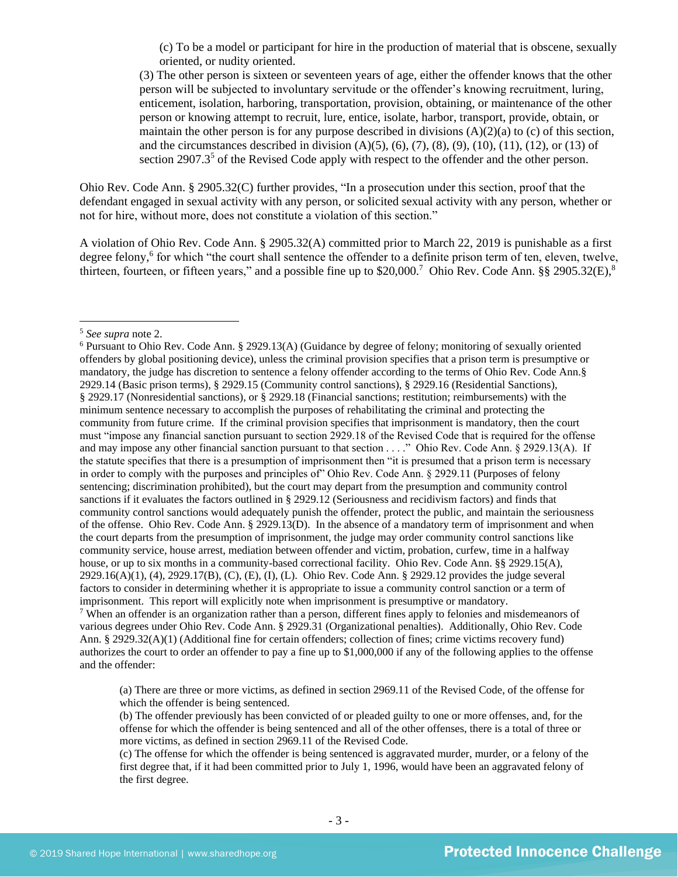(c) To be a model or participant for hire in the production of material that is obscene, sexually oriented, or nudity oriented.

(3) The other person is sixteen or seventeen years of age, either the offender knows that the other person will be subjected to involuntary servitude or the offender's knowing recruitment, luring, enticement, isolation, harboring, transportation, provision, obtaining, or maintenance of the other person or knowing attempt to recruit, lure, entice, isolate, harbor, transport, provide, obtain, or maintain the other person is for any purpose described in divisions (A)(2)(a) to (c) of this section, and the circumstances described in division (A)(5), (6), (7), (8), (9), (10), (11), (12), or (13) of section 2907.3[5] of the Revised Code apply with respect to the offender and the other person.

Ohio Rev. Code Ann. § 2905.32(C) further provides, "In a prosecution under this section, proof that the defendant engaged in sexual activity with any person, or solicited sexual activity with any person, whether or not for hire, without more, does not constitute a violation of this section."

A violation of Ohio Rev. Code Ann. § 2905.32(A) committed prior to March 22, 2019 is punishable as a first degree felony,[6] for which "the court shall sentence the offender to a definite prison term of ten, eleven, twelve, thirteen, fourteen, or fifteen years," and a possible fine up to $20,000.[7] Ohio Rev. Code Ann. §§ 2905.32(E),[8]

---

[5] *See supra* note 2.

[6] Pursuant to Ohio Rev. Code Ann. § 2929.13(A) (Guidance by degree of felony; monitoring of sexually oriented offenders by global positioning device), unless the criminal provision specifies that a prison term is presumptive or mandatory, the judge has discretion to sentence a felony offender according to the terms of Ohio Rev. Code Ann.§ 2929.14 (Basic prison terms), § 2929.15 (Community control sanctions), § 2929.16 (Residential Sanctions), § 2929.17 (Nonresidential sanctions), or § 2929.18 (Financial sanctions; restitution; reimbursements) with the minimum sentence necessary to accomplish the purposes of rehabilitating the criminal and protecting the community from future crime. If the criminal provision specifies that imprisonment is mandatory, then the court must "impose any financial sanction pursuant to section 2929.18 of the Revised Code that is required for the offense and may impose any other financial sanction pursuant to that section . . . ." Ohio Rev. Code Ann. § 2929.13(A). If the statute specifies that there is a presumption of imprisonment then "it is presumed that a prison term is necessary in order to comply with the purposes and principles of" Ohio Rev. Code Ann. § 2929.11 (Purposes of felony sentencing; discrimination prohibited), but the court may depart from the presumption and community control sanctions if it evaluates the factors outlined in § 2929.12 (Seriousness and recidivism factors) and finds that community control sanctions would adequately punish the offender, protect the public, and maintain the seriousness of the offense. Ohio Rev. Code Ann. § 2929.13(D). In the absence of a mandatory term of imprisonment and when the court departs from the presumption of imprisonment, the judge may order community control sanctions like community service, house arrest, mediation between offender and victim, probation, curfew, time in a halfway house, or up to six months in a community-based correctional facility. Ohio Rev. Code Ann. §§ 2929.15(A), 2929.16(A)(1), (4), 2929.17(B), (C), (E), (I), (L). Ohio Rev. Code Ann. § 2929.12 provides the judge several factors to consider in determining whether it is appropriate to issue a community control sanction or a term of imprisonment. This report will explicitly note when imprisonment is presumptive or mandatory.

[7] When an offender is an organization rather than a person, different fines apply to felonies and misdemeanors of various degrees under Ohio Rev. Code Ann. § 2929.31 (Organizational penalties). Additionally, Ohio Rev. Code Ann. § 2929.32(A)(1) (Additional fine for certain offenders; collection of fines; crime victims recovery fund) authorizes the court to order an offender to pay a fine up to $1,000,000 if any of the following applies to the offense and the offender:

> (a) There are three or more victims, as defined in section 2969.11 of the Revised Code, of the offense for which the offender is being sentenced.
> (b) The offender previously has been convicted of or pleaded guilty to one or more offenses, and, for the offense for which the offender is being sentenced and all of the other offenses, there is a total of three or more victims, as defined in section 2969.11 of the Revised Code.
> (c) The offense for which the offender is being sentenced is aggravated murder, murder, or a felony of the first degree that, if it had been committed prior to July 1, 1996, would have been an aggravated felony of the first degree.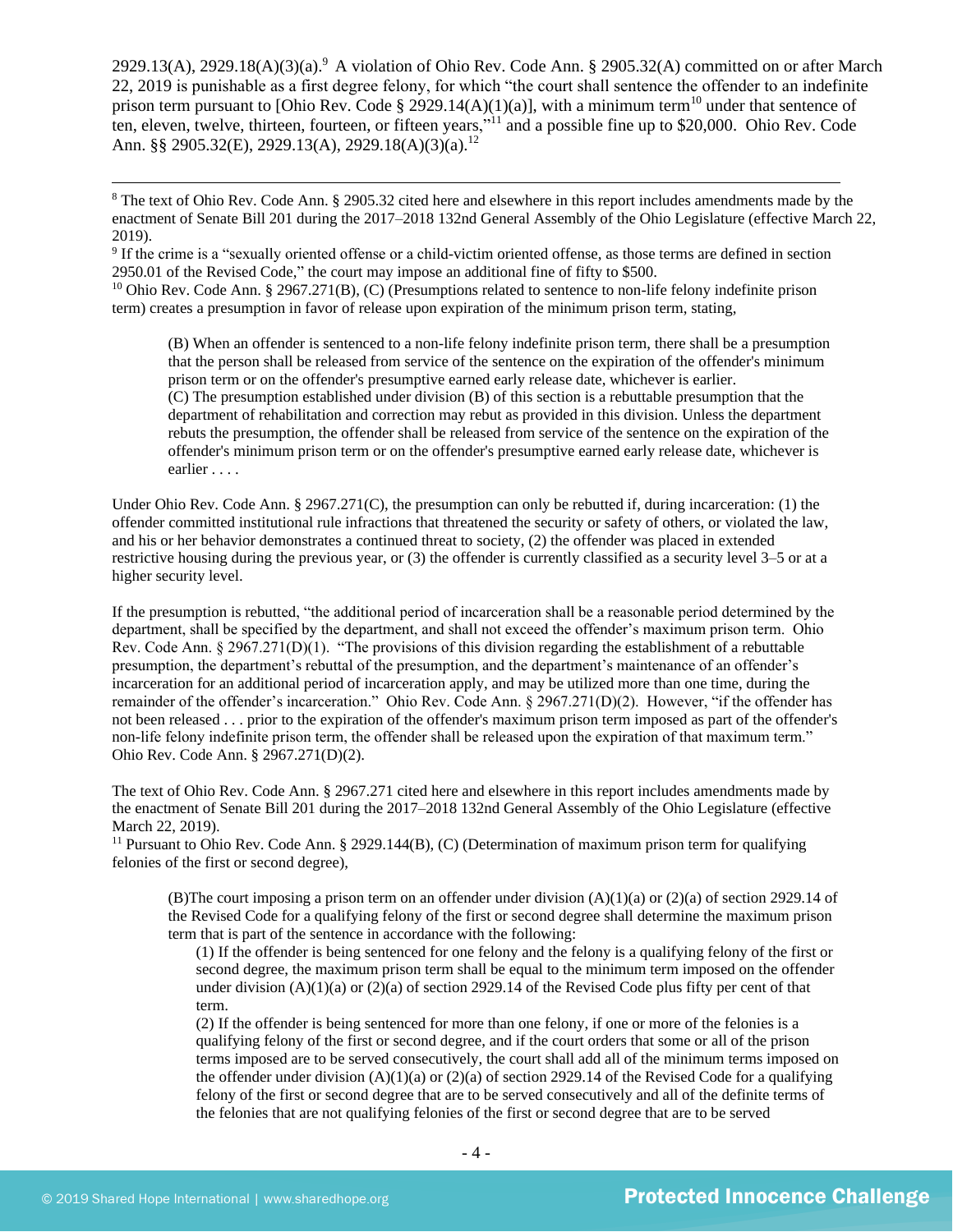2929.13(A), 2929.18(A)(3)(a).[9] A violation of Ohio Rev. Code Ann. § 2905.32(A) committed on or after March 22, 2019 is punishable as a first degree felony, for which "the court shall sentence the offender to an indefinite prison term pursuant to [Ohio Rev. Code § 2929.14(A)(1)(a)], with a minimum term[10] under that sentence of ten, eleven, twelve, thirteen, fourteen, or fifteen years,"[11] and a possible fine up to $20,000. Ohio Rev. Code Ann. §§ 2905.32(E), 2929.13(A), 2929.18(A)(3)(a).[12]

---

[8] The text of Ohio Rev. Code Ann. § 2905.32 cited here and elsewhere in this report includes amendments made by the enactment of Senate Bill 201 during the 2017–2018 132nd General Assembly of the Ohio Legislature (effective March 22, 2019).

[9] If the crime is a "sexually oriented offense or a child-victim oriented offense, as those terms are defined in section 2950.01 of the Revised Code," the court may impose an additional fine of fifty to $500.

[10] Ohio Rev. Code Ann. § 2967.271(B), (C) (Presumptions related to sentence to non-life felony indefinite prison term) creates a presumption in favor of release upon expiration of the minimum prison term, stating,

> (B) When an offender is sentenced to a non-life felony indefinite prison term, there shall be a presumption that the person shall be released from service of the sentence on the expiration of the offender's minimum prison term or on the offender's presumptive earned early release date, whichever is earlier.
> (C) The presumption established under division (B) of this section is a rebuttable presumption that the department of rehabilitation and correction may rebut as provided in this division. Unless the department rebuts the presumption, the offender shall be released from service of the sentence on the expiration of the offender's minimum prison term or on the offender's presumptive earned early release date, whichever is earlier . . . .

Under Ohio Rev. Code Ann. § 2967.271(C), the presumption can only be rebutted if, during incarceration: (1) the offender committed institutional rule infractions that threatened the security or safety of others, or violated the law, and his or her behavior demonstrates a continued threat to society, (2) the offender was placed in extended restrictive housing during the previous year, or (3) the offender is currently classified as a security level 3–5 or at a higher security level.

If the presumption is rebutted, "the additional period of incarceration shall be a reasonable period determined by the department, shall be specified by the department, and shall not exceed the offender's maximum prison term. Ohio Rev. Code Ann. § 2967.271(D)(1). "The provisions of this division regarding the establishment of a rebuttable presumption, the department's rebuttal of the presumption, and the department's maintenance of an offender's incarceration for an additional period of incarceration apply, and may be utilized more than one time, during the remainder of the offender's incarceration." Ohio Rev. Code Ann. § 2967.271(D)(2). However, "if the offender has not been released . . . prior to the expiration of the offender's maximum prison term imposed as part of the offender's non-life felony indefinite prison term, the offender shall be released upon the expiration of that maximum term." Ohio Rev. Code Ann. § 2967.271(D)(2).

The text of Ohio Rev. Code Ann. § 2967.271 cited here and elsewhere in this report includes amendments made by the enactment of Senate Bill 201 during the 2017–2018 132nd General Assembly of the Ohio Legislature (effective March 22, 2019).

[11] Pursuant to Ohio Rev. Code Ann. § 2929.144(B), (C) (Determination of maximum prison term for qualifying felonies of the first or second degree),

> (B)The court imposing a prison term on an offender under division (A)(1)(a) or (2)(a) of section 2929.14 of the Revised Code for a qualifying felony of the first or second degree shall determine the maximum prison term that is part of the sentence in accordance with the following:
>
> (1) If the offender is being sentenced for one felony and the felony is a qualifying felony of the first or second degree, the maximum prison term shall be equal to the minimum term imposed on the offender under division (A)(1)(a) or (2)(a) of section 2929.14 of the Revised Code plus fifty per cent of that term.
>
> (2) If the offender is being sentenced for more than one felony, if one or more of the felonies is a qualifying felony of the first or second degree, and if the court orders that some or all of the prison terms imposed are to be served consecutively, the court shall add all of the minimum terms imposed on the offender under division (A)(1)(a) or (2)(a) of section 2929.14 of the Revised Code for a qualifying felony of the first or second degree that are to be served consecutively and all of the definite terms of the felonies that are not qualifying felonies of the first or second degree that are to be served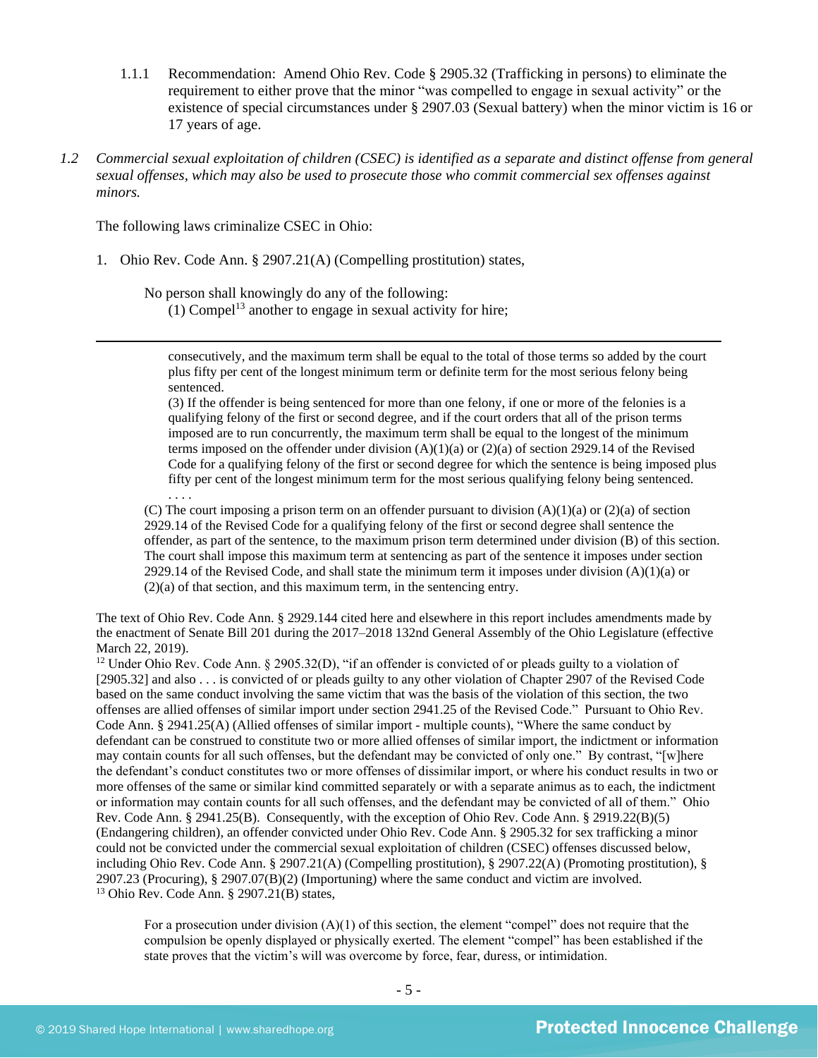1.1.1 Recommendation: Amend Ohio Rev. Code § 2905.32 (Trafficking in persons) to eliminate the requirement to either prove that the minor "was compelled to engage in sexual activity" or the existence of special circumstances under § 2907.03 (Sexual battery) when the minor victim is 16 or 17 years of age.

*1.2 Commercial sexual exploitation of children (CSEC) is identified as a separate and distinct offense from general sexual offenses, which may also be used to prosecute those who commit commercial sex offenses against minors.*

The following laws criminalize CSEC in Ohio:

1. Ohio Rev. Code Ann. § 2907.21(A) (Compelling prostitution) states,

> No person shall knowingly do any of the following:
> (1) Compel[13] another to engage in sexual activity for hire;

---

> consecutively, and the maximum term shall be equal to the total of those terms so added by the court plus fifty per cent of the longest minimum term or definite term for the most serious felony being sentenced.
> (3) If the offender is being sentenced for more than one felony, if one or more of the felonies is a qualifying felony of the first or second degree, and if the court orders that all of the prison terms imposed are to run concurrently, the maximum term shall be equal to the longest of the minimum terms imposed on the offender under division (A)(1)(a) or (2)(a) of section 2929.14 of the Revised Code for a qualifying felony of the first or second degree for which the sentence is being imposed plus fifty per cent of the longest minimum term for the most serious qualifying felony being sentenced.
> . . . .
> (C) The court imposing a prison term on an offender pursuant to division (A)(1)(a) or (2)(a) of section 2929.14 of the Revised Code for a qualifying felony of the first or second degree shall sentence the offender, as part of the sentence, to the maximum prison term determined under division (B) of this section. The court shall impose this maximum term at sentencing as part of the sentence it imposes under section 2929.14 of the Revised Code, and shall state the minimum term it imposes under division (A)(1)(a) or (2)(a) of that section, and this maximum term, in the sentencing entry.

The text of Ohio Rev. Code Ann. § 2929.144 cited here and elsewhere in this report includes amendments made by the enactment of Senate Bill 201 during the 2017–2018 132nd General Assembly of the Ohio Legislature (effective March 22, 2019).

[12] Under Ohio Rev. Code Ann. § 2905.32(D), "if an offender is convicted of or pleads guilty to a violation of [2905.32] and also . . . is convicted of or pleads guilty to any other violation of Chapter 2907 of the Revised Code based on the same conduct involving the same victim that was the basis of the violation of this section, the two offenses are allied offenses of similar import under section 2941.25 of the Revised Code." Pursuant to Ohio Rev. Code Ann. § 2941.25(A) (Allied offenses of similar import - multiple counts), "Where the same conduct by defendant can be construed to constitute two or more allied offenses of similar import, the indictment or information may contain counts for all such offenses, but the defendant may be convicted of only one." By contrast, "[w]here the defendant's conduct constitutes two or more offenses of dissimilar import, or where his conduct results in two or more offenses of the same or similar kind committed separately or with a separate animus as to each, the indictment or information may contain counts for all such offenses, and the defendant may be convicted of all of them." Ohio Rev. Code Ann. § 2941.25(B). Consequently, with the exception of Ohio Rev. Code Ann. § 2919.22(B)(5) (Endangering children), an offender convicted under Ohio Rev. Code Ann. § 2905.32 for sex trafficking a minor could not be convicted under the commercial sexual exploitation of children (CSEC) offenses discussed below, including Ohio Rev. Code Ann. § 2907.21(A) (Compelling prostitution), § 2907.22(A) (Promoting prostitution), § 2907.23 (Procuring), § 2907.07(B)(2) (Importuning) where the same conduct and victim are involved.

[13] Ohio Rev. Code Ann. § 2907.21(B) states,

> For a prosecution under division (A)(1) of this section, the element "compel" does not require that the compulsion be openly displayed or physically exerted. The element "compel" has been established if the state proves that the victim's will was overcome by force, fear, duress, or intimidation.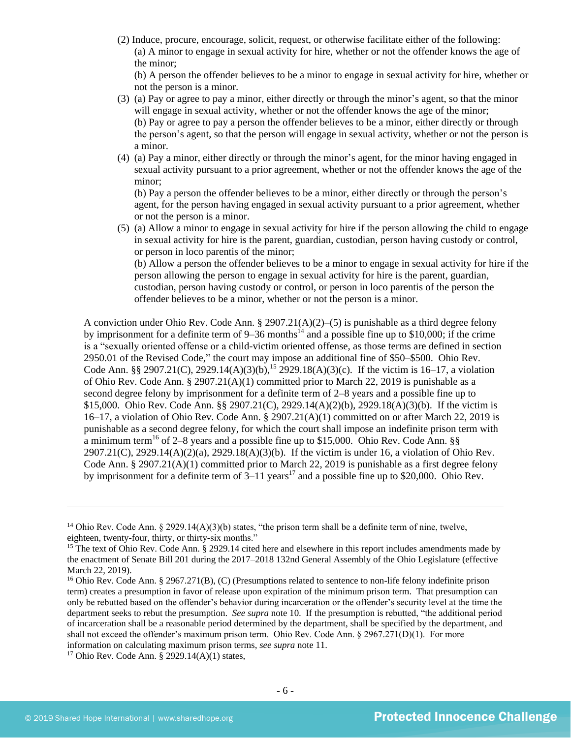(2) Induce, procure, encourage, solicit, request, or otherwise facilitate either of the following:
   (a) A minor to engage in sexual activity for hire, whether or not the offender knows the age of the minor;
   (b) A person the offender believes to be a minor to engage in sexual activity for hire, whether or not the person is a minor.

(3) (a) Pay or agree to pay a minor, either directly or through the minor's agent, so that the minor will engage in sexual activity, whether or not the offender knows the age of the minor;
   (b) Pay or agree to pay a person the offender believes to be a minor, either directly or through the person's agent, so that the person will engage in sexual activity, whether or not the person is a minor.

(4) (a) Pay a minor, either directly or through the minor's agent, for the minor having engaged in sexual activity pursuant to a prior agreement, whether or not the offender knows the age of the minor;
   (b) Pay a person the offender believes to be a minor, either directly or through the person's agent, for the person having engaged in sexual activity pursuant to a prior agreement, whether or not the person is a minor.

(5) (a) Allow a minor to engage in sexual activity for hire if the person allowing the child to engage in sexual activity for hire is the parent, guardian, custodian, person having custody or control, or person in loco parentis of the minor;
   (b) Allow a person the offender believes to be a minor to engage in sexual activity for hire if the person allowing the person to engage in sexual activity for hire is the parent, guardian, custodian, person having custody or control, or person in loco parentis of the person the offender believes to be a minor, whether or not the person is a minor.

A conviction under Ohio Rev. Code Ann. § 2907.21(A)(2)–(5) is punishable as a third degree felony by imprisonment for a definite term of 9–36 months[14] and a possible fine up to $10,000; if the crime is a "sexually oriented offense or a child-victim oriented offense, as those terms are defined in section 2950.01 of the Revised Code," the court may impose an additional fine of $50–$500. Ohio Rev. Code Ann. §§ 2907.21(C), 2929.14(A)(3)(b),[15] 2929.18(A)(3)(c). If the victim is 16–17, a violation of Ohio Rev. Code Ann. § 2907.21(A)(1) committed prior to March 22, 2019 is punishable as a second degree felony by imprisonment for a definite term of 2–8 years and a possible fine up to $15,000. Ohio Rev. Code Ann. §§ 2907.21(C), 2929.14(A)(2)(b), 2929.18(A)(3)(b). If the victim is 16–17, a violation of Ohio Rev. Code Ann. § 2907.21(A)(1) committed on or after March 22, 2019 is punishable as a second degree felony, for which the court shall impose an indefinite prison term with a minimum term[16] of 2–8 years and a possible fine up to $15,000. Ohio Rev. Code Ann. §§ 2907.21(C), 2929.14(A)(2)(a), 2929.18(A)(3)(b). If the victim is under 16, a violation of Ohio Rev. Code Ann. § 2907.21(A)(1) committed prior to March 22, 2019 is punishable as a first degree felony by imprisonment for a definite term of 3–11 years[17] and a possible fine up to $20,000. Ohio Rev.

---

[14] Ohio Rev. Code Ann. § 2929.14(A)(3)(b) states, "the prison term shall be a definite term of nine, twelve, eighteen, twenty-four, thirty, or thirty-six months."

[15] The text of Ohio Rev. Code Ann. § 2929.14 cited here and elsewhere in this report includes amendments made by the enactment of Senate Bill 201 during the 2017–2018 132nd General Assembly of the Ohio Legislature (effective March 22, 2019).

[16] Ohio Rev. Code Ann. § 2967.271(B), (C) (Presumptions related to sentence to non-life felony indefinite prison term) creates a presumption in favor of release upon expiration of the minimum prison term. That presumption can only be rebutted based on the offender's behavior during incarceration or the offender's security level at the time the department seeks to rebut the presumption. *See supra* note 10. If the presumption is rebutted, "the additional period of incarceration shall be a reasonable period determined by the department, shall be specified by the department, and shall not exceed the offender's maximum prison term. Ohio Rev. Code Ann. § 2967.271(D)(1). For more information on calculating maximum prison terms, *see supra* note 11.

[17] Ohio Rev. Code Ann. § 2929.14(A)(1) states,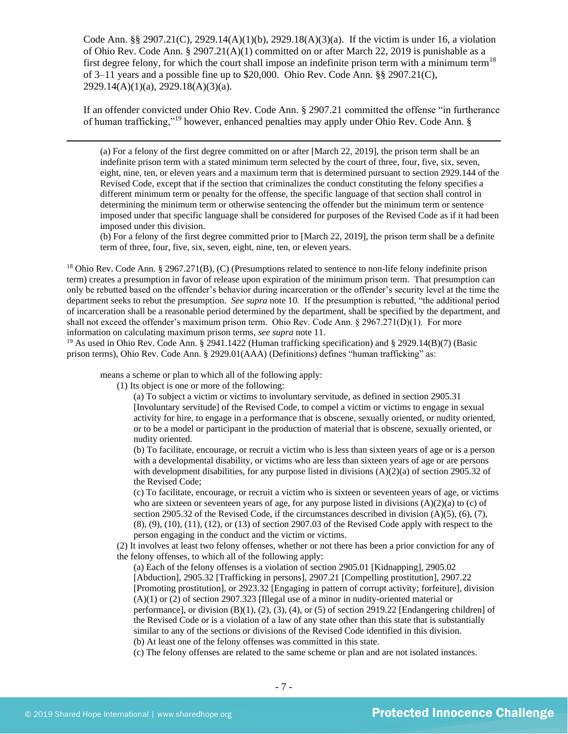Code Ann. §§ 2907.21(C), 2929.14(A)(1)(b), 2929.18(A)(3)(a). If the victim is under 16, a violation of Ohio Rev. Code Ann. § 2907.21(A)(1) committed on or after March 22, 2019 is punishable as a first degree felony, for which the court shall impose an indefinite prison term with a minimum term[18] of 3–11 years and a possible fine up to $20,000. Ohio Rev. Code Ann. §§ 2907.21(C), 2929.14(A)(1)(a), 2929.18(A)(3)(a).

If an offender convicted under Ohio Rev. Code Ann. § 2907.21 committed the offense "in furtherance of human trafficking,"[19] however, enhanced penalties may apply under Ohio Rev. Code Ann. §

---

> (a) For a felony of the first degree committed on or after [March 22, 2019], the prison term shall be an indefinite prison term with a stated minimum term selected by the court of three, four, five, six, seven, eight, nine, ten, or eleven years and a maximum term that is determined pursuant to section 2929.144 of the Revised Code, except that if the section that criminalizes the conduct constituting the felony specifies a different minimum term or penalty for the offense, the specific language of that section shall control in determining the minimum term or otherwise sentencing the offender but the minimum term or sentence imposed under that specific language shall be considered for purposes of the Revised Code as if it had been imposed under this division.
> (b) For a felony of the first degree committed prior to [March 22, 2019], the prison term shall be a definite term of three, four, five, six, seven, eight, nine, ten, or eleven years.

[18] Ohio Rev. Code Ann. § 2967.271(B), (C) (Presumptions related to sentence to non-life felony indefinite prison term) creates a presumption in favor of release upon expiration of the minimum prison term. That presumption can only be rebutted based on the offender's behavior during incarceration or the offender's security level at the time the department seeks to rebut the presumption. *See supra* note 10. If the presumption is rebutted, "the additional period of incarceration shall be a reasonable period determined by the department, shall be specified by the department, and shall not exceed the offender's maximum prison term. Ohio Rev. Code Ann. § 2967.271(D)(1). For more information on calculating maximum prison terms, *see supra* note 11.

[19] As used in Ohio Rev. Code Ann. § 2941.1422 (Human trafficking specification) and § 2929.14(B)(7) (Basic prison terms), Ohio Rev. Code Ann. § 2929.01(AAA) (Definitions) defines "human trafficking" as:

> means a scheme or plan to which all of the following apply:
> (1) Its object is one or more of the following:
> (a) To subject a victim or victims to involuntary servitude, as defined in section 2905.31 [Involuntary servitude] of the Revised Code, to compel a victim or victims to engage in sexual activity for hire, to engage in a performance that is obscene, sexually oriented, or nudity oriented, or to be a model or participant in the production of material that is obscene, sexually oriented, or nudity oriented.
> (b) To facilitate, encourage, or recruit a victim who is less than sixteen years of age or is a person with a developmental disability, or victims who are less than sixteen years of age or are persons with development disabilities, for any purpose listed in divisions (A)(2)(a) of section 2905.32 of the Revised Code;
> (c) To facilitate, encourage, or recruit a victim who is sixteen or seventeen years of age, or victims who are sixteen or seventeen years of age, for any purpose listed in divisions (A)(2)(a) to (c) of section 2905.32 of the Revised Code, if the circumstances described in division (A)(5), (6), (7), (8), (9), (10), (11), (12), or (13) of section 2907.03 of the Revised Code apply with respect to the person engaging in the conduct and the victim or victims.
> (2) It involves at least two felony offenses, whether or not there has been a prior conviction for any of the felony offenses, to which all of the following apply:
> (a) Each of the felony offenses is a violation of section 2905.01 [Kidnapping], 2905.02 [Abduction], 2905.32 [Trafficking in persons], 2907.21 [Compelling prostitution], 2907.22 [Promoting prostitution], or 2923.32 [Engaging in pattern of corrupt activity; forfeiture], division (A)(1) or (2) of section 2907.323 [Illegal use of a minor in nudity-oriented material or performance], or division (B)(1), (2), (3), (4), or (5) of section 2919.22 [Endangering children] of the Revised Code or is a violation of a law of any state other than this state that is substantially similar to any of the sections or divisions of the Revised Code identified in this division.
> (b) At least one of the felony offenses was committed in this state.
> (c) The felony offenses are related to the same scheme or plan and are not isolated instances.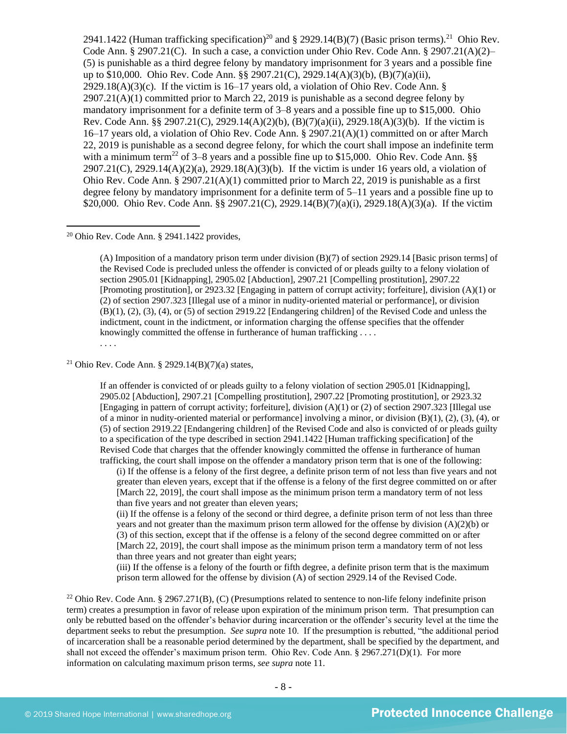2941.1422 (Human trafficking specification)[20] and § 2929.14(B)(7) (Basic prison terms).[21] Ohio Rev. Code Ann. § 2907.21(C). In such a case, a conviction under Ohio Rev. Code Ann. § 2907.21(A)(2)–(5) is punishable as a third degree felony by mandatory imprisonment for 3 years and a possible fine up to $10,000. Ohio Rev. Code Ann. §§ 2907.21(C), 2929.14(A)(3)(b), (B)(7)(a)(ii), 2929.18(A)(3)(c). If the victim is 16–17 years old, a violation of Ohio Rev. Code Ann. § 2907.21(A)(1) committed prior to March 22, 2019 is punishable as a second degree felony by mandatory imprisonment for a definite term of 3–8 years and a possible fine up to $15,000. Ohio Rev. Code Ann. §§ 2907.21(C), 2929.14(A)(2)(b), (B)(7)(a)(ii), 2929.18(A)(3)(b). If the victim is 16–17 years old, a violation of Ohio Rev. Code Ann. § 2907.21(A)(1) committed on or after March 22, 2019 is punishable as a second degree felony, for which the court shall impose an indefinite term with a minimum term[22] of 3–8 years and a possible fine up to $15,000. Ohio Rev. Code Ann. §§ 2907.21(C), 2929.14(A)(2)(a), 2929.18(A)(3)(b). If the victim is under 16 years old, a violation of Ohio Rev. Code Ann. § 2907.21(A)(1) committed prior to March 22, 2019 is punishable as a first degree felony by mandatory imprisonment for a definite term of 5–11 years and a possible fine up to $20,000. Ohio Rev. Code Ann. §§ 2907.21(C), 2929.14(B)(7)(a)(i), 2929.18(A)(3)(a). If the victim

---

[20] Ohio Rev. Code Ann. § 2941.1422 provides,

> (A) Imposition of a mandatory prison term under division (B)(7) of section 2929.14 [Basic prison terms] of the Revised Code is precluded unless the offender is convicted of or pleads guilty to a felony violation of section 2905.01 [Kidnapping], 2905.02 [Abduction], 2907.21 [Compelling prostitution], 2907.22 [Promoting prostitution], or 2923.32 [Engaging in pattern of corrupt activity; forfeiture], division (A)(1) or (2) of section 2907.323 [Illegal use of a minor in nudity-oriented material or performance], or division (B)(1), (2), (3), (4), or (5) of section 2919.22 [Endangering children] of the Revised Code and unless the indictment, count in the indictment, or information charging the offense specifies that the offender knowingly committed the offense in furtherance of human trafficking . . . .
> . . . .

[21] Ohio Rev. Code Ann. § 2929.14(B)(7)(a) states,

> If an offender is convicted of or pleads guilty to a felony violation of section 2905.01 [Kidnapping], 2905.02 [Abduction], 2907.21 [Compelling prostitution], 2907.22 [Promoting prostitution], or 2923.32 [Engaging in pattern of corrupt activity; forfeiture], division (A)(1) or (2) of section 2907.323 [Illegal use of a minor in nudity-oriented material or performance] involving a minor, or division (B)(1), (2), (3), (4), or (5) of section 2919.22 [Endangering children] of the Revised Code and also is convicted of or pleads guilty to a specification of the type described in section 2941.1422 [Human trafficking specification] of the Revised Code that charges that the offender knowingly committed the offense in furtherance of human trafficking, the court shall impose on the offender a mandatory prison term that is one of the following:
>
> (i) If the offense is a felony of the first degree, a definite prison term of not less than five years and not greater than eleven years, except that if the offense is a felony of the first degree committed on or after [March 22, 2019], the court shall impose as the minimum prison term a mandatory term of not less than five years and not greater than eleven years;
>
> (ii) If the offense is a felony of the second or third degree, a definite prison term of not less than three years and not greater than the maximum prison term allowed for the offense by division (A)(2)(b) or (3) of this section, except that if the offense is a felony of the second degree committed on or after [March 22, 2019], the court shall impose as the minimum prison term a mandatory term of not less than three years and not greater than eight years;
>
> (iii) If the offense is a felony of the fourth or fifth degree, a definite prison term that is the maximum prison term allowed for the offense by division (A) of section 2929.14 of the Revised Code.

[22] Ohio Rev. Code Ann. § 2967.271(B), (C) (Presumptions related to sentence to non-life felony indefinite prison term) creates a presumption in favor of release upon expiration of the minimum prison term. That presumption can only be rebutted based on the offender's behavior during incarceration or the offender's security level at the time the department seeks to rebut the presumption. *See supra* note 10. If the presumption is rebutted, "the additional period of incarceration shall be a reasonable period determined by the department, shall be specified by the department, and shall not exceed the offender's maximum prison term. Ohio Rev. Code Ann. § 2967.271(D)(1). For more information on calculating maximum prison terms, *see supra* note 11.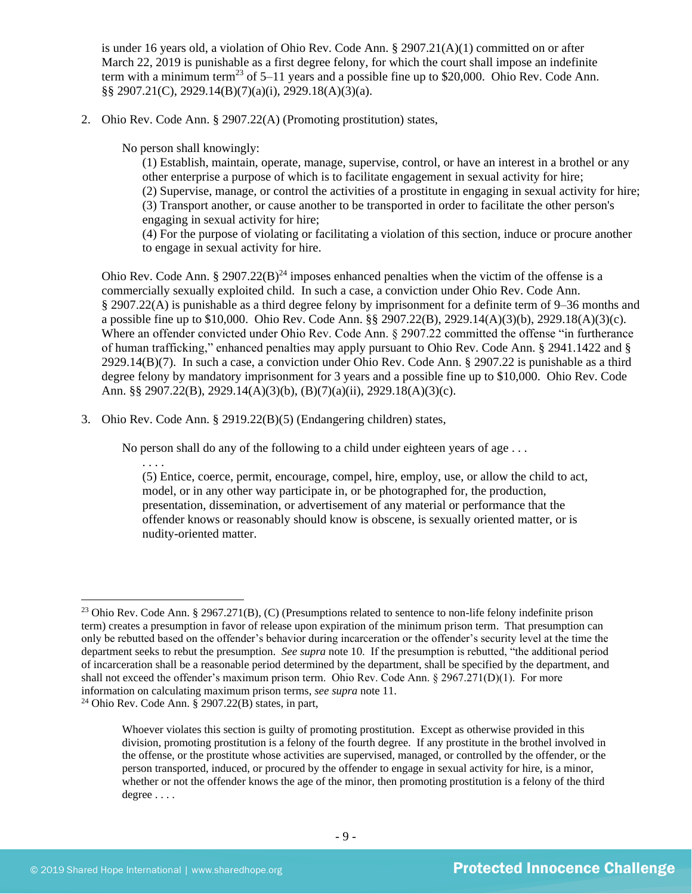is under 16 years old, a violation of Ohio Rev. Code Ann. § 2907.21(A)(1) committed on or after March 22, 2019 is punishable as a first degree felony, for which the court shall impose an indefinite term with a minimum term[23] of 5–11 years and a possible fine up to $20,000. Ohio Rev. Code Ann. §§ 2907.21(C), 2929.14(B)(7)(a)(i), 2929.18(A)(3)(a).

2. Ohio Rev. Code Ann. § 2907.22(A) (Promoting prostitution) states,

   > No person shall knowingly:
   > (1) Establish, maintain, operate, manage, supervise, control, or have an interest in a brothel or any other enterprise a purpose of which is to facilitate engagement in sexual activity for hire;
   > (2) Supervise, manage, or control the activities of a prostitute in engaging in sexual activity for hire;
   > (3) Transport another, or cause another to be transported in order to facilitate the other person's engaging in sexual activity for hire;
   > (4) For the purpose of violating or facilitating a violation of this section, induce or procure another to engage in sexual activity for hire.

   Ohio Rev. Code Ann. § 2907.22(B)[24] imposes enhanced penalties when the victim of the offense is a commercially sexually exploited child. In such a case, a conviction under Ohio Rev. Code Ann. § 2907.22(A) is punishable as a third degree felony by imprisonment for a definite term of 9–36 months and a possible fine up to $10,000. Ohio Rev. Code Ann. §§ 2907.22(B), 2929.14(A)(3)(b), 2929.18(A)(3)(c). Where an offender convicted under Ohio Rev. Code Ann. § 2907.22 committed the offense "in furtherance of human trafficking," enhanced penalties may apply pursuant to Ohio Rev. Code Ann. § 2941.1422 and § 2929.14(B)(7). In such a case, a conviction under Ohio Rev. Code Ann. § 2907.22 is punishable as a third degree felony by mandatory imprisonment for 3 years and a possible fine up to $10,000. Ohio Rev. Code Ann. §§ 2907.22(B), 2929.14(A)(3)(b), (B)(7)(a)(ii), 2929.18(A)(3)(c).

3. Ohio Rev. Code Ann. § 2919.22(B)(5) (Endangering children) states,

   > No person shall do any of the following to a child under eighteen years of age . . .
   > . . . .
   > (5) Entice, coerce, permit, encourage, compel, hire, employ, use, or allow the child to act, model, or in any other way participate in, or be photographed for, the production, presentation, dissemination, or advertisement of any material or performance that the offender knows or reasonably should know is obscene, is sexually oriented matter, or is nudity-oriented matter.

---

[23] Ohio Rev. Code Ann. § 2967.271(B), (C) (Presumptions related to sentence to non-life felony indefinite prison term) creates a presumption in favor of release upon expiration of the minimum prison term. That presumption can only be rebutted based on the offender's behavior during incarceration or the offender's security level at the time the department seeks to rebut the presumption. *See supra* note 10. If the presumption is rebutted, "the additional period of incarceration shall be a reasonable period determined by the department, shall be specified by the department, and shall not exceed the offender's maximum prison term. Ohio Rev. Code Ann. § 2967.271(D)(1). For more information on calculating maximum prison terms, *see supra* note 11.

[24] Ohio Rev. Code Ann. § 2907.22(B) states, in part,

> Whoever violates this section is guilty of promoting prostitution. Except as otherwise provided in this division, promoting prostitution is a felony of the fourth degree. If any prostitute in the brothel involved in the offense, or the prostitute whose activities are supervised, managed, or controlled by the offender, or the person transported, induced, or procured by the offender to engage in sexual activity for hire, is a minor, whether or not the offender knows the age of the minor, then promoting prostitution is a felony of the third degree . . . .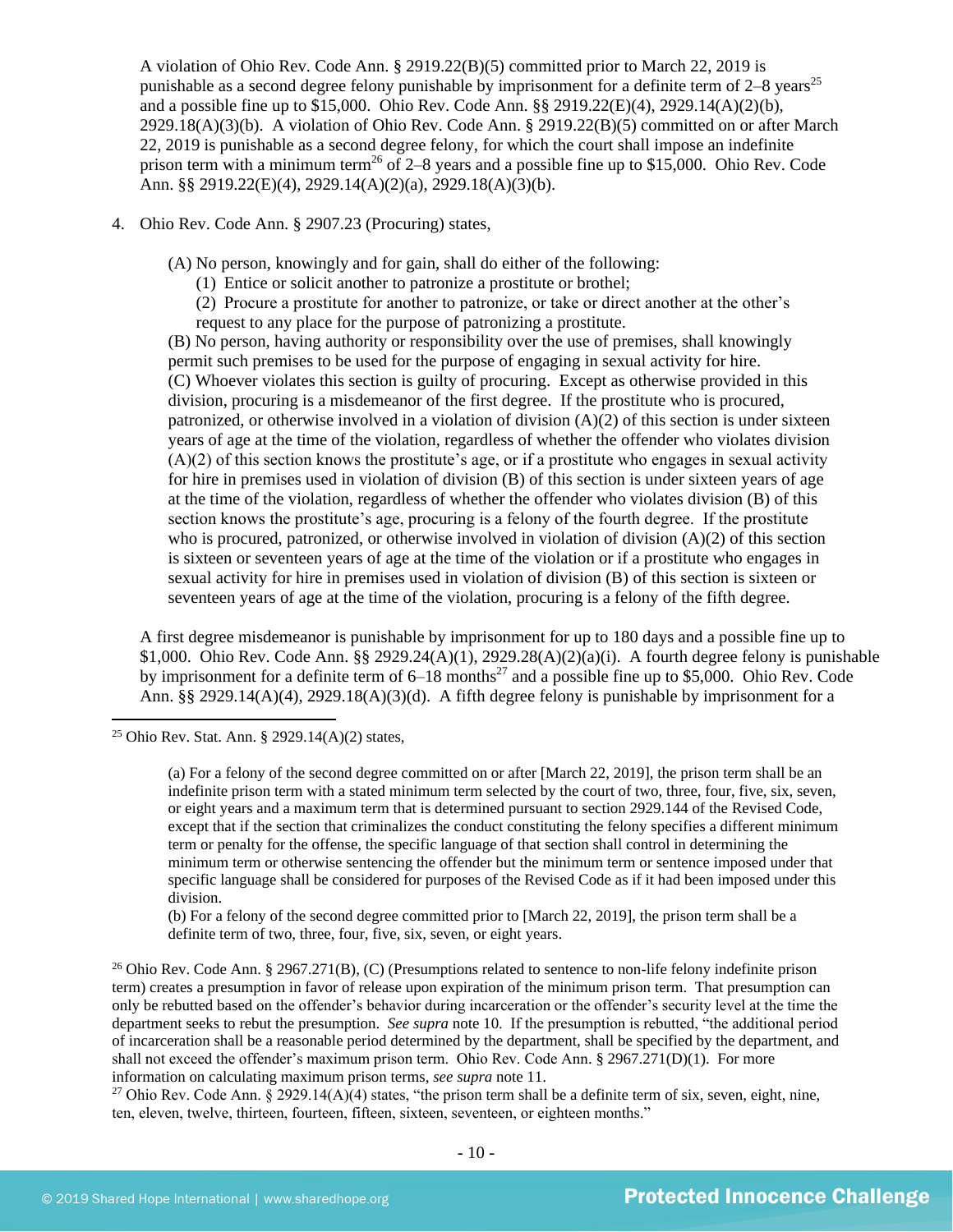A violation of Ohio Rev. Code Ann. § 2919.22(B)(5) committed prior to March 22, 2019 is punishable as a second degree felony punishable by imprisonment for a definite term of 2–8 years[25] and a possible fine up to $15,000. Ohio Rev. Code Ann. §§ 2919.22(E)(4), 2929.14(A)(2)(b), 2929.18(A)(3)(b). A violation of Ohio Rev. Code Ann. § 2919.22(B)(5) committed on or after March 22, 2019 is punishable as a second degree felony, for which the court shall impose an indefinite prison term with a minimum term[26] of 2–8 years and a possible fine up to $15,000. Ohio Rev. Code Ann. §§ 2919.22(E)(4), 2929.14(A)(2)(a), 2929.18(A)(3)(b).

4. Ohio Rev. Code Ann. § 2907.23 (Procuring) states,

   (A) No person, knowingly and for gain, shall do either of the following:
      (1) Entice or solicit another to patronize a prostitute or brothel;
      (2) Procure a prostitute for another to patronize, or take or direct another at the other's request to any place for the purpose of patronizing a prostitute.

   (B) No person, having authority or responsibility over the use of premises, shall knowingly permit such premises to be used for the purpose of engaging in sexual activity for hire.

   (C) Whoever violates this section is guilty of procuring. Except as otherwise provided in this division, procuring is a misdemeanor of the first degree. If the prostitute who is procured, patronized, or otherwise involved in a violation of division (A)(2) of this section is under sixteen years of age at the time of the violation, regardless of whether the offender who violates division (A)(2) of this section knows the prostitute's age, or if a prostitute who engages in sexual activity for hire in premises used in violation of division (B) of this section is under sixteen years of age at the time of the violation, regardless of whether the offender who violates division (B) of this section knows the prostitute's age, procuring is a felony of the fourth degree. If the prostitute who is procured, patronized, or otherwise involved in violation of division (A)(2) of this section is sixteen or seventeen years of age at the time of the violation or if a prostitute who engages in sexual activity for hire in premises used in violation of division (B) of this section is sixteen or seventeen years of age at the time of the violation, procuring is a felony of the fifth degree.

A first degree misdemeanor is punishable by imprisonment for up to 180 days and a possible fine up to $1,000. Ohio Rev. Code Ann. §§ 2929.24(A)(1), 2929.28(A)(2)(a)(i). A fourth degree felony is punishable by imprisonment for a definite term of 6–18 months[27] and a possible fine up to $5,000. Ohio Rev. Code Ann. §§ 2929.14(A)(4), 2929.18(A)(3)(d). A fifth degree felony is punishable by imprisonment for a

---

[25] Ohio Rev. Stat. Ann. § 2929.14(A)(2) states,

> (a) For a felony of the second degree committed on or after [March 22, 2019], the prison term shall be an indefinite prison term with a stated minimum term selected by the court of two, three, four, five, six, seven, or eight years and a maximum term that is determined pursuant to section 2929.144 of the Revised Code, except that if the section that criminalizes the conduct constituting the felony specifies a different minimum term or penalty for the offense, the specific language of that section shall control in determining the minimum term or otherwise sentencing the offender but the minimum term or sentence imposed under that specific language shall be considered for purposes of the Revised Code as if it had been imposed under this division.
>
> (b) For a felony of the second degree committed prior to [March 22, 2019], the prison term shall be a definite term of two, three, four, five, six, seven, or eight years.

[26] Ohio Rev. Code Ann. § 2967.271(B), (C) (Presumptions related to sentence to non-life felony indefinite prison term) creates a presumption in favor of release upon expiration of the minimum prison term. That presumption can only be rebutted based on the offender's behavior during incarceration or the offender's security level at the time the department seeks to rebut the presumption. *See supra* note 10. If the presumption is rebutted, "the additional period of incarceration shall be a reasonable period determined by the department, shall be specified by the department, and shall not exceed the offender's maximum prison term. Ohio Rev. Code Ann. § 2967.271(D)(1). For more information on calculating maximum prison terms, *see supra* note 11.

[27] Ohio Rev. Code Ann. § 2929.14(A)(4) states, "the prison term shall be a definite term of six, seven, eight, nine, ten, eleven, twelve, thirteen, fourteen, fifteen, sixteen, seventeen, or eighteen months."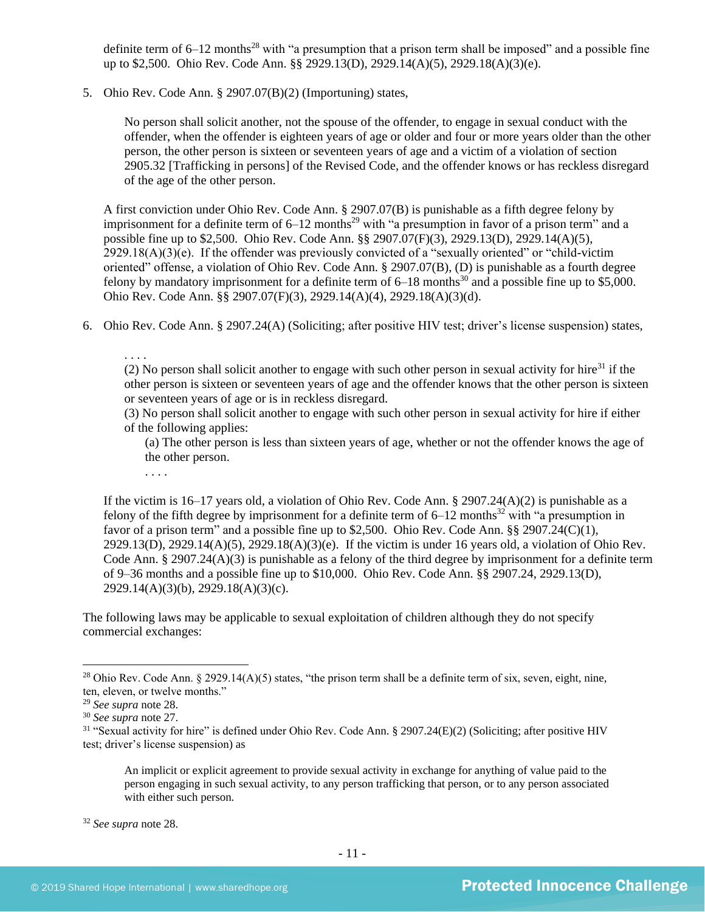definite term of 6–12 months[28] with "a presumption that a prison term shall be imposed" and a possible fine up to $2,500. Ohio Rev. Code Ann. §§ 2929.13(D), 2929.14(A)(5), 2929.18(A)(3)(e).

5. Ohio Rev. Code Ann. § 2907.07(B)(2) (Importuning) states,

> No person shall solicit another, not the spouse of the offender, to engage in sexual conduct with the offender, when the offender is eighteen years of age or older and four or more years older than the other person, the other person is sixteen or seventeen years of age and a victim of a violation of section 2905.32 [Trafficking in persons] of the Revised Code, and the offender knows or has reckless disregard of the age of the other person.

A first conviction under Ohio Rev. Code Ann. § 2907.07(B) is punishable as a fifth degree felony by imprisonment for a definite term of 6–12 months[29] with "a presumption in favor of a prison term" and a possible fine up to $2,500. Ohio Rev. Code Ann. §§ 2907.07(F)(3), 2929.13(D), 2929.14(A)(5), 2929.18(A)(3)(e). If the offender was previously convicted of a "sexually oriented" or "child-victim oriented" offense, a violation of Ohio Rev. Code Ann. § 2907.07(B), (D) is punishable as a fourth degree felony by mandatory imprisonment for a definite term of 6–18 months[30] and a possible fine up to $5,000. Ohio Rev. Code Ann. §§ 2907.07(F)(3), 2929.14(A)(4), 2929.18(A)(3)(d).

6. Ohio Rev. Code Ann. § 2907.24(A) (Soliciting; after positive HIV test; driver's license suspension) states,

> . . . .
> (2) No person shall solicit another to engage with such other person in sexual activity for hire[31] if the other person is sixteen or seventeen years of age and the offender knows that the other person is sixteen or seventeen years of age or is in reckless disregard.
> (3) No person shall solicit another to engage with such other person in sexual activity for hire if either of the following applies:
>> (a) The other person is less than sixteen years of age, whether or not the offender knows the age of the other person.
>> . . . .

If the victim is 16–17 years old, a violation of Ohio Rev. Code Ann. § 2907.24(A)(2) is punishable as a felony of the fifth degree by imprisonment for a definite term of 6–12 months[32] with "a presumption in favor of a prison term" and a possible fine up to $2,500. Ohio Rev. Code Ann. §§ 2907.24(C)(1), 2929.13(D), 2929.14(A)(5), 2929.18(A)(3)(e). If the victim is under 16 years old, a violation of Ohio Rev. Code Ann. § 2907.24(A)(3) is punishable as a felony of the third degree by imprisonment for a definite term of 9–36 months and a possible fine up to $10,000. Ohio Rev. Code Ann. §§ 2907.24, 2929.13(D), 2929.14(A)(3)(b), 2929.18(A)(3)(c).

The following laws may be applicable to sexual exploitation of children although they do not specify commercial exchanges:

---

[28] Ohio Rev. Code Ann. § 2929.14(A)(5) states, "the prison term shall be a definite term of six, seven, eight, nine, ten, eleven, or twelve months."

[29] *See supra* note 28.

[30] *See supra* note 27.

[31] "Sexual activity for hire" is defined under Ohio Rev. Code Ann. § 2907.24(E)(2) (Soliciting; after positive HIV test; driver's license suspension) as

> An implicit or explicit agreement to provide sexual activity in exchange for anything of value paid to the person engaging in such sexual activity, to any person trafficking that person, or to any person associated with either such person.

[32] *See supra* note 28.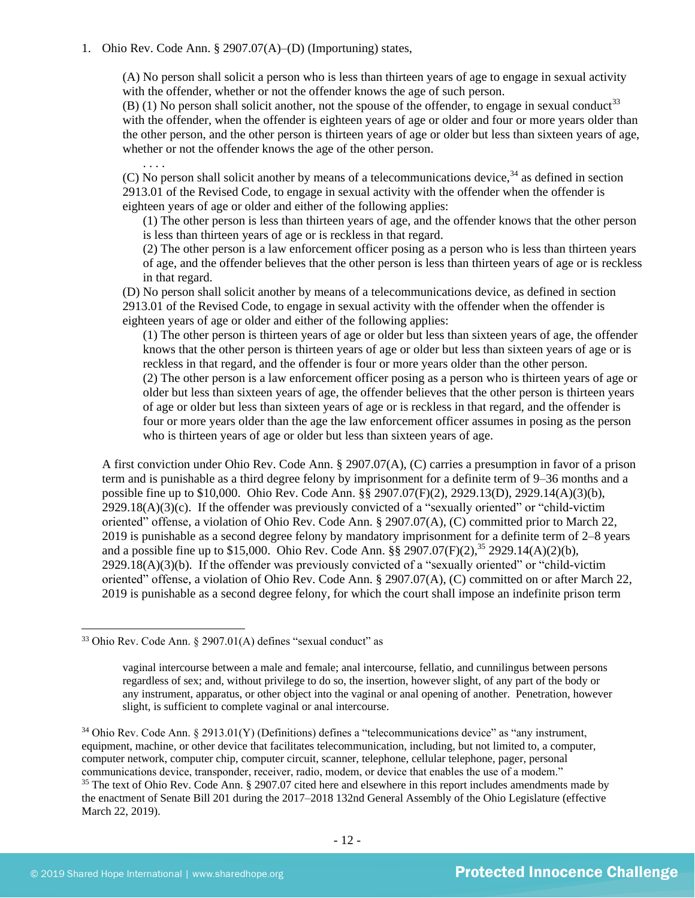1. Ohio Rev. Code Ann. § 2907.07(A)–(D) (Importuning) states,

> (A) No person shall solicit a person who is less than thirteen years of age to engage in sexual activity with the offender, whether or not the offender knows the age of such person.
> (B) (1) No person shall solicit another, not the spouse of the offender, to engage in sexual conduct[33] with the offender, when the offender is eighteen years of age or older and four or more years older than the other person, and the other person is thirteen years of age or older but less than sixteen years of age, whether or not the offender knows the age of the other person.
> . . . .
> (C) No person shall solicit another by means of a telecommunications device,[34] as defined in section 2913.01 of the Revised Code, to engage in sexual activity with the offender when the offender is eighteen years of age or older and either of the following applies:
> (1) The other person is less than thirteen years of age, and the offender knows that the other person is less than thirteen years of age or is reckless in that regard.
> (2) The other person is a law enforcement officer posing as a person who is less than thirteen years of age, and the offender believes that the other person is less than thirteen years of age or is reckless in that regard.
> (D) No person shall solicit another by means of a telecommunications device, as defined in section 2913.01 of the Revised Code, to engage in sexual activity with the offender when the offender is eighteen years of age or older and either of the following applies:
> (1) The other person is thirteen years of age or older but less than sixteen years of age, the offender knows that the other person is thirteen years of age or older but less than sixteen years of age or is reckless in that regard, and the offender is four or more years older than the other person.
> (2) The other person is a law enforcement officer posing as a person who is thirteen years of age or older but less than sixteen years of age, the offender believes that the other person is thirteen years of age or older but less than sixteen years of age or is reckless in that regard, and the offender is four or more years older than the age the law enforcement officer assumes in posing as the person who is thirteen years of age or older but less than sixteen years of age.

A first conviction under Ohio Rev. Code Ann. § 2907.07(A), (C) carries a presumption in favor of a prison term and is punishable as a third degree felony by imprisonment for a definite term of 9–36 months and a possible fine up to $10,000. Ohio Rev. Code Ann. §§ 2907.07(F)(2), 2929.13(D), 2929.14(A)(3)(b), 2929.18(A)(3)(c). If the offender was previously convicted of a "sexually oriented" or "child-victim oriented" offense, a violation of Ohio Rev. Code Ann. § 2907.07(A), (C) committed prior to March 22, 2019 is punishable as a second degree felony by mandatory imprisonment for a definite term of 2–8 years and a possible fine up to $15,000. Ohio Rev. Code Ann. §§ 2907.07(F)(2),[35] 2929.14(A)(2)(b), 2929.18(A)(3)(b). If the offender was previously convicted of a "sexually oriented" or "child-victim oriented" offense, a violation of Ohio Rev. Code Ann. § 2907.07(A), (C) committed on or after March 22, 2019 is punishable as a second degree felony, for which the court shall impose an indefinite prison term

---

[33] Ohio Rev. Code Ann. § 2907.01(A) defines "sexual conduct" as

> vaginal intercourse between a male and female; anal intercourse, fellatio, and cunnilingus between persons regardless of sex; and, without privilege to do so, the insertion, however slight, of any part of the body or any instrument, apparatus, or other object into the vaginal or anal opening of another. Penetration, however slight, is sufficient to complete vaginal or anal intercourse.

[34] Ohio Rev. Code Ann. § 2913.01(Y) (Definitions) defines a "telecommunications device" as "any instrument, equipment, machine, or other device that facilitates telecommunication, including, but not limited to, a computer, computer network, computer chip, computer circuit, scanner, telephone, cellular telephone, pager, personal communications device, transponder, receiver, radio, modem, or device that enables the use of a modem."

[35] The text of Ohio Rev. Code Ann. § 2907.07 cited here and elsewhere in this report includes amendments made by the enactment of Senate Bill 201 during the 2017–2018 132nd General Assembly of the Ohio Legislature (effective March 22, 2019).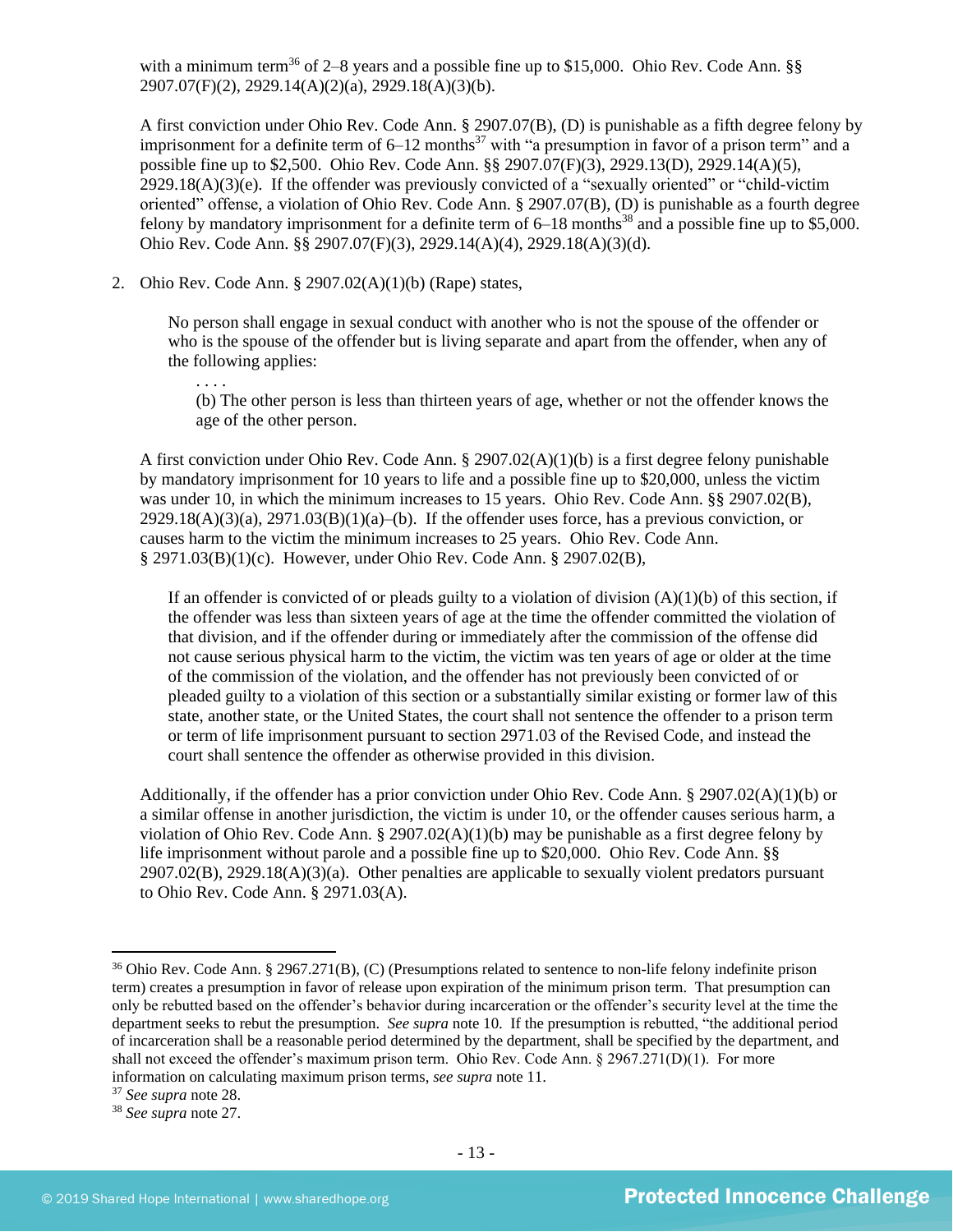with a minimum term[36] of 2–8 years and a possible fine up to $15,000. Ohio Rev. Code Ann. §§ 2907.07(F)(2), 2929.14(A)(2)(a), 2929.18(A)(3)(b).

A first conviction under Ohio Rev. Code Ann. § 2907.07(B), (D) is punishable as a fifth degree felony by imprisonment for a definite term of 6–12 months[37] with "a presumption in favor of a prison term" and a possible fine up to $2,500. Ohio Rev. Code Ann. §§ 2907.07(F)(3), 2929.13(D), 2929.14(A)(5), 2929.18(A)(3)(e). If the offender was previously convicted of a "sexually oriented" or "child-victim oriented" offense, a violation of Ohio Rev. Code Ann. § 2907.07(B), (D) is punishable as a fourth degree felony by mandatory imprisonment for a definite term of 6–18 months[38] and a possible fine up to $5,000. Ohio Rev. Code Ann. §§ 2907.07(F)(3), 2929.14(A)(4), 2929.18(A)(3)(d).

2. Ohio Rev. Code Ann. § 2907.02(A)(1)(b) (Rape) states,

> No person shall engage in sexual conduct with another who is not the spouse of the offender or who is the spouse of the offender but is living separate and apart from the offender, when any of the following applies:
>
> . . . .
>
> (b) The other person is less than thirteen years of age, whether or not the offender knows the age of the other person.

A first conviction under Ohio Rev. Code Ann. § 2907.02(A)(1)(b) is a first degree felony punishable by mandatory imprisonment for 10 years to life and a possible fine up to $20,000, unless the victim was under 10, in which the minimum increases to 15 years. Ohio Rev. Code Ann. §§ 2907.02(B), 2929.18(A)(3)(a), 2971.03(B)(1)(a)–(b). If the offender uses force, has a previous conviction, or causes harm to the victim the minimum increases to 25 years. Ohio Rev. Code Ann. § 2971.03(B)(1)(c). However, under Ohio Rev. Code Ann. § 2907.02(B),

> If an offender is convicted of or pleads guilty to a violation of division (A)(1)(b) of this section, if the offender was less than sixteen years of age at the time the offender committed the violation of that division, and if the offender during or immediately after the commission of the offense did not cause serious physical harm to the victim, the victim was ten years of age or older at the time of the commission of the violation, and the offender has not previously been convicted of or pleaded guilty to a violation of this section or a substantially similar existing or former law of this state, another state, or the United States, the court shall not sentence the offender to a prison term or term of life imprisonment pursuant to section 2971.03 of the Revised Code, and instead the court shall sentence the offender as otherwise provided in this division.

Additionally, if the offender has a prior conviction under Ohio Rev. Code Ann. § 2907.02(A)(1)(b) or a similar offense in another jurisdiction, the victim is under 10, or the offender causes serious harm, a violation of Ohio Rev. Code Ann. § 2907.02(A)(1)(b) may be punishable as a first degree felony by life imprisonment without parole and a possible fine up to $20,000. Ohio Rev. Code Ann. §§ 2907.02(B), 2929.18(A)(3)(a). Other penalties are applicable to sexually violent predators pursuant to Ohio Rev. Code Ann. § 2971.03(A).

---

[36] Ohio Rev. Code Ann. § 2967.271(B), (C) (Presumptions related to sentence to non-life felony indefinite prison term) creates a presumption in favor of release upon expiration of the minimum prison term. That presumption can only be rebutted based on the offender's behavior during incarceration or the offender's security level at the time the department seeks to rebut the presumption. *See supra* note 10. If the presumption is rebutted, "the additional period of incarceration shall be a reasonable period determined by the department, shall be specified by the department, and shall not exceed the offender's maximum prison term. Ohio Rev. Code Ann. § 2967.271(D)(1). For more information on calculating maximum prison terms, *see supra* note 11.

[37] *See supra* note 28.

[38] *See supra* note 27.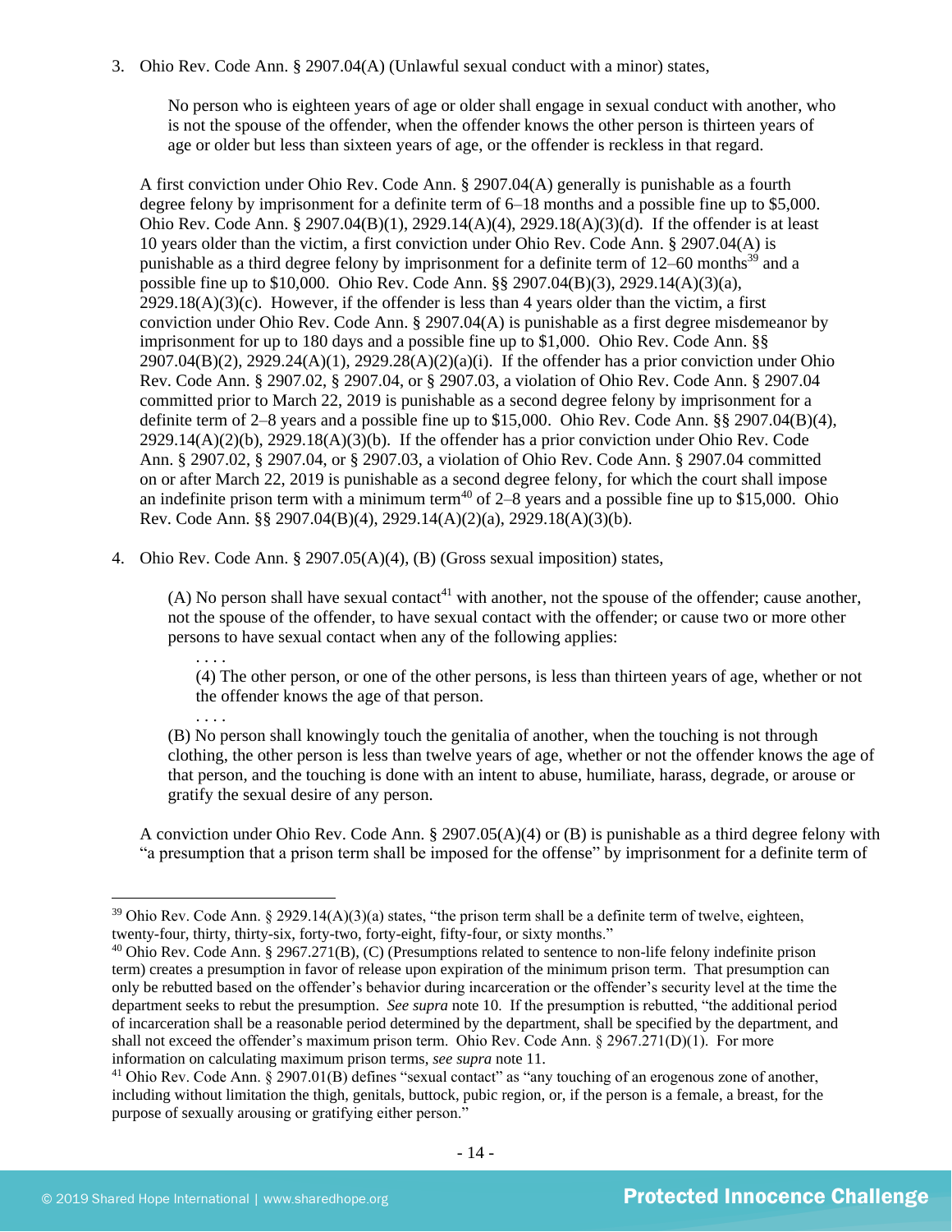3. Ohio Rev. Code Ann. § 2907.04(A) (Unlawful sexual conduct with a minor) states,

   > No person who is eighteen years of age or older shall engage in sexual conduct with another, who is not the spouse of the offender, when the offender knows the other person is thirteen years of age or older but less than sixteen years of age, or the offender is reckless in that regard.

   A first conviction under Ohio Rev. Code Ann. § 2907.04(A) generally is punishable as a fourth degree felony by imprisonment for a definite term of 6–18 months and a possible fine up to $5,000. Ohio Rev. Code Ann. § 2907.04(B)(1), 2929.14(A)(4), 2929.18(A)(3)(d). If the offender is at least 10 years older than the victim, a first conviction under Ohio Rev. Code Ann. § 2907.04(A) is punishable as a third degree felony by imprisonment for a definite term of 12–60 months[39] and a possible fine up to $10,000. Ohio Rev. Code Ann. §§ 2907.04(B)(3), 2929.14(A)(3)(a), 2929.18(A)(3)(c). However, if the offender is less than 4 years older than the victim, a first conviction under Ohio Rev. Code Ann. § 2907.04(A) is punishable as a first degree misdemeanor by imprisonment for up to 180 days and a possible fine up to $1,000. Ohio Rev. Code Ann. §§ 2907.04(B)(2), 2929.24(A)(1), 2929.28(A)(2)(a)(i). If the offender has a prior conviction under Ohio Rev. Code Ann. § 2907.02, § 2907.04, or § 2907.03, a violation of Ohio Rev. Code Ann. § 2907.04 committed prior to March 22, 2019 is punishable as a second degree felony by imprisonment for a definite term of 2–8 years and a possible fine up to $15,000. Ohio Rev. Code Ann. §§ 2907.04(B)(4), 2929.14(A)(2)(b), 2929.18(A)(3)(b). If the offender has a prior conviction under Ohio Rev. Code Ann. § 2907.02, § 2907.04, or § 2907.03, a violation of Ohio Rev. Code Ann. § 2907.04 committed on or after March 22, 2019 is punishable as a second degree felony, for which the court shall impose an indefinite prison term with a minimum term[40] of 2–8 years and a possible fine up to $15,000. Ohio Rev. Code Ann. §§ 2907.04(B)(4), 2929.14(A)(2)(a), 2929.18(A)(3)(b).

4. Ohio Rev. Code Ann. § 2907.05(A)(4), (B) (Gross sexual imposition) states,

   > (A) No person shall have sexual contact[41] with another, not the spouse of the offender; cause another, not the spouse of the offender, to have sexual contact with the offender; or cause two or more other persons to have sexual contact when any of the following applies:
   >
   > . . . .
   >
   > (4) The other person, or one of the other persons, is less than thirteen years of age, whether or not the offender knows the age of that person.
   >
   > . . . .
   >
   > (B) No person shall knowingly touch the genitalia of another, when the touching is not through clothing, the other person is less than twelve years of age, whether or not the offender knows the age of that person, and the touching is done with an intent to abuse, humiliate, harass, degrade, or arouse or gratify the sexual desire of any person.

   A conviction under Ohio Rev. Code Ann. § 2907.05(A)(4) or (B) is punishable as a third degree felony with "a presumption that a prison term shall be imposed for the offense" by imprisonment for a definite term of

---

[39] Ohio Rev. Code Ann. § 2929.14(A)(3)(a) states, "the prison term shall be a definite term of twelve, eighteen, twenty-four, thirty, thirty-six, forty-two, forty-eight, fifty-four, or sixty months."

[40] Ohio Rev. Code Ann. § 2967.271(B), (C) (Presumptions related to sentence to non-life felony indefinite prison term) creates a presumption in favor of release upon expiration of the minimum prison term. That presumption can only be rebutted based on the offender's behavior during incarceration or the offender's security level at the time the department seeks to rebut the presumption. *See supra* note 10. If the presumption is rebutted, "the additional period of incarceration shall be a reasonable period determined by the department, shall be specified by the department, and shall not exceed the offender's maximum prison term. Ohio Rev. Code Ann. § 2967.271(D)(1). For more information on calculating maximum prison terms, *see supra* note 11.

[41] Ohio Rev. Code Ann. § 2907.01(B) defines "sexual contact" as "any touching of an erogenous zone of another, including without limitation the thigh, genitals, buttock, pubic region, or, if the person is a female, a breast, for the purpose of sexually arousing or gratifying either person."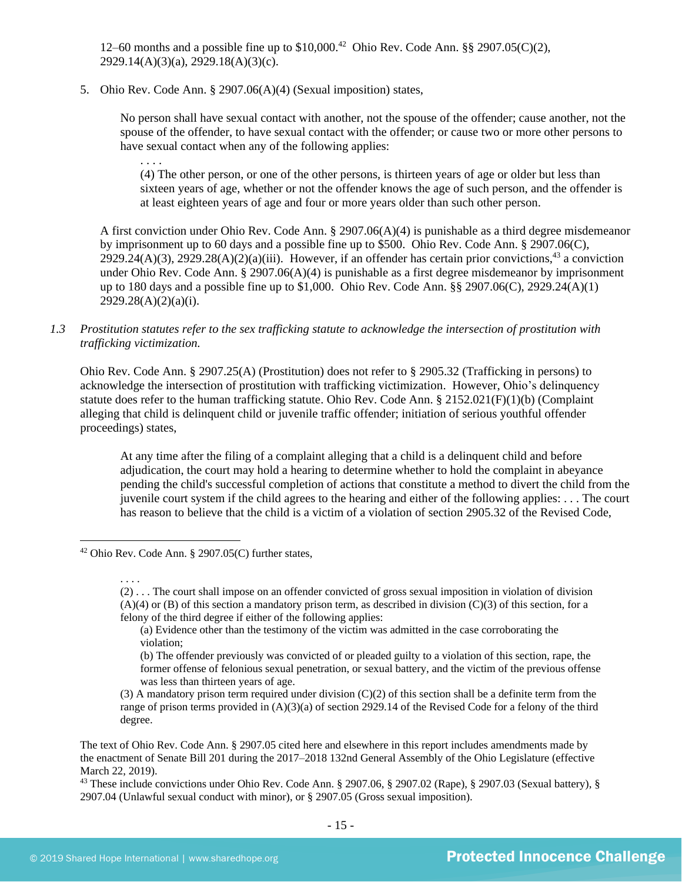12–60 months and a possible fine up to $10,000.[42] Ohio Rev. Code Ann. §§ 2907.05(C)(2), 2929.14(A)(3)(a), 2929.18(A)(3)(c).

5. Ohio Rev. Code Ann. § 2907.06(A)(4) (Sexual imposition) states,

> No person shall have sexual contact with another, not the spouse of the offender; cause another, not the spouse of the offender, to have sexual contact with the offender; or cause two or more other persons to have sexual contact when any of the following applies:
>
> . . . .
>
> (4) The other person, or one of the other persons, is thirteen years of age or older but less than sixteen years of age, whether or not the offender knows the age of such person, and the offender is at least eighteen years of age and four or more years older than such other person.

A first conviction under Ohio Rev. Code Ann. § 2907.06(A)(4) is punishable as a third degree misdemeanor by imprisonment up to 60 days and a possible fine up to $500. Ohio Rev. Code Ann. § 2907.06(C), 2929.24(A)(3), 2929.28(A)(2)(a)(iii). However, if an offender has certain prior convictions,[43] a conviction under Ohio Rev. Code Ann. § 2907.06(A)(4) is punishable as a first degree misdemeanor by imprisonment up to 180 days and a possible fine up to $1,000. Ohio Rev. Code Ann. §§ 2907.06(C), 2929.24(A)(1) 2929.28(A)(2)(a)(i).

*1.3 Prostitution statutes refer to the sex trafficking statute to acknowledge the intersection of prostitution with trafficking victimization.*

Ohio Rev. Code Ann. § 2907.25(A) (Prostitution) does not refer to § 2905.32 (Trafficking in persons) to acknowledge the intersection of prostitution with trafficking victimization. However, Ohio's delinquency statute does refer to the human trafficking statute. Ohio Rev. Code Ann. § 2152.021(F)(1)(b) (Complaint alleging that child is delinquent child or juvenile traffic offender; initiation of serious youthful offender proceedings) states,

> At any time after the filing of a complaint alleging that a child is a delinquent child and before adjudication, the court may hold a hearing to determine whether to hold the complaint in abeyance pending the child's successful completion of actions that constitute a method to divert the child from the juvenile court system if the child agrees to the hearing and either of the following applies: . . . The court has reason to believe that the child is a victim of a violation of section 2905.32 of the Revised Code,

---

[42] Ohio Rev. Code Ann. § 2907.05(C) further states,

> . . . .
>
> (2) . . . The court shall impose on an offender convicted of gross sexual imposition in violation of division (A)(4) or (B) of this section a mandatory prison term, as described in division (C)(3) of this section, for a felony of the third degree if either of the following applies:
>
> (a) Evidence other than the testimony of the victim was admitted in the case corroborating the violation;
>
> (b) The offender previously was convicted of or pleaded guilty to a violation of this section, rape, the former offense of felonious sexual penetration, or sexual battery, and the victim of the previous offense was less than thirteen years of age.
>
> (3) A mandatory prison term required under division (C)(2) of this section shall be a definite term from the range of prison terms provided in (A)(3)(a) of section 2929.14 of the Revised Code for a felony of the third degree.

The text of Ohio Rev. Code Ann. § 2907.05 cited here and elsewhere in this report includes amendments made by the enactment of Senate Bill 201 during the 2017–2018 132nd General Assembly of the Ohio Legislature (effective March 22, 2019).

[43] These include convictions under Ohio Rev. Code Ann. § 2907.06, § 2907.02 (Rape), § 2907.03 (Sexual battery), § 2907.04 (Unlawful sexual conduct with minor), or § 2907.05 (Gross sexual imposition).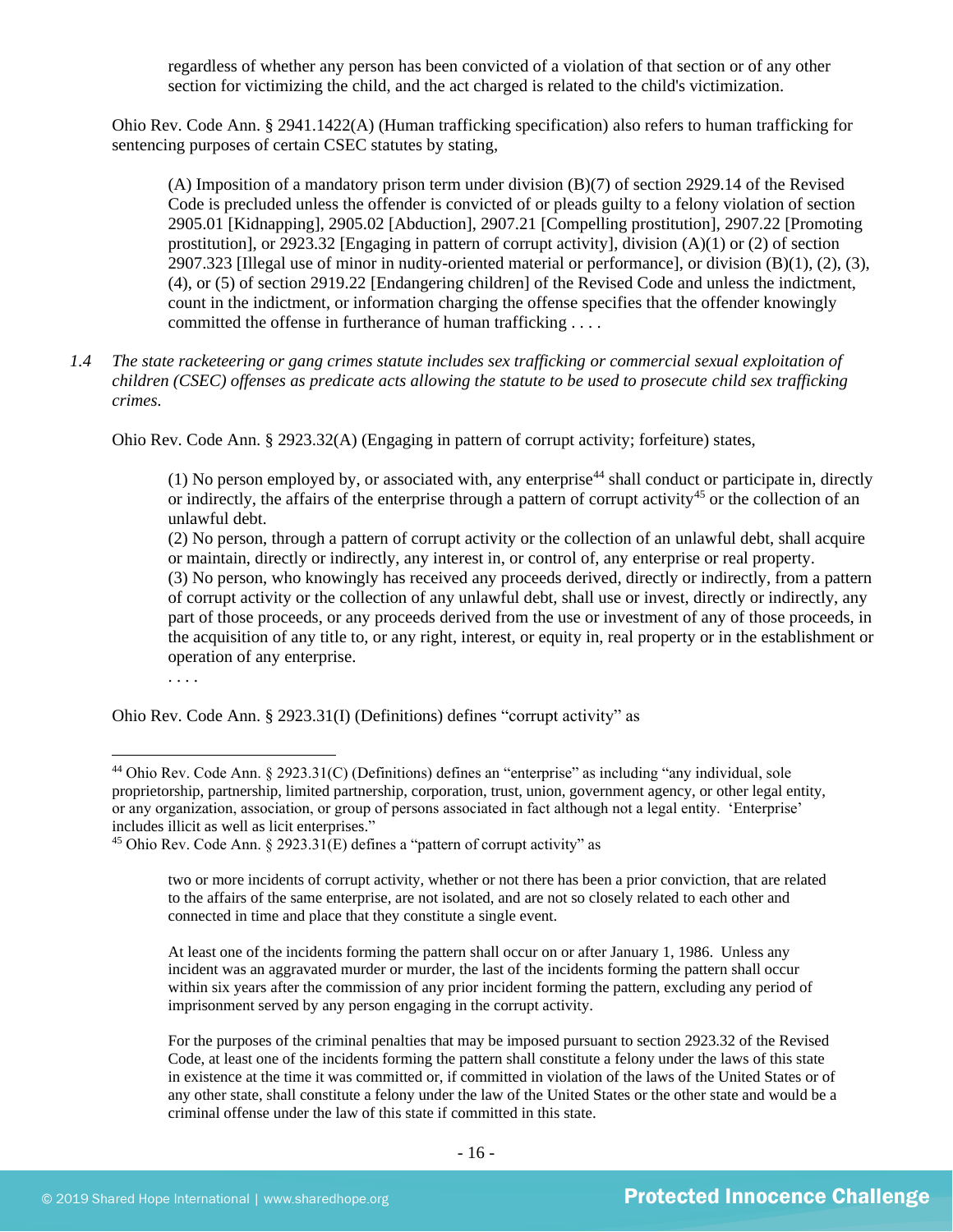> regardless of whether any person has been convicted of a violation of that section or of any other section for victimizing the child, and the act charged is related to the child's victimization.

Ohio Rev. Code Ann. § 2941.1422(A) (Human trafficking specification) also refers to human trafficking for sentencing purposes of certain CSEC statutes by stating,

> (A) Imposition of a mandatory prison term under division (B)(7) of section 2929.14 of the Revised Code is precluded unless the offender is convicted of or pleads guilty to a felony violation of section 2905.01 [Kidnapping], 2905.02 [Abduction], 2907.21 [Compelling prostitution], 2907.22 [Promoting prostitution], or 2923.32 [Engaging in pattern of corrupt activity], division (A)(1) or (2) of section 2907.323 [Illegal use of minor in nudity-oriented material or performance], or division (B)(1), (2), (3), (4), or (5) of section 2919.22 [Endangering children] of the Revised Code and unless the indictment, count in the indictment, or information charging the offense specifies that the offender knowingly committed the offense in furtherance of human trafficking . . . .

1.4 *The state racketeering or gang crimes statute includes sex trafficking or commercial sexual exploitation of children (CSEC) offenses as predicate acts allowing the statute to be used to prosecute child sex trafficking crimes.*

Ohio Rev. Code Ann. § 2923.32(A) (Engaging in pattern of corrupt activity; forfeiture) states,

> (1) No person employed by, or associated with, any enterprise[44] shall conduct or participate in, directly or indirectly, the affairs of the enterprise through a pattern of corrupt activity[45] or the collection of an unlawful debt.
> (2) No person, through a pattern of corrupt activity or the collection of an unlawful debt, shall acquire or maintain, directly or indirectly, any interest in, or control of, any enterprise or real property.
> (3) No person, who knowingly has received any proceeds derived, directly or indirectly, from a pattern of corrupt activity or the collection of any unlawful debt, shall use or invest, directly or indirectly, any part of those proceeds, or any proceeds derived from the use or investment of any of those proceeds, in the acquisition of any title to, or any right, interest, or equity in, real property or in the establishment or operation of any enterprise.
> . . . .

Ohio Rev. Code Ann. § 2923.31(I) (Definitions) defines "corrupt activity" as

---

[44] Ohio Rev. Code Ann. § 2923.31(C) (Definitions) defines an "enterprise" as including "any individual, sole proprietorship, partnership, limited partnership, corporation, trust, union, government agency, or other legal entity, or any organization, association, or group of persons associated in fact although not a legal entity. 'Enterprise' includes illicit as well as licit enterprises."

[45] Ohio Rev. Code Ann. § 2923.31(E) defines a "pattern of corrupt activity" as

> two or more incidents of corrupt activity, whether or not there has been a prior conviction, that are related to the affairs of the same enterprise, are not isolated, and are not so closely related to each other and connected in time and place that they constitute a single event.
>
> At least one of the incidents forming the pattern shall occur on or after January 1, 1986. Unless any incident was an aggravated murder or murder, the last of the incidents forming the pattern shall occur within six years after the commission of any prior incident forming the pattern, excluding any period of imprisonment served by any person engaging in the corrupt activity.
>
> For the purposes of the criminal penalties that may be imposed pursuant to section 2923.32 of the Revised Code, at least one of the incidents forming the pattern shall constitute a felony under the laws of this state in existence at the time it was committed or, if committed in violation of the laws of the United States or of any other state, shall constitute a felony under the law of the United States or the other state and would be a criminal offense under the law of this state if committed in this state.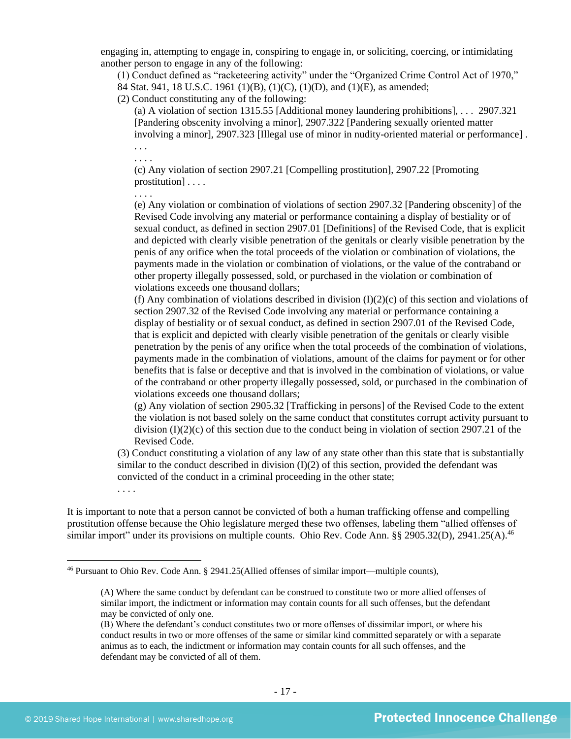engaging in, attempting to engage in, conspiring to engage in, or soliciting, coercing, or intimidating another person to engage in any of the following:

(1) Conduct defined as "racketeering activity" under the "Organized Crime Control Act of 1970," 84 Stat. 941, 18 U.S.C. 1961 (1)(B), (1)(C), (1)(D), and (1)(E), as amended;

(2) Conduct constituting any of the following:

(a) A violation of section 1315.55 [Additional money laundering prohibitions], . . . 2907.321 [Pandering obscenity involving a minor], 2907.322 [Pandering sexually oriented matter involving a minor], 2907.323 [Illegal use of minor in nudity-oriented material or performance] . . . .

. . . .

(c) Any violation of section 2907.21 [Compelling prostitution], 2907.22 [Promoting prostitution] . . . .

. . . .

(e) Any violation or combination of violations of section 2907.32 [Pandering obscenity] of the Revised Code involving any material or performance containing a display of bestiality or of sexual conduct, as defined in section 2907.01 [Definitions] of the Revised Code, that is explicit and depicted with clearly visible penetration of the genitals or clearly visible penetration by the penis of any orifice when the total proceeds of the violation or combination of violations, the payments made in the violation or combination of violations, or the value of the contraband or other property illegally possessed, sold, or purchased in the violation or combination of violations exceeds one thousand dollars;

(f) Any combination of violations described in division (I)(2)(c) of this section and violations of section 2907.32 of the Revised Code involving any material or performance containing a display of bestiality or of sexual conduct, as defined in section 2907.01 of the Revised Code, that is explicit and depicted with clearly visible penetration of the genitals or clearly visible penetration by the penis of any orifice when the total proceeds of the combination of violations, payments made in the combination of violations, amount of the claims for payment or for other benefits that is false or deceptive and that is involved in the combination of violations, or value of the contraband or other property illegally possessed, sold, or purchased in the combination of violations exceeds one thousand dollars;

(g) Any violation of section 2905.32 [Trafficking in persons] of the Revised Code to the extent the violation is not based solely on the same conduct that constitutes corrupt activity pursuant to division (I)(2)(c) of this section due to the conduct being in violation of section 2907.21 of the Revised Code.

(3) Conduct constituting a violation of any law of any state other than this state that is substantially similar to the conduct described in division (I)(2) of this section, provided the defendant was convicted of the conduct in a criminal proceeding in the other state;

. . . .

It is important to note that a person cannot be convicted of both a human trafficking offense and compelling prostitution offense because the Ohio legislature merged these two offenses, labeling them "allied offenses of similar import" under its provisions on multiple counts. Ohio Rev. Code Ann. §§ 2905.32(D), 2941.25(A).[46]

---

[46] Pursuant to Ohio Rev. Code Ann. § 2941.25(Allied offenses of similar import—multiple counts),

> (A) Where the same conduct by defendant can be construed to constitute two or more allied offenses of similar import, the indictment or information may contain counts for all such offenses, but the defendant may be convicted of only one.
> (B) Where the defendant's conduct constitutes two or more offenses of dissimilar import, or where his conduct results in two or more offenses of the same or similar kind committed separately or with a separate animus as to each, the indictment or information may contain counts for all such offenses, and the defendant may be convicted of all of them.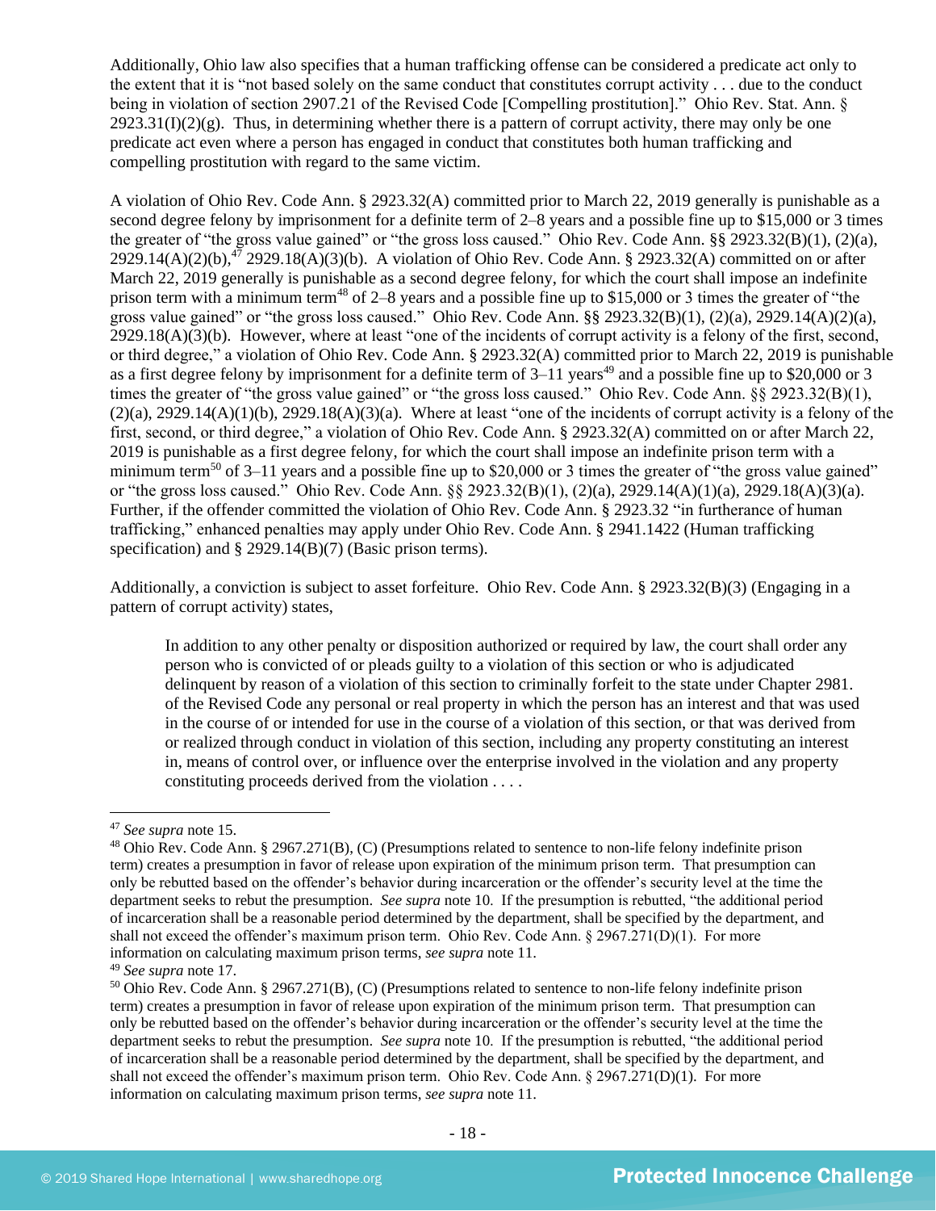Additionally, Ohio law also specifies that a human trafficking offense can be considered a predicate act only to the extent that it is "not based solely on the same conduct that constitutes corrupt activity . . . due to the conduct being in violation of section 2907.21 of the Revised Code [Compelling prostitution]." Ohio Rev. Stat. Ann. § 2923.31(I)(2)(g). Thus, in determining whether there is a pattern of corrupt activity, there may only be one predicate act even where a person has engaged in conduct that constitutes both human trafficking and compelling prostitution with regard to the same victim.

A violation of Ohio Rev. Code Ann. § 2923.32(A) committed prior to March 22, 2019 generally is punishable as a second degree felony by imprisonment for a definite term of 2–8 years and a possible fine up to $15,000 or 3 times the greater of "the gross value gained" or "the gross loss caused." Ohio Rev. Code Ann. §§ 2923.32(B)(1), (2)(a), 2929.14(A)(2)(b),[47] 2929.18(A)(3)(b). A violation of Ohio Rev. Code Ann. § 2923.32(A) committed on or after March 22, 2019 generally is punishable as a second degree felony, for which the court shall impose an indefinite prison term with a minimum term[48] of 2–8 years and a possible fine up to $15,000 or 3 times the greater of "the gross value gained" or "the gross loss caused." Ohio Rev. Code Ann. §§ 2923.32(B)(1), (2)(a), 2929.14(A)(2)(a), 2929.18(A)(3)(b). However, where at least "one of the incidents of corrupt activity is a felony of the first, second, or third degree," a violation of Ohio Rev. Code Ann. § 2923.32(A) committed prior to March 22, 2019 is punishable as a first degree felony by imprisonment for a definite term of 3–11 years[49] and a possible fine up to $20,000 or 3 times the greater of "the gross value gained" or "the gross loss caused." Ohio Rev. Code Ann. §§ 2923.32(B)(1), (2)(a), 2929.14(A)(1)(b), 2929.18(A)(3)(a). Where at least "one of the incidents of corrupt activity is a felony of the first, second, or third degree," a violation of Ohio Rev. Code Ann. § 2923.32(A) committed on or after March 22, 2019 is punishable as a first degree felony, for which the court shall impose an indefinite prison term with a minimum term[50] of 3–11 years and a possible fine up to $20,000 or 3 times the greater of "the gross value gained" or "the gross loss caused." Ohio Rev. Code Ann. §§ 2923.32(B)(1), (2)(a), 2929.14(A)(1)(a), 2929.18(A)(3)(a). Further, if the offender committed the violation of Ohio Rev. Code Ann. § 2923.32 "in furtherance of human trafficking," enhanced penalties may apply under Ohio Rev. Code Ann. § 2941.1422 (Human trafficking specification) and § 2929.14(B)(7) (Basic prison terms).

Additionally, a conviction is subject to asset forfeiture. Ohio Rev. Code Ann. § 2923.32(B)(3) (Engaging in a pattern of corrupt activity) states,

> In addition to any other penalty or disposition authorized or required by law, the court shall order any person who is convicted of or pleads guilty to a violation of this section or who is adjudicated delinquent by reason of a violation of this section to criminally forfeit to the state under Chapter 2981. of the Revised Code any personal or real property in which the person has an interest and that was used in the course of or intended for use in the course of a violation of this section, or that was derived from or realized through conduct in violation of this section, including any property constituting an interest in, means of control over, or influence over the enterprise involved in the violation and any property constituting proceeds derived from the violation . . . .

---

[47] *See supra* note 15.

[48] Ohio Rev. Code Ann. § 2967.271(B), (C) (Presumptions related to sentence to non-life felony indefinite prison term) creates a presumption in favor of release upon expiration of the minimum prison term. That presumption can only be rebutted based on the offender's behavior during incarceration or the offender's security level at the time the department seeks to rebut the presumption. *See supra* note 10. If the presumption is rebutted, "the additional period of incarceration shall be a reasonable period determined by the department, shall be specified by the department, and shall not exceed the offender's maximum prison term. Ohio Rev. Code Ann. § 2967.271(D)(1). For more information on calculating maximum prison terms, *see supra* note 11.

[49] *See supra* note 17.

[50] Ohio Rev. Code Ann. § 2967.271(B), (C) (Presumptions related to sentence to non-life felony indefinite prison term) creates a presumption in favor of release upon expiration of the minimum prison term. That presumption can only be rebutted based on the offender's behavior during incarceration or the offender's security level at the time the department seeks to rebut the presumption. *See supra* note 10. If the presumption is rebutted, "the additional period of incarceration shall be a reasonable period determined by the department, shall be specified by the department, and shall not exceed the offender's maximum prison term. Ohio Rev. Code Ann. § 2967.271(D)(1). For more information on calculating maximum prison terms, *see supra* note 11.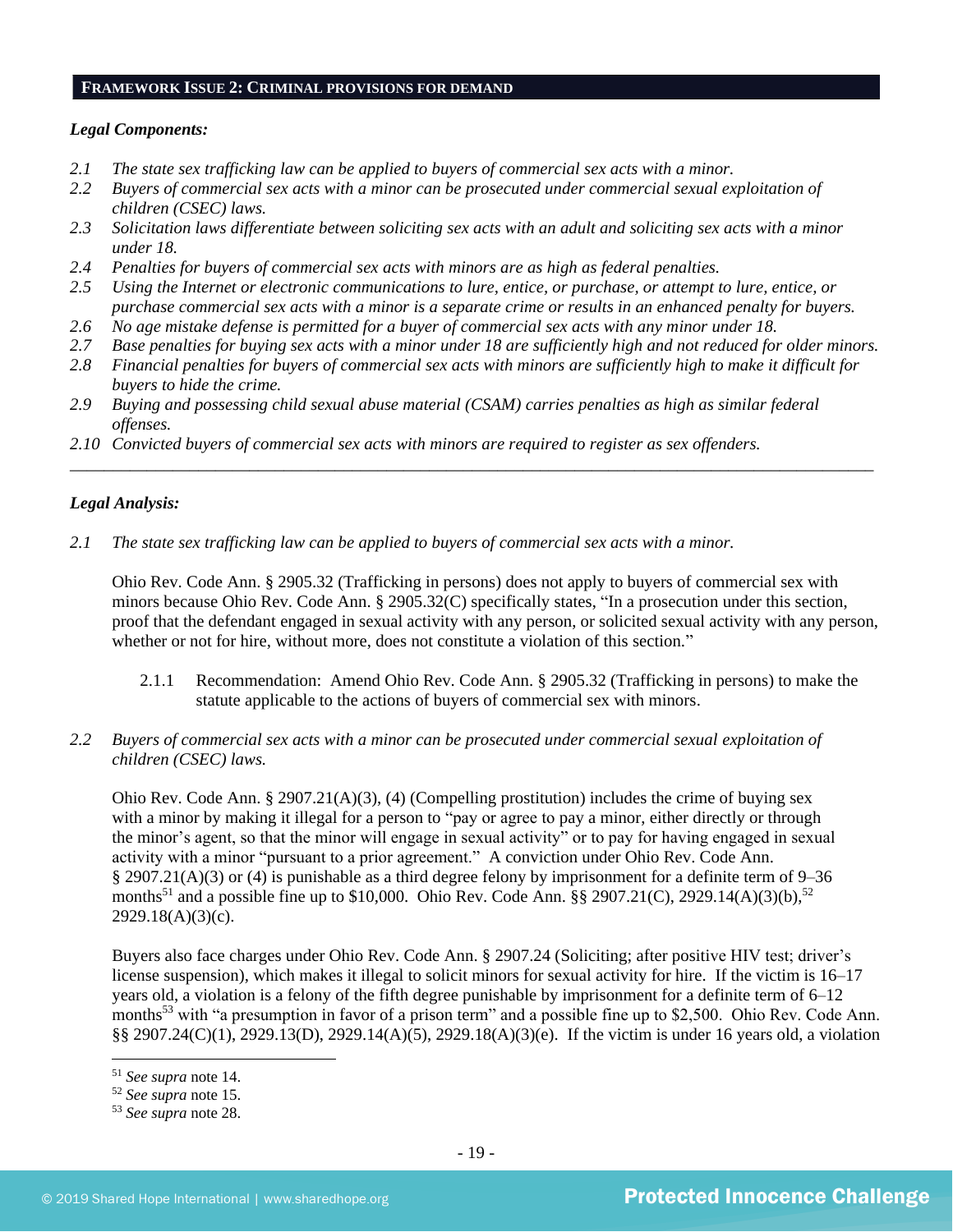## FRAMEWORK ISSUE 2: CRIMINAL PROVISIONS FOR DEMAND

***Legal Components:***

*2.1 The state sex trafficking law can be applied to buyers of commercial sex acts with a minor.*
*2.2 Buyers of commercial sex acts with a minor can be prosecuted under commercial sexual exploitation of children (CSEC) laws.*
*2.3 Solicitation laws differentiate between soliciting sex acts with an adult and soliciting sex acts with a minor under 18.*
*2.4 Penalties for buyers of commercial sex acts with minors are as high as federal penalties.*
*2.5 Using the Internet or electronic communications to lure, entice, or purchase, or attempt to lure, entice, or purchase commercial sex acts with a minor is a separate crime or results in an enhanced penalty for buyers.*
*2.6 No age mistake defense is permitted for a buyer of commercial sex acts with any minor under 18.*
*2.7 Base penalties for buying sex acts with a minor under 18 are sufficiently high and not reduced for older minors.*
*2.8 Financial penalties for buyers of commercial sex acts with minors are sufficiently high to make it difficult for buyers to hide the crime.*
*2.9 Buying and possessing child sexual abuse material (CSAM) carries penalties as high as similar federal offenses.*
*2.10 Convicted buyers of commercial sex acts with minors are required to register as sex offenders.*

---

***Legal Analysis:***

*2.1 The state sex trafficking law can be applied to buyers of commercial sex acts with a minor.*

Ohio Rev. Code Ann. § 2905.32 (Trafficking in persons) does not apply to buyers of commercial sex with minors because Ohio Rev. Code Ann. § 2905.32(C) specifically states, "In a prosecution under this section, proof that the defendant engaged in sexual activity with any person, or solicited sexual activity with any person, whether or not for hire, without more, does not constitute a violation of this section."

2.1.1 Recommendation: Amend Ohio Rev. Code Ann. § 2905.32 (Trafficking in persons) to make the statute applicable to the actions of buyers of commercial sex with minors.

*2.2 Buyers of commercial sex acts with a minor can be prosecuted under commercial sexual exploitation of children (CSEC) laws.*

Ohio Rev. Code Ann. § 2907.21(A)(3), (4) (Compelling prostitution) includes the crime of buying sex with a minor by making it illegal for a person to "pay or agree to pay a minor, either directly or through the minor's agent, so that the minor will engage in sexual activity" or to pay for having engaged in sexual activity with a minor "pursuant to a prior agreement." A conviction under Ohio Rev. Code Ann. § 2907.21(A)(3) or (4) is punishable as a third degree felony by imprisonment for a definite term of 9–36 months[51] and a possible fine up to $10,000. Ohio Rev. Code Ann. §§ 2907.21(C), 2929.14(A)(3)(b),[52] 2929.18(A)(3)(c).

Buyers also face charges under Ohio Rev. Code Ann. § 2907.24 (Soliciting; after positive HIV test; driver's license suspension), which makes it illegal to solicit minors for sexual activity for hire. If the victim is 16–17 years old, a violation is a felony of the fifth degree punishable by imprisonment for a definite term of 6–12 months[53] with "a presumption in favor of a prison term" and a possible fine up to $2,500. Ohio Rev. Code Ann. §§ 2907.24(C)(1), 2929.13(D), 2929.14(A)(5), 2929.18(A)(3)(e). If the victim is under 16 years old, a violation

[51] *See supra* note 14.
[52] *See supra* note 15.
[53] *See supra* note 28.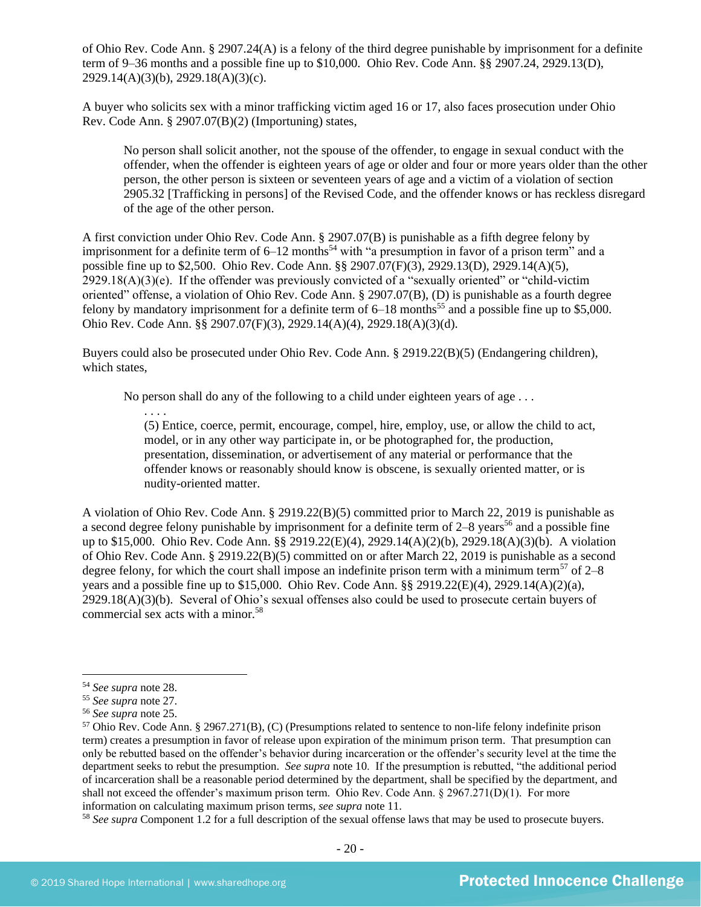of Ohio Rev. Code Ann. § 2907.24(A) is a felony of the third degree punishable by imprisonment for a definite term of 9–36 months and a possible fine up to $10,000. Ohio Rev. Code Ann. §§ 2907.24, 2929.13(D), 2929.14(A)(3)(b), 2929.18(A)(3)(c).

A buyer who solicits sex with a minor trafficking victim aged 16 or 17, also faces prosecution under Ohio Rev. Code Ann. § 2907.07(B)(2) (Importuning) states,

> No person shall solicit another, not the spouse of the offender, to engage in sexual conduct with the offender, when the offender is eighteen years of age or older and four or more years older than the other person, the other person is sixteen or seventeen years of age and a victim of a violation of section 2905.32 [Trafficking in persons] of the Revised Code, and the offender knows or has reckless disregard of the age of the other person.

A first conviction under Ohio Rev. Code Ann. § 2907.07(B) is punishable as a fifth degree felony by imprisonment for a definite term of 6–12 months[54] with "a presumption in favor of a prison term" and a possible fine up to $2,500. Ohio Rev. Code Ann. §§ 2907.07(F)(3), 2929.13(D), 2929.14(A)(5), 2929.18(A)(3)(e). If the offender was previously convicted of a "sexually oriented" or "child-victim oriented" offense, a violation of Ohio Rev. Code Ann. § 2907.07(B), (D) is punishable as a fourth degree felony by mandatory imprisonment for a definite term of 6–18 months[55] and a possible fine up to $5,000. Ohio Rev. Code Ann. §§ 2907.07(F)(3), 2929.14(A)(4), 2929.18(A)(3)(d).

Buyers could also be prosecuted under Ohio Rev. Code Ann. § 2919.22(B)(5) (Endangering children), which states,

> No person shall do any of the following to a child under eighteen years of age . . .
>
> . . . .
>
> (5) Entice, coerce, permit, encourage, compel, hire, employ, use, or allow the child to act, model, or in any other way participate in, or be photographed for, the production, presentation, dissemination, or advertisement of any material or performance that the offender knows or reasonably should know is obscene, is sexually oriented matter, or is nudity-oriented matter.

A violation of Ohio Rev. Code Ann. § 2919.22(B)(5) committed prior to March 22, 2019 is punishable as a second degree felony punishable by imprisonment for a definite term of 2–8 years[56] and a possible fine up to $15,000. Ohio Rev. Code Ann. §§ 2919.22(E)(4), 2929.14(A)(2)(b), 2929.18(A)(3)(b). A violation of Ohio Rev. Code Ann. § 2919.22(B)(5) committed on or after March 22, 2019 is punishable as a second degree felony, for which the court shall impose an indefinite prison term with a minimum term[57] of 2–8 years and a possible fine up to $15,000. Ohio Rev. Code Ann. §§ 2919.22(E)(4), 2929.14(A)(2)(a), 2929.18(A)(3)(b). Several of Ohio's sexual offenses also could be used to prosecute certain buyers of commercial sex acts with a minor.[58]

---

[54] *See supra* note 28.

[55] *See supra* note 27.

[56] *See supra* note 25.

[57] Ohio Rev. Code Ann. § 2967.271(B), (C) (Presumptions related to sentence to non-life felony indefinite prison term) creates a presumption in favor of release upon expiration of the minimum prison term. That presumption can only be rebutted based on the offender's behavior during incarceration or the offender's security level at the time the department seeks to rebut the presumption. *See supra* note 10. If the presumption is rebutted, "the additional period of incarceration shall be a reasonable period determined by the department, shall be specified by the department, and shall not exceed the offender's maximum prison term. Ohio Rev. Code Ann. § 2967.271(D)(1). For more information on calculating maximum prison terms, *see supra* note 11.

[58] *See supra* Component 1.2 for a full description of the sexual offense laws that may be used to prosecute buyers.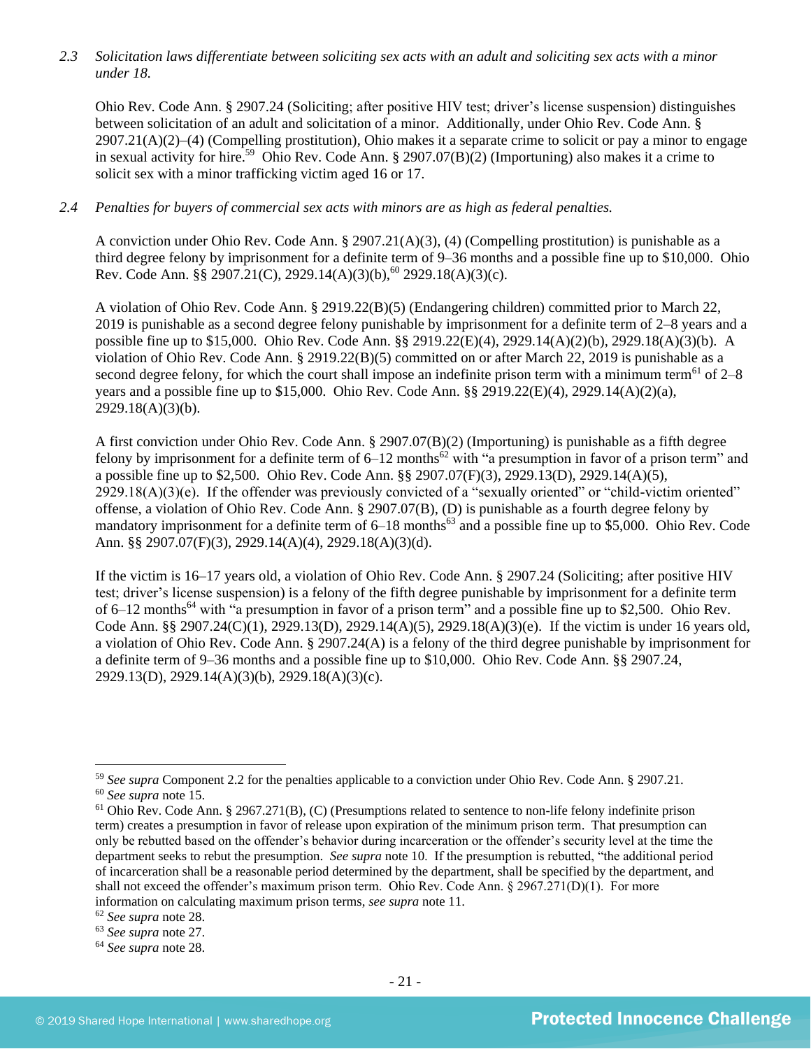*2.3 Solicitation laws differentiate between soliciting sex acts with an adult and soliciting sex acts with a minor under 18.*

Ohio Rev. Code Ann. § 2907.24 (Soliciting; after positive HIV test; driver's license suspension) distinguishes between solicitation of an adult and solicitation of a minor. Additionally, under Ohio Rev. Code Ann. § 2907.21(A)(2)–(4) (Compelling prostitution), Ohio makes it a separate crime to solicit or pay a minor to engage in sexual activity for hire.[59] Ohio Rev. Code Ann. § 2907.07(B)(2) (Importuning) also makes it a crime to solicit sex with a minor trafficking victim aged 16 or 17.

*2.4 Penalties for buyers of commercial sex acts with minors are as high as federal penalties.*

A conviction under Ohio Rev. Code Ann. § 2907.21(A)(3), (4) (Compelling prostitution) is punishable as a third degree felony by imprisonment for a definite term of 9–36 months and a possible fine up to $10,000. Ohio Rev. Code Ann. §§ 2907.21(C), 2929.14(A)(3)(b),[60] 2929.18(A)(3)(c).

A violation of Ohio Rev. Code Ann. § 2919.22(B)(5) (Endangering children) committed prior to March 22, 2019 is punishable as a second degree felony punishable by imprisonment for a definite term of 2–8 years and a possible fine up to $15,000. Ohio Rev. Code Ann. §§ 2919.22(E)(4), 2929.14(A)(2)(b), 2929.18(A)(3)(b). A violation of Ohio Rev. Code Ann. § 2919.22(B)(5) committed on or after March 22, 2019 is punishable as a second degree felony, for which the court shall impose an indefinite prison term with a minimum term[61] of 2–8 years and a possible fine up to $15,000. Ohio Rev. Code Ann. §§ 2919.22(E)(4), 2929.14(A)(2)(a), 2929.18(A)(3)(b).

A first conviction under Ohio Rev. Code Ann. § 2907.07(B)(2) (Importuning) is punishable as a fifth degree felony by imprisonment for a definite term of 6–12 months[62] with "a presumption in favor of a prison term" and a possible fine up to $2,500. Ohio Rev. Code Ann. §§ 2907.07(F)(3), 2929.13(D), 2929.14(A)(5), 2929.18(A)(3)(e). If the offender was previously convicted of a "sexually oriented" or "child-victim oriented" offense, a violation of Ohio Rev. Code Ann. § 2907.07(B), (D) is punishable as a fourth degree felony by mandatory imprisonment for a definite term of 6–18 months[63] and a possible fine up to $5,000. Ohio Rev. Code Ann. §§ 2907.07(F)(3), 2929.14(A)(4), 2929.18(A)(3)(d).

If the victim is 16–17 years old, a violation of Ohio Rev. Code Ann. § 2907.24 (Soliciting; after positive HIV test; driver's license suspension) is a felony of the fifth degree punishable by imprisonment for a definite term of 6–12 months[64] with "a presumption in favor of a prison term" and a possible fine up to $2,500. Ohio Rev. Code Ann. §§ 2907.24(C)(1), 2929.13(D), 2929.14(A)(5), 2929.18(A)(3)(e). If the victim is under 16 years old, a violation of Ohio Rev. Code Ann. § 2907.24(A) is a felony of the third degree punishable by imprisonment for a definite term of 9–36 months and a possible fine up to $10,000. Ohio Rev. Code Ann. §§ 2907.24, 2929.13(D), 2929.14(A)(3)(b), 2929.18(A)(3)(c).

---

[59] *See supra* Component 2.2 for the penalties applicable to a conviction under Ohio Rev. Code Ann. § 2907.21.

[60] *See supra* note 15.

[61] Ohio Rev. Code Ann. § 2967.271(B), (C) (Presumptions related to sentence to non-life felony indefinite prison term) creates a presumption in favor of release upon expiration of the minimum prison term. That presumption can only be rebutted based on the offender's behavior during incarceration or the offender's security level at the time the department seeks to rebut the presumption. *See supra* note 10. If the presumption is rebutted, "the additional period of incarceration shall be a reasonable period determined by the department, shall be specified by the department, and shall not exceed the offender's maximum prison term. Ohio Rev. Code Ann. § 2967.271(D)(1). For more information on calculating maximum prison terms, *see supra* note 11.

[62] *See supra* note 28.

[63] *See supra* note 27.

[64] *See supra* note 28.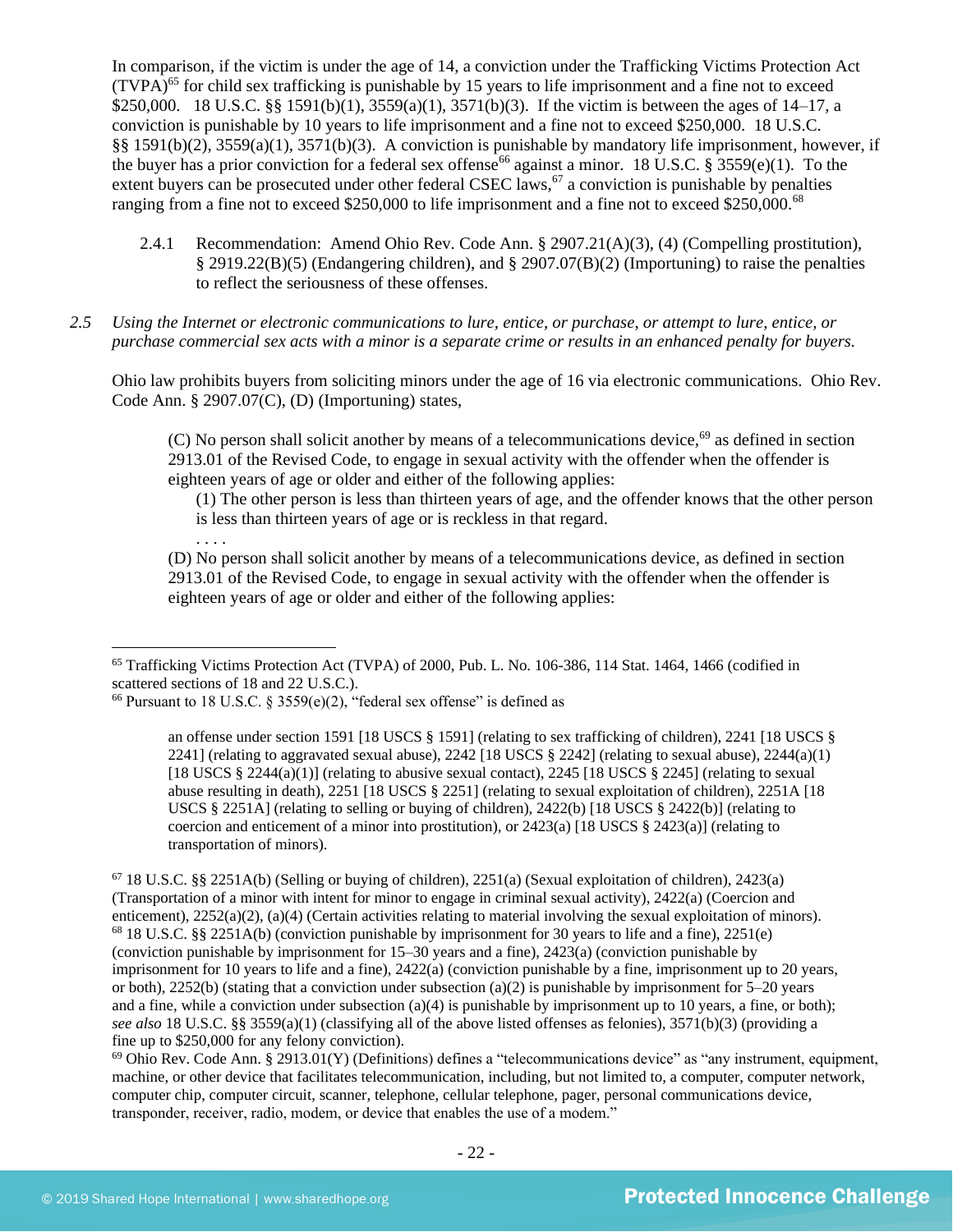In comparison, if the victim is under the age of 14, a conviction under the Trafficking Victims Protection Act (TVPA)[65] for child sex trafficking is punishable by 15 years to life imprisonment and a fine not to exceed $250,000. 18 U.S.C. §§ 1591(b)(1), 3559(a)(1), 3571(b)(3). If the victim is between the ages of 14–17, a conviction is punishable by 10 years to life imprisonment and a fine not to exceed $250,000. 18 U.S.C. §§ 1591(b)(2), 3559(a)(1), 3571(b)(3). A conviction is punishable by mandatory life imprisonment, however, if the buyer has a prior conviction for a federal sex offense[66] against a minor. 18 U.S.C. § 3559(e)(1). To the extent buyers can be prosecuted under other federal CSEC laws,[67] a conviction is punishable by penalties ranging from a fine not to exceed $250,000 to life imprisonment and a fine not to exceed $250,000.[68]

2.4.1 Recommendation: Amend Ohio Rev. Code Ann. § 2907.21(A)(3), (4) (Compelling prostitution), § 2919.22(B)(5) (Endangering children), and § 2907.07(B)(2) (Importuning) to raise the penalties to reflect the seriousness of these offenses.

*2.5 Using the Internet or electronic communications to lure, entice, or purchase, or attempt to lure, entice, or purchase commercial sex acts with a minor is a separate crime or results in an enhanced penalty for buyers.*

Ohio law prohibits buyers from soliciting minors under the age of 16 via electronic communications. Ohio Rev. Code Ann. § 2907.07(C), (D) (Importuning) states,

> (C) No person shall solicit another by means of a telecommunications device,[69] as defined in section 2913.01 of the Revised Code, to engage in sexual activity with the offender when the offender is eighteen years of age or older and either of the following applies:
>
> (1) The other person is less than thirteen years of age, and the offender knows that the other person is less than thirteen years of age or is reckless in that regard.
>
> . . . .
>
> (D) No person shall solicit another by means of a telecommunications device, as defined in section 2913.01 of the Revised Code, to engage in sexual activity with the offender when the offender is eighteen years of age or older and either of the following applies:

---

[65] Trafficking Victims Protection Act (TVPA) of 2000, Pub. L. No. 106-386, 114 Stat. 1464, 1466 (codified in scattered sections of 18 and 22 U.S.C.).

[66] Pursuant to 18 U.S.C. § 3559(e)(2), "federal sex offense" is defined as

> an offense under section 1591 [18 USCS § 1591] (relating to sex trafficking of children), 2241 [18 USCS § 2241] (relating to aggravated sexual abuse), 2242 [18 USCS § 2242] (relating to sexual abuse), 2244(a)(1) [18 USCS § 2244(a)(1)] (relating to abusive sexual contact), 2245 [18 USCS § 2245] (relating to sexual abuse resulting in death), 2251 [18 USCS § 2251] (relating to sexual exploitation of children), 2251A [18 USCS § 2251A] (relating to selling or buying of children), 2422(b) [18 USCS § 2422(b)] (relating to coercion and enticement of a minor into prostitution), or 2423(a) [18 USCS § 2423(a)] (relating to transportation of minors).

[67] 18 U.S.C. §§ 2251A(b) (Selling or buying of children), 2251(a) (Sexual exploitation of children), 2423(a) (Transportation of a minor with intent for minor to engage in criminal sexual activity), 2422(a) (Coercion and enticement), 2252(a)(2), (a)(4) (Certain activities relating to material involving the sexual exploitation of minors).

[68] 18 U.S.C. §§ 2251A(b) (conviction punishable by imprisonment for 30 years to life and a fine), 2251(e) (conviction punishable by imprisonment for 15–30 years and a fine), 2423(a) (conviction punishable by imprisonment for 10 years to life and a fine), 2422(a) (conviction punishable by a fine, imprisonment up to 20 years, or both), 2252(b) (stating that a conviction under subsection (a)(2) is punishable by imprisonment for 5–20 years and a fine, while a conviction under subsection (a)(4) is punishable by imprisonment up to 10 years, a fine, or both); *see also* 18 U.S.C. §§ 3559(a)(1) (classifying all of the above listed offenses as felonies), 3571(b)(3) (providing a fine up to $250,000 for any felony conviction).

[69] Ohio Rev. Code Ann. § 2913.01(Y) (Definitions) defines a "telecommunications device" as "any instrument, equipment, machine, or other device that facilitates telecommunication, including, but not limited to, a computer, computer network, computer chip, computer circuit, scanner, telephone, cellular telephone, pager, personal communications device, transponder, receiver, radio, modem, or device that enables the use of a modem."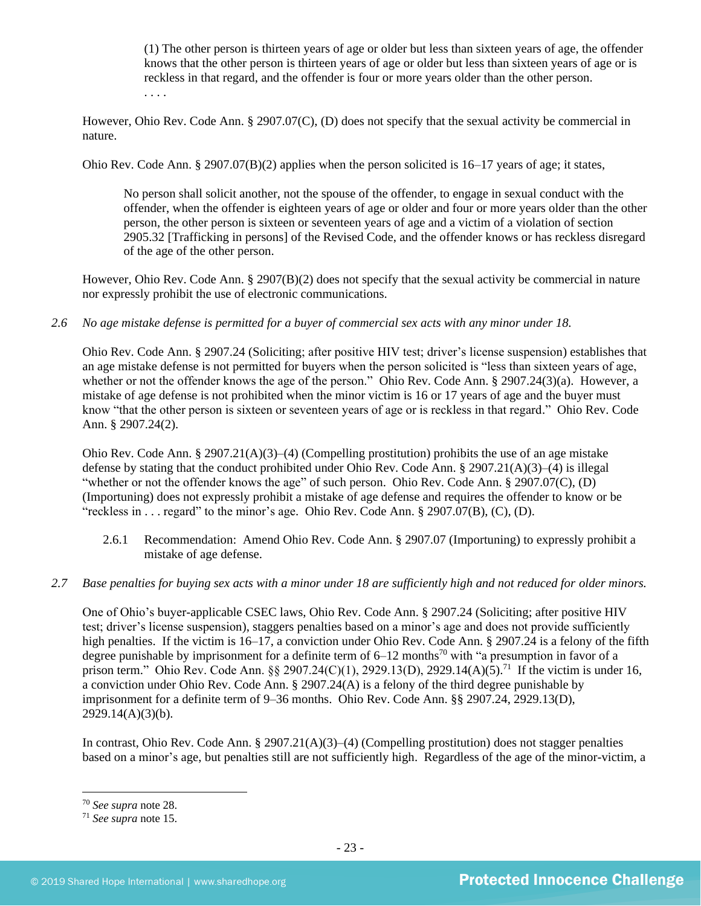> (1) The other person is thirteen years of age or older but less than sixteen years of age, the offender knows that the other person is thirteen years of age or older but less than sixteen years of age or is reckless in that regard, and the offender is four or more years older than the other person.
> . . . .

However, Ohio Rev. Code Ann. § 2907.07(C), (D) does not specify that the sexual activity be commercial in nature.

Ohio Rev. Code Ann. § 2907.07(B)(2) applies when the person solicited is 16–17 years of age; it states,

> No person shall solicit another, not the spouse of the offender, to engage in sexual conduct with the offender, when the offender is eighteen years of age or older and four or more years older than the other person, the other person is sixteen or seventeen years of age and a victim of a violation of section 2905.32 [Trafficking in persons] of the Revised Code, and the offender knows or has reckless disregard of the age of the other person.

However, Ohio Rev. Code Ann. § 2907(B)(2) does not specify that the sexual activity be commercial in nature nor expressly prohibit the use of electronic communications.

*2.6 No age mistake defense is permitted for a buyer of commercial sex acts with any minor under 18.*

Ohio Rev. Code Ann. § 2907.24 (Soliciting; after positive HIV test; driver's license suspension) establishes that an age mistake defense is not permitted for buyers when the person solicited is "less than sixteen years of age, whether or not the offender knows the age of the person." Ohio Rev. Code Ann. § 2907.24(3)(a). However, a mistake of age defense is not prohibited when the minor victim is 16 or 17 years of age and the buyer must know "that the other person is sixteen or seventeen years of age or is reckless in that regard." Ohio Rev. Code Ann. § 2907.24(2).

Ohio Rev. Code Ann. § 2907.21(A)(3)–(4) (Compelling prostitution) prohibits the use of an age mistake defense by stating that the conduct prohibited under Ohio Rev. Code Ann. § 2907.21(A)(3)–(4) is illegal "whether or not the offender knows the age" of such person. Ohio Rev. Code Ann. § 2907.07(C), (D) (Importuning) does not expressly prohibit a mistake of age defense and requires the offender to know or be "reckless in . . . regard" to the minor's age. Ohio Rev. Code Ann. § 2907.07(B), (C), (D).

2.6.1 Recommendation: Amend Ohio Rev. Code Ann. § 2907.07 (Importuning) to expressly prohibit a mistake of age defense.

*2.7 Base penalties for buying sex acts with a minor under 18 are sufficiently high and not reduced for older minors.*

One of Ohio's buyer-applicable CSEC laws, Ohio Rev. Code Ann. § 2907.24 (Soliciting; after positive HIV test; driver's license suspension), staggers penalties based on a minor's age and does not provide sufficiently high penalties. If the victim is 16–17, a conviction under Ohio Rev. Code Ann. § 2907.24 is a felony of the fifth degree punishable by imprisonment for a definite term of 6–12 months[70] with "a presumption in favor of a prison term." Ohio Rev. Code Ann. §§ 2907.24(C)(1), 2929.13(D), 2929.14(A)(5).[71] If the victim is under 16, a conviction under Ohio Rev. Code Ann. § 2907.24(A) is a felony of the third degree punishable by imprisonment for a definite term of 9–36 months. Ohio Rev. Code Ann. §§ 2907.24, 2929.13(D), 2929.14(A)(3)(b).

In contrast, Ohio Rev. Code Ann. § 2907.21(A)(3)–(4) (Compelling prostitution) does not stagger penalties based on a minor's age, but penalties still are not sufficiently high. Regardless of the age of the minor-victim, a

[70] *See supra* note 28.
[71] *See supra* note 15.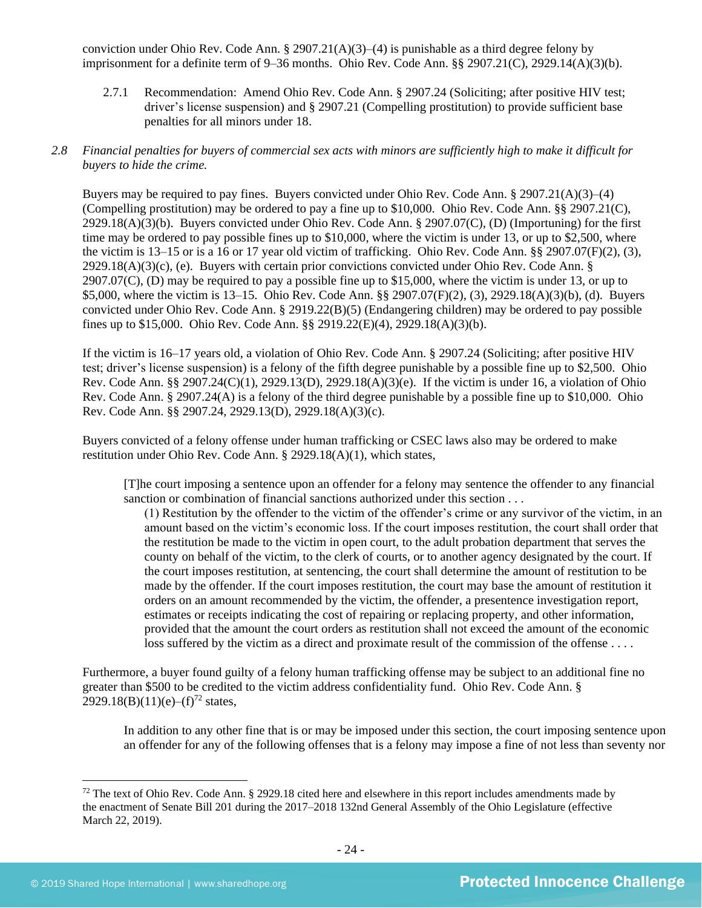conviction under Ohio Rev. Code Ann. § 2907.21(A)(3)–(4) is punishable as a third degree felony by imprisonment for a definite term of 9–36 months. Ohio Rev. Code Ann. §§ 2907.21(C), 2929.14(A)(3)(b).

2.7.1 Recommendation: Amend Ohio Rev. Code Ann. § 2907.24 (Soliciting; after positive HIV test; driver's license suspension) and § 2907.21 (Compelling prostitution) to provide sufficient base penalties for all minors under 18.

*2.8 Financial penalties for buyers of commercial sex acts with minors are sufficiently high to make it difficult for buyers to hide the crime.*

Buyers may be required to pay fines. Buyers convicted under Ohio Rev. Code Ann. § 2907.21(A)(3)–(4) (Compelling prostitution) may be ordered to pay a fine up to $10,000. Ohio Rev. Code Ann. §§ 2907.21(C), 2929.18(A)(3)(b). Buyers convicted under Ohio Rev. Code Ann. § 2907.07(C), (D) (Importuning) for the first time may be ordered to pay possible fines up to $10,000, where the victim is under 13, or up to $2,500, where the victim is 13–15 or is a 16 or 17 year old victim of trafficking. Ohio Rev. Code Ann. §§ 2907.07(F)(2), (3), 2929.18(A)(3)(c), (e). Buyers with certain prior convictions convicted under Ohio Rev. Code Ann. § 2907.07(C), (D) may be required to pay a possible fine up to $15,000, where the victim is under 13, or up to $5,000, where the victim is 13–15. Ohio Rev. Code Ann. §§ 2907.07(F)(2), (3), 2929.18(A)(3)(b), (d). Buyers convicted under Ohio Rev. Code Ann. § 2919.22(B)(5) (Endangering children) may be ordered to pay possible fines up to $15,000. Ohio Rev. Code Ann. §§ 2919.22(E)(4), 2929.18(A)(3)(b).

If the victim is 16–17 years old, a violation of Ohio Rev. Code Ann. § 2907.24 (Soliciting; after positive HIV test; driver's license suspension) is a felony of the fifth degree punishable by a possible fine up to $2,500. Ohio Rev. Code Ann. §§ 2907.24(C)(1), 2929.13(D), 2929.18(A)(3)(e). If the victim is under 16, a violation of Ohio Rev. Code Ann. § 2907.24(A) is a felony of the third degree punishable by a possible fine up to $10,000. Ohio Rev. Code Ann. §§ 2907.24, 2929.13(D), 2929.18(A)(3)(c).

Buyers convicted of a felony offense under human trafficking or CSEC laws also may be ordered to make restitution under Ohio Rev. Code Ann. § 2929.18(A)(1), which states,

> [T]he court imposing a sentence upon an offender for a felony may sentence the offender to any financial sanction or combination of financial sanctions authorized under this section . . .
>
> (1) Restitution by the offender to the victim of the offender's crime or any survivor of the victim, in an amount based on the victim's economic loss. If the court imposes restitution, the court shall order that the restitution be made to the victim in open court, to the adult probation department that serves the county on behalf of the victim, to the clerk of courts, or to another agency designated by the court. If the court imposes restitution, at sentencing, the court shall determine the amount of restitution to be made by the offender. If the court imposes restitution, the court may base the amount of restitution it orders on an amount recommended by the victim, the offender, a presentence investigation report, estimates or receipts indicating the cost of repairing or replacing property, and other information, provided that the amount the court orders as restitution shall not exceed the amount of the economic loss suffered by the victim as a direct and proximate result of the commission of the offense . . . .

Furthermore, a buyer found guilty of a felony human trafficking offense may be subject to an additional fine no greater than $500 to be credited to the victim address confidentiality fund. Ohio Rev. Code Ann. § 2929.18(B)(11)(e)–(f)[72] states,

> In addition to any other fine that is or may be imposed under this section, the court imposing sentence upon an offender for any of the following offenses that is a felony may impose a fine of not less than seventy nor

---

[72] The text of Ohio Rev. Code Ann. § 2929.18 cited here and elsewhere in this report includes amendments made by the enactment of Senate Bill 201 during the 2017–2018 132nd General Assembly of the Ohio Legislature (effective March 22, 2019).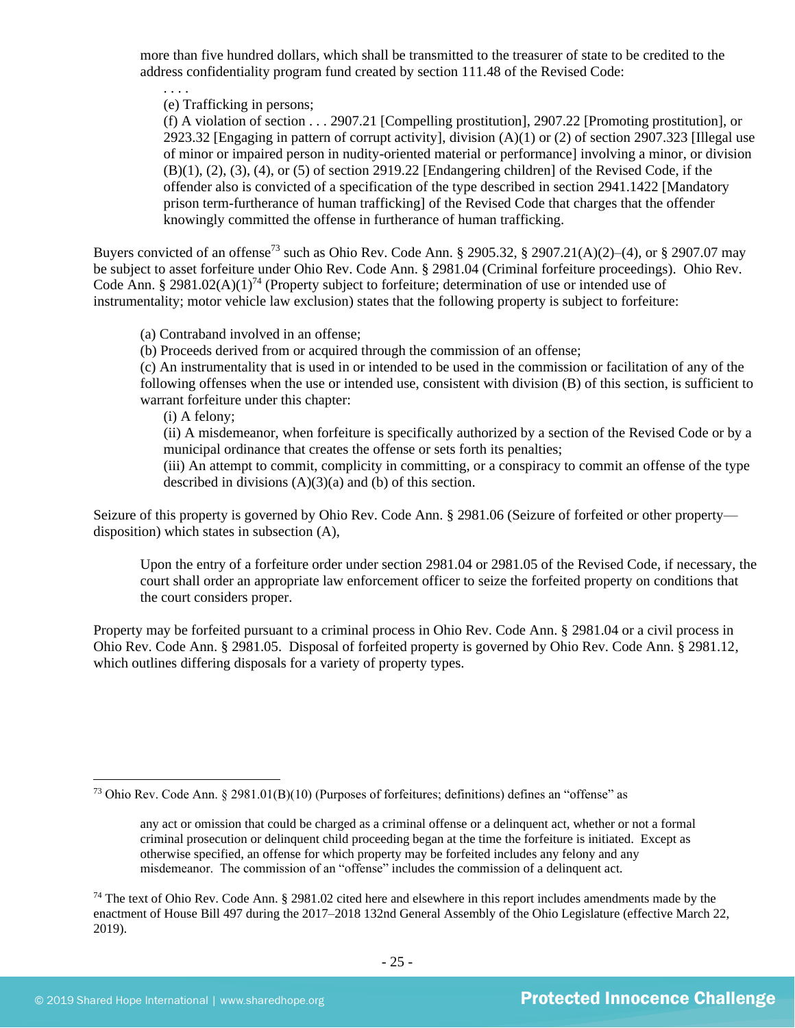more than five hundred dollars, which shall be transmitted to the treasurer of state to be credited to the address confidentiality program fund created by section 111.48 of the Revised Code:

. . . .

(e) Trafficking in persons;

(f) A violation of section . . . 2907.21 [Compelling prostitution], 2907.22 [Promoting prostitution], or 2923.32 [Engaging in pattern of corrupt activity], division (A)(1) or (2) of section 2907.323 [Illegal use of minor or impaired person in nudity-oriented material or performance] involving a minor, or division (B)(1), (2), (3), (4), or (5) of section 2919.22 [Endangering children] of the Revised Code, if the offender also is convicted of a specification of the type described in section 2941.1422 [Mandatory prison term-furtherance of human trafficking] of the Revised Code that charges that the offender knowingly committed the offense in furtherance of human trafficking.

Buyers convicted of an offense[73] such as Ohio Rev. Code Ann. § 2905.32, § 2907.21(A)(2)–(4), or § 2907.07 may be subject to asset forfeiture under Ohio Rev. Code Ann. § 2981.04 (Criminal forfeiture proceedings). Ohio Rev. Code Ann. § 2981.02(A)(1)[74] (Property subject to forfeiture; determination of use or intended use of instrumentality; motor vehicle law exclusion) states that the following property is subject to forfeiture:

(a) Contraband involved in an offense;

(b) Proceeds derived from or acquired through the commission of an offense;

(c) An instrumentality that is used in or intended to be used in the commission or facilitation of any of the following offenses when the use or intended use, consistent with division (B) of this section, is sufficient to warrant forfeiture under this chapter:

(i) A felony;

(ii) A misdemeanor, when forfeiture is specifically authorized by a section of the Revised Code or by a municipal ordinance that creates the offense or sets forth its penalties;

(iii) An attempt to commit, complicity in committing, or a conspiracy to commit an offense of the type described in divisions (A)(3)(a) and (b) of this section.

Seizure of this property is governed by Ohio Rev. Code Ann. § 2981.06 (Seizure of forfeited or other property—disposition) which states in subsection (A),

Upon the entry of a forfeiture order under section 2981.04 or 2981.05 of the Revised Code, if necessary, the court shall order an appropriate law enforcement officer to seize the forfeited property on conditions that the court considers proper.

Property may be forfeited pursuant to a criminal process in Ohio Rev. Code Ann. § 2981.04 or a civil process in Ohio Rev. Code Ann. § 2981.05. Disposal of forfeited property is governed by Ohio Rev. Code Ann. § 2981.12, which outlines differing disposals for a variety of property types.

---

[73] Ohio Rev. Code Ann. § 2981.01(B)(10) (Purposes of forfeitures; definitions) defines an "offense" as

any act or omission that could be charged as a criminal offense or a delinquent act, whether or not a formal criminal prosecution or delinquent child proceeding began at the time the forfeiture is initiated. Except as otherwise specified, an offense for which property may be forfeited includes any felony and any misdemeanor. The commission of an "offense" includes the commission of a delinquent act.

[74] The text of Ohio Rev. Code Ann. § 2981.02 cited here and elsewhere in this report includes amendments made by the enactment of House Bill 497 during the 2017–2018 132nd General Assembly of the Ohio Legislature (effective March 22, 2019).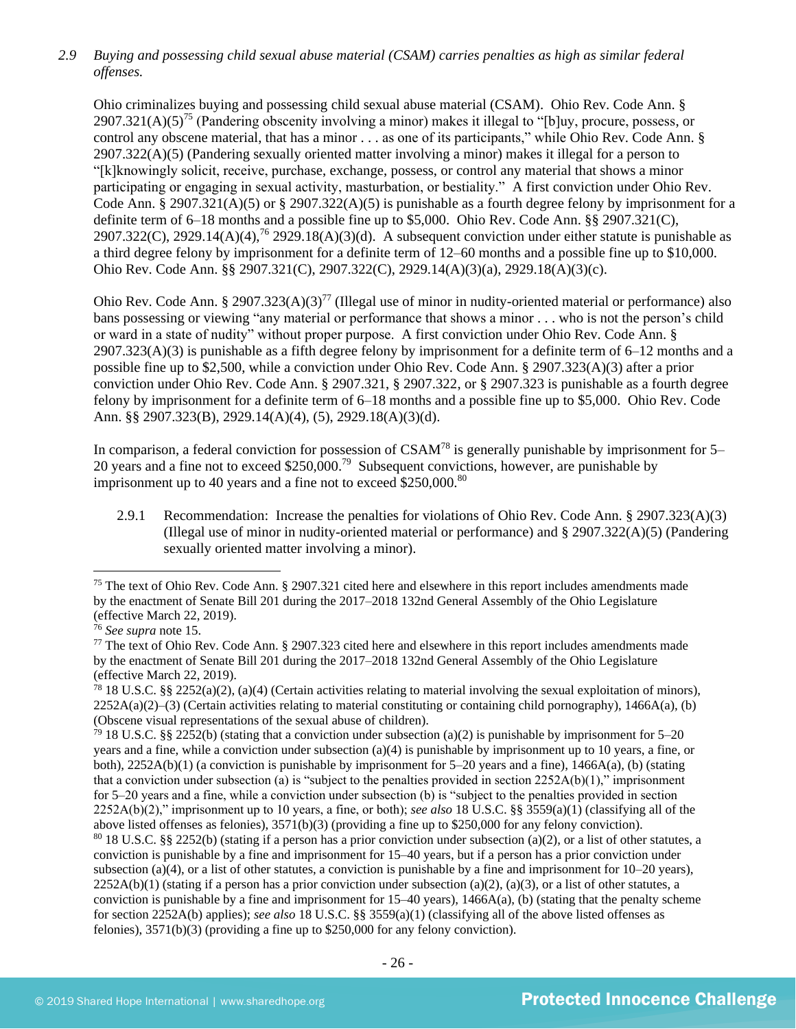*2.9 Buying and possessing child sexual abuse material (CSAM) carries penalties as high as similar federal offenses.*

Ohio criminalizes buying and possessing child sexual abuse material (CSAM). Ohio Rev. Code Ann. § 2907.321(A)(5)[75] (Pandering obscenity involving a minor) makes it illegal to "[b]uy, procure, possess, or control any obscene material, that has a minor . . . as one of its participants," while Ohio Rev. Code Ann. § 2907.322(A)(5) (Pandering sexually oriented matter involving a minor) makes it illegal for a person to "[k]knowingly solicit, receive, purchase, exchange, possess, or control any material that shows a minor participating or engaging in sexual activity, masturbation, or bestiality." A first conviction under Ohio Rev. Code Ann. § 2907.321(A)(5) or § 2907.322(A)(5) is punishable as a fourth degree felony by imprisonment for a definite term of 6–18 months and a possible fine up to $5,000. Ohio Rev. Code Ann. §§ 2907.321(C), 2907.322(C), 2929.14(A)(4),[76] 2929.18(A)(3)(d). A subsequent conviction under either statute is punishable as a third degree felony by imprisonment for a definite term of 12–60 months and a possible fine up to $10,000. Ohio Rev. Code Ann. §§ 2907.321(C), 2907.322(C), 2929.14(A)(3)(a), 2929.18(A)(3)(c).

Ohio Rev. Code Ann. § 2907.323(A)(3)[77] (Illegal use of minor in nudity-oriented material or performance) also bans possessing or viewing "any material or performance that shows a minor . . . who is not the person's child or ward in a state of nudity" without proper purpose. A first conviction under Ohio Rev. Code Ann. § 2907.323(A)(3) is punishable as a fifth degree felony by imprisonment for a definite term of 6–12 months and a possible fine up to $2,500, while a conviction under Ohio Rev. Code Ann. § 2907.323(A)(3) after a prior conviction under Ohio Rev. Code Ann. § 2907.321, § 2907.322, or § 2907.323 is punishable as a fourth degree felony by imprisonment for a definite term of 6–18 months and a possible fine up to $5,000. Ohio Rev. Code Ann. §§ 2907.323(B), 2929.14(A)(4), (5), 2929.18(A)(3)(d).

In comparison, a federal conviction for possession of CSAM[78] is generally punishable by imprisonment for 5–20 years and a fine not to exceed $250,000.[79] Subsequent convictions, however, are punishable by imprisonment up to 40 years and a fine not to exceed $250,000.[80]

2.9.1 Recommendation: Increase the penalties for violations of Ohio Rev. Code Ann. § 2907.323(A)(3) (Illegal use of minor in nudity-oriented material or performance) and § 2907.322(A)(5) (Pandering sexually oriented matter involving a minor).

---

[75] The text of Ohio Rev. Code Ann. § 2907.321 cited here and elsewhere in this report includes amendments made by the enactment of Senate Bill 201 during the 2017–2018 132nd General Assembly of the Ohio Legislature (effective March 22, 2019).

[76] *See supra* note 15.

[77] The text of Ohio Rev. Code Ann. § 2907.323 cited here and elsewhere in this report includes amendments made by the enactment of Senate Bill 201 during the 2017–2018 132nd General Assembly of the Ohio Legislature (effective March 22, 2019).

[78] 18 U.S.C. §§ 2252(a)(2), (a)(4) (Certain activities relating to material involving the sexual exploitation of minors), 2252A(a)(2)–(3) (Certain activities relating to material constituting or containing child pornography), 1466A(a), (b) (Obscene visual representations of the sexual abuse of children).

[79] 18 U.S.C. §§ 2252(b) (stating that a conviction under subsection (a)(2) is punishable by imprisonment for 5–20 years and a fine, while a conviction under subsection (a)(4) is punishable by imprisonment up to 10 years, a fine, or both), 2252A(b)(1) (a conviction is punishable by imprisonment for 5–20 years and a fine), 1466A(a), (b) (stating that a conviction under subsection (a) is "subject to the penalties provided in section 2252A(b)(1)," imprisonment for 5–20 years and a fine, while a conviction under subsection (b) is "subject to the penalties provided in section 2252A(b)(2)," imprisonment up to 10 years, a fine, or both); *see also* 18 U.S.C. §§ 3559(a)(1) (classifying all of the above listed offenses as felonies), 3571(b)(3) (providing a fine up to $250,000 for any felony conviction).

[80] 18 U.S.C. §§ 2252(b) (stating if a person has a prior conviction under subsection (a)(2), or a list of other statutes, a conviction is punishable by a fine and imprisonment for 15–40 years, but if a person has a prior conviction under subsection (a)(4), or a list of other statutes, a conviction is punishable by a fine and imprisonment for 10–20 years), 2252A(b)(1) (stating if a person has a prior conviction under subsection (a)(2), (a)(3), or a list of other statutes, a conviction is punishable by a fine and imprisonment for 15–40 years), 1466A(a), (b) (stating that the penalty scheme for section 2252A(b) applies); *see also* 18 U.S.C. §§ 3559(a)(1) (classifying all of the above listed offenses as felonies), 3571(b)(3) (providing a fine up to $250,000 for any felony conviction).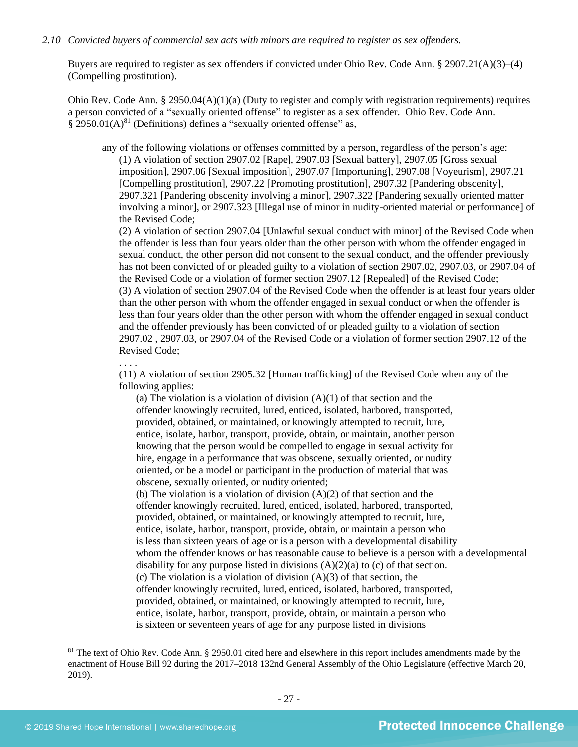*2.10 Convicted buyers of commercial sex acts with minors are required to register as sex offenders.*

Buyers are required to register as sex offenders if convicted under Ohio Rev. Code Ann. § 2907.21(A)(3)–(4) (Compelling prostitution).

Ohio Rev. Code Ann. § 2950.04(A)(1)(a) (Duty to register and comply with registration requirements) requires a person convicted of a "sexually oriented offense" to register as a sex offender. Ohio Rev. Code Ann. § 2950.01(A)[81] (Definitions) defines a "sexually oriented offense" as,

> any of the following violations or offenses committed by a person, regardless of the person's age:
>
> (1) A violation of section 2907.02 [Rape], 2907.03 [Sexual battery], 2907.05 [Gross sexual imposition], 2907.06 [Sexual imposition], 2907.07 [Importuning], 2907.08 [Voyeurism], 2907.21 [Compelling prostitution], 2907.22 [Promoting prostitution], 2907.32 [Pandering obscenity], 2907.321 [Pandering obscenity involving a minor], 2907.322 [Pandering sexually oriented matter involving a minor], or 2907.323 [Illegal use of minor in nudity-oriented material or performance] of the Revised Code;
>
> (2) A violation of section 2907.04 [Unlawful sexual conduct with minor] of the Revised Code when the offender is less than four years older than the other person with whom the offender engaged in sexual conduct, the other person did not consent to the sexual conduct, and the offender previously has not been convicted of or pleaded guilty to a violation of section 2907.02, 2907.03, or 2907.04 of the Revised Code or a violation of former section 2907.12 [Repealed] of the Revised Code;
>
> (3) A violation of section 2907.04 of the Revised Code when the offender is at least four years older than the other person with whom the offender engaged in sexual conduct or when the offender is less than four years older than the other person with whom the offender engaged in sexual conduct and the offender previously has been convicted of or pleaded guilty to a violation of section 2907.02 , 2907.03, or 2907.04 of the Revised Code or a violation of former section 2907.12 of the Revised Code;
>
> . . . .
>
> (11) A violation of section 2905.32 [Human trafficking] of the Revised Code when any of the following applies:
>
> > (a) The violation is a violation of division (A)(1) of that section and the offender knowingly recruited, lured, enticed, isolated, harbored, transported, provided, obtained, or maintained, or knowingly attempted to recruit, lure, entice, isolate, harbor, transport, provide, obtain, or maintain, another person knowing that the person would be compelled to engage in sexual activity for hire, engage in a performance that was obscene, sexually oriented, or nudity oriented, or be a model or participant in the production of material that was obscene, sexually oriented, or nudity oriented;
> >
> > (b) The violation is a violation of division (A)(2) of that section and the offender knowingly recruited, lured, enticed, isolated, harbored, transported, provided, obtained, or maintained, or knowingly attempted to recruit, lure, entice, isolate, harbor, transport, provide, obtain, or maintain a person who is less than sixteen years of age or is a person with a developmental disability whom the offender knows or has reasonable cause to believe is a person with a developmental disability for any purpose listed in divisions (A)(2)(a) to (c) of that section.
> >
> > (c) The violation is a violation of division (A)(3) of that section, the offender knowingly recruited, lured, enticed, isolated, harbored, transported, provided, obtained, or maintained, or knowingly attempted to recruit, lure, entice, isolate, harbor, transport, provide, obtain, or maintain a person who is sixteen or seventeen years of age for any purpose listed in divisions

[81] The text of Ohio Rev. Code Ann. § 2950.01 cited here and elsewhere in this report includes amendments made by the enactment of House Bill 92 during the 2017–2018 132nd General Assembly of the Ohio Legislature (effective March 20, 2019).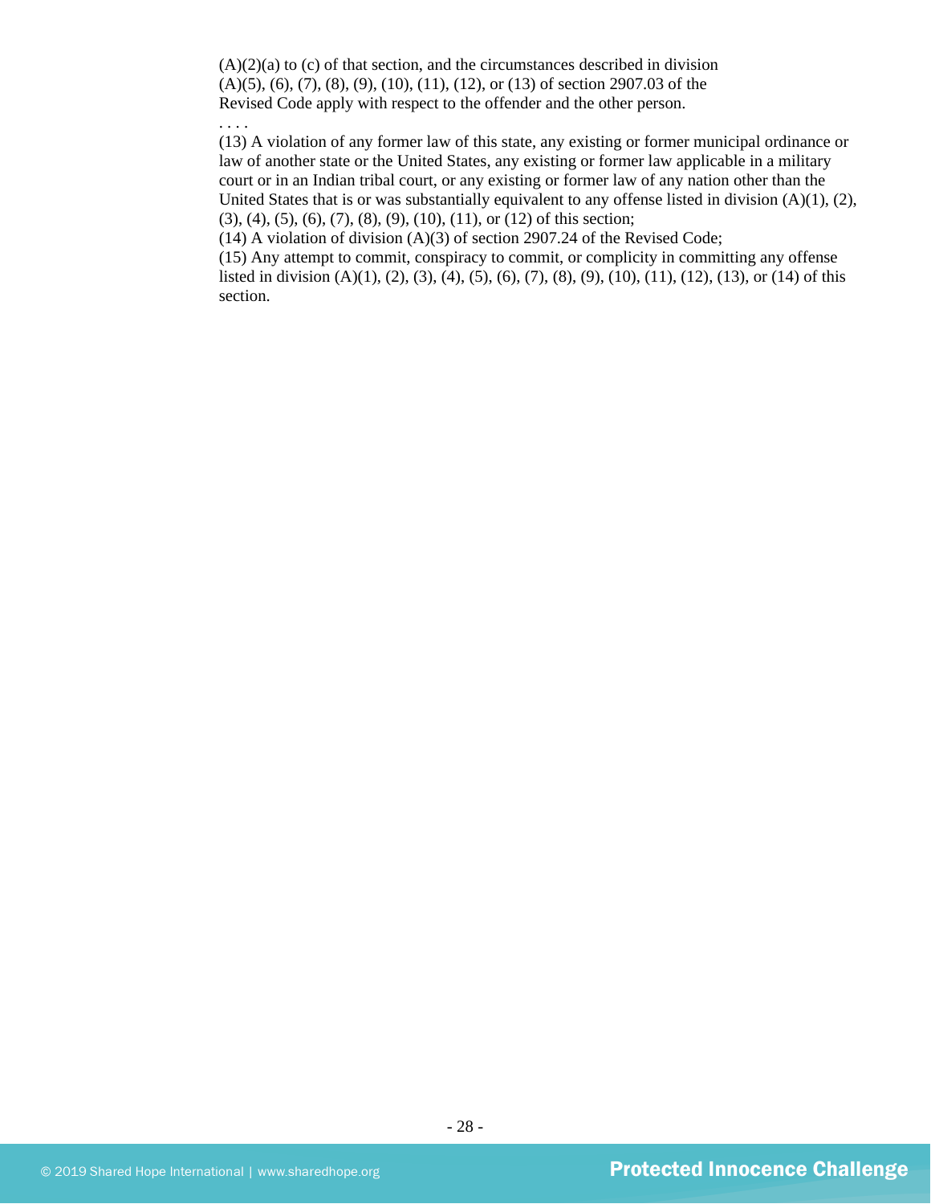(A)(2)(a) to (c) of that section, and the circumstances described in division (A)(5), (6), (7), (8), (9), (10), (11), (12), or (13) of section 2907.03 of the Revised Code apply with respect to the offender and the other person.

. . . .

(13) A violation of any former law of this state, any existing or former municipal ordinance or law of another state or the United States, any existing or former law applicable in a military court or in an Indian tribal court, or any existing or former law of any nation other than the United States that is or was substantially equivalent to any offense listed in division (A)(1), (2), (3), (4), (5), (6), (7), (8), (9), (10), (11), or (12) of this section;

(14) A violation of division (A)(3) of section 2907.24 of the Revised Code;

(15) Any attempt to commit, conspiracy to commit, or complicity in committing any offense listed in division (A)(1), (2), (3), (4), (5), (6), (7), (8), (9), (10), (11), (12), (13), or (14) of this section.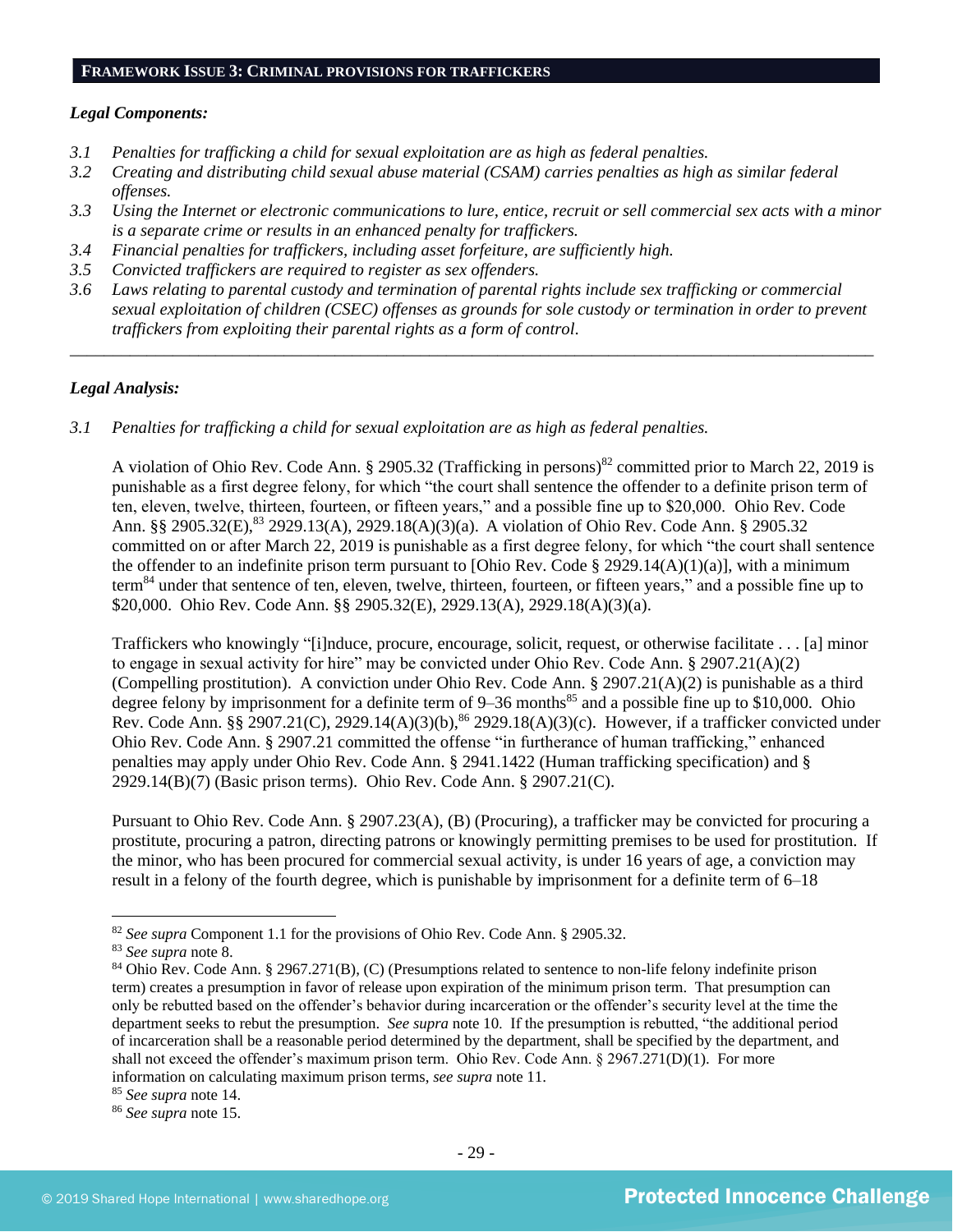## FRAMEWORK ISSUE 3: CRIMINAL PROVISIONS FOR TRAFFICKERS

***Legal Components:***

*3.1 Penalties for trafficking a child for sexual exploitation are as high as federal penalties.*
*3.2 Creating and distributing child sexual abuse material (CSAM) carries penalties as high as similar federal offenses.*
*3.3 Using the Internet or electronic communications to lure, entice, recruit or sell commercial sex acts with a minor is a separate crime or results in an enhanced penalty for traffickers.*
*3.4 Financial penalties for traffickers, including asset forfeiture, are sufficiently high.*
*3.5 Convicted traffickers are required to register as sex offenders.*
*3.6 Laws relating to parental custody and termination of parental rights include sex trafficking or commercial sexual exploitation of children (CSEC) offenses as grounds for sole custody or termination in order to prevent traffickers from exploiting their parental rights as a form of control.*

---

***Legal Analysis:***

*3.1 Penalties for trafficking a child for sexual exploitation are as high as federal penalties.*

A violation of Ohio Rev. Code Ann. § 2905.32 (Trafficking in persons)[82] committed prior to March 22, 2019 is punishable as a first degree felony, for which "the court shall sentence the offender to a definite prison term of ten, eleven, twelve, thirteen, fourteen, or fifteen years," and a possible fine up to $20,000. Ohio Rev. Code Ann. §§ 2905.32(E),[83] 2929.13(A), 2929.18(A)(3)(a). A violation of Ohio Rev. Code Ann. § 2905.32 committed on or after March 22, 2019 is punishable as a first degree felony, for which "the court shall sentence the offender to an indefinite prison term pursuant to [Ohio Rev. Code § 2929.14(A)(1)(a)], with a minimum term[84] under that sentence of ten, eleven, twelve, thirteen, fourteen, or fifteen years," and a possible fine up to $20,000. Ohio Rev. Code Ann. §§ 2905.32(E), 2929.13(A), 2929.18(A)(3)(a).

Traffickers who knowingly "[i]nduce, procure, encourage, solicit, request, or otherwise facilitate . . . [a] minor to engage in sexual activity for hire" may be convicted under Ohio Rev. Code Ann. § 2907.21(A)(2) (Compelling prostitution). A conviction under Ohio Rev. Code Ann. § 2907.21(A)(2) is punishable as a third degree felony by imprisonment for a definite term of 9–36 months[85] and a possible fine up to $10,000. Ohio Rev. Code Ann. §§ 2907.21(C), 2929.14(A)(3)(b),[86] 2929.18(A)(3)(c). However, if a trafficker convicted under Ohio Rev. Code Ann. § 2907.21 committed the offense "in furtherance of human trafficking," enhanced penalties may apply under Ohio Rev. Code Ann. § 2941.1422 (Human trafficking specification) and § 2929.14(B)(7) (Basic prison terms). Ohio Rev. Code Ann. § 2907.21(C).

Pursuant to Ohio Rev. Code Ann. § 2907.23(A), (B) (Procuring), a trafficker may be convicted for procuring a prostitute, procuring a patron, directing patrons or knowingly permitting premises to be used for prostitution. If the minor, who has been procured for commercial sexual activity, is under 16 years of age, a conviction may result in a felony of the fourth degree, which is punishable by imprisonment for a definite term of 6–18

---

[82] *See supra* Component 1.1 for the provisions of Ohio Rev. Code Ann. § 2905.32.
[83] *See supra* note 8.
[84] Ohio Rev. Code Ann. § 2967.271(B), (C) (Presumptions related to sentence to non-life felony indefinite prison term) creates a presumption in favor of release upon expiration of the minimum prison term. That presumption can only be rebutted based on the offender's behavior during incarceration or the offender's security level at the time the department seeks to rebut the presumption. *See supra* note 10. If the presumption is rebutted, "the additional period of incarceration shall be a reasonable period determined by the department, shall be specified by the department, and shall not exceed the offender's maximum prison term. Ohio Rev. Code Ann. § 2967.271(D)(1). For more information on calculating maximum prison terms, *see supra* note 11.
[85] *See supra* note 14.
[86] *See supra* note 15.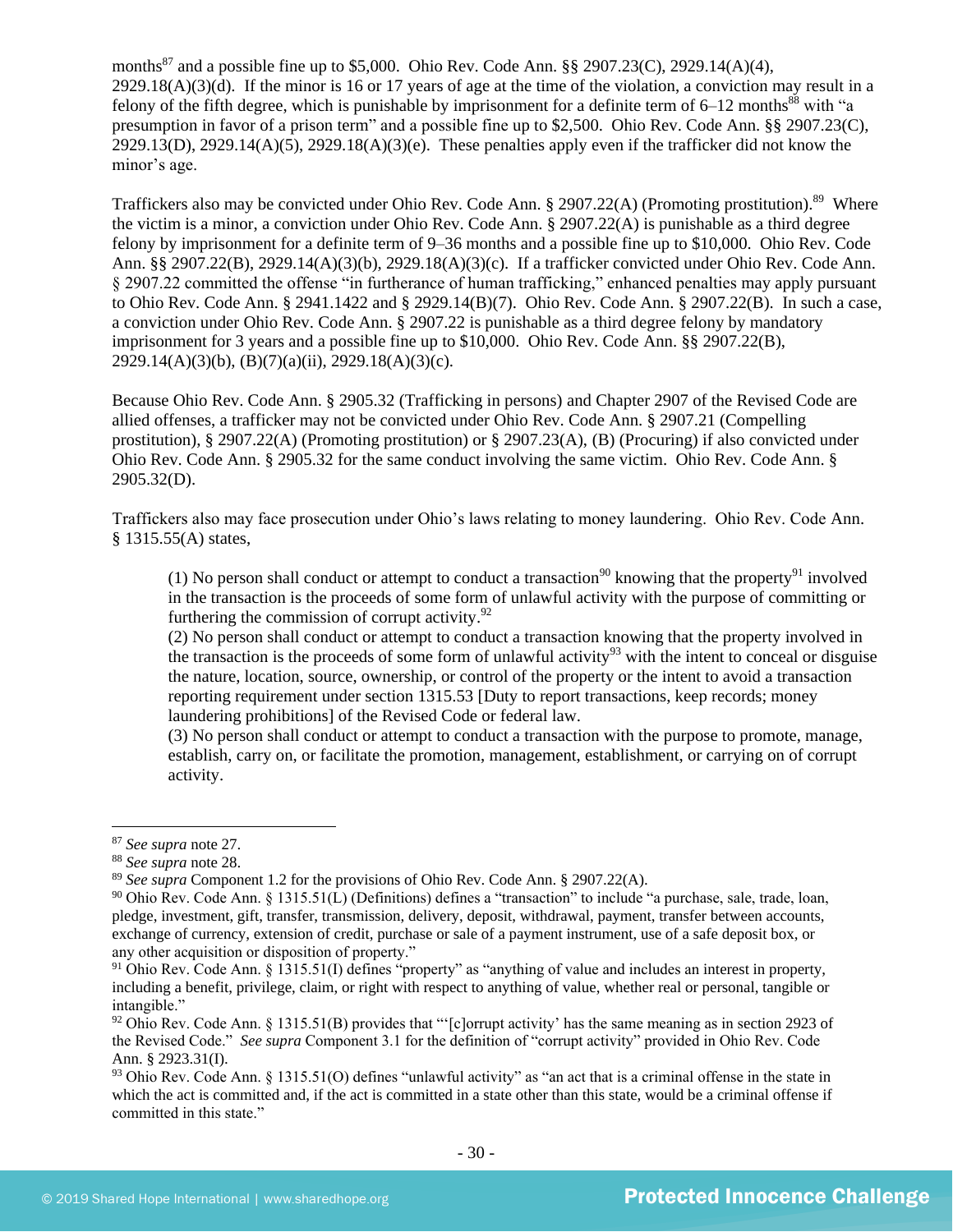months[87] and a possible fine up to $5,000. Ohio Rev. Code Ann. §§ 2907.23(C), 2929.14(A)(4), 2929.18(A)(3)(d). If the minor is 16 or 17 years of age at the time of the violation, a conviction may result in a felony of the fifth degree, which is punishable by imprisonment for a definite term of 6–12 months[88] with "a presumption in favor of a prison term" and a possible fine up to $2,500. Ohio Rev. Code Ann. §§ 2907.23(C), 2929.13(D), 2929.14(A)(5), 2929.18(A)(3)(e). These penalties apply even if the trafficker did not know the minor's age.

Traffickers also may be convicted under Ohio Rev. Code Ann. § 2907.22(A) (Promoting prostitution).[89] Where the victim is a minor, a conviction under Ohio Rev. Code Ann. § 2907.22(A) is punishable as a third degree felony by imprisonment for a definite term of 9–36 months and a possible fine up to $10,000. Ohio Rev. Code Ann. §§ 2907.22(B), 2929.14(A)(3)(b), 2929.18(A)(3)(c). If a trafficker convicted under Ohio Rev. Code Ann. § 2907.22 committed the offense "in furtherance of human trafficking," enhanced penalties may apply pursuant to Ohio Rev. Code Ann. § 2941.1422 and § 2929.14(B)(7). Ohio Rev. Code Ann. § 2907.22(B). In such a case, a conviction under Ohio Rev. Code Ann. § 2907.22 is punishable as a third degree felony by mandatory imprisonment for 3 years and a possible fine up to $10,000. Ohio Rev. Code Ann. §§ 2907.22(B), 2929.14(A)(3)(b), (B)(7)(a)(ii), 2929.18(A)(3)(c).

Because Ohio Rev. Code Ann. § 2905.32 (Trafficking in persons) and Chapter 2907 of the Revised Code are allied offenses, a trafficker may not be convicted under Ohio Rev. Code Ann. § 2907.21 (Compelling prostitution), § 2907.22(A) (Promoting prostitution) or § 2907.23(A), (B) (Procuring) if also convicted under Ohio Rev. Code Ann. § 2905.32 for the same conduct involving the same victim. Ohio Rev. Code Ann. § 2905.32(D).

Traffickers also may face prosecution under Ohio's laws relating to money laundering. Ohio Rev. Code Ann. § 1315.55(A) states,

> (1) No person shall conduct or attempt to conduct a transaction[90] knowing that the property[91] involved in the transaction is the proceeds of some form of unlawful activity with the purpose of committing or furthering the commission of corrupt activity.[92]
>
> (2) No person shall conduct or attempt to conduct a transaction knowing that the property involved in the transaction is the proceeds of some form of unlawful activity[93] with the intent to conceal or disguise the nature, location, source, ownership, or control of the property or the intent to avoid a transaction reporting requirement under section 1315.53 [Duty to report transactions, keep records; money laundering prohibitions] of the Revised Code or federal law.
>
> (3) No person shall conduct or attempt to conduct a transaction with the purpose to promote, manage, establish, carry on, or facilitate the promotion, management, establishment, or carrying on of corrupt activity.

---

[87] *See supra* note 27.

[88] *See supra* note 28.

[89] *See supra* Component 1.2 for the provisions of Ohio Rev. Code Ann. § 2907.22(A).

[90] Ohio Rev. Code Ann. § 1315.51(L) (Definitions) defines a "transaction" to include "a purchase, sale, trade, loan, pledge, investment, gift, transfer, transmission, delivery, deposit, withdrawal, payment, transfer between accounts, exchange of currency, extension of credit, purchase or sale of a payment instrument, use of a safe deposit box, or any other acquisition or disposition of property."

[91] Ohio Rev. Code Ann. § 1315.51(I) defines "property" as "anything of value and includes an interest in property, including a benefit, privilege, claim, or right with respect to anything of value, whether real or personal, tangible or intangible."

[92] Ohio Rev. Code Ann. § 1315.51(B) provides that "'[c]orrupt activity' has the same meaning as in section 2923 of the Revised Code." *See supra* Component 3.1 for the definition of "corrupt activity" provided in Ohio Rev. Code Ann. § 2923.31(I).

[93] Ohio Rev. Code Ann. § 1315.51(O) defines "unlawful activity" as "an act that is a criminal offense in the state in which the act is committed and, if the act is committed in a state other than this state, would be a criminal offense if committed in this state."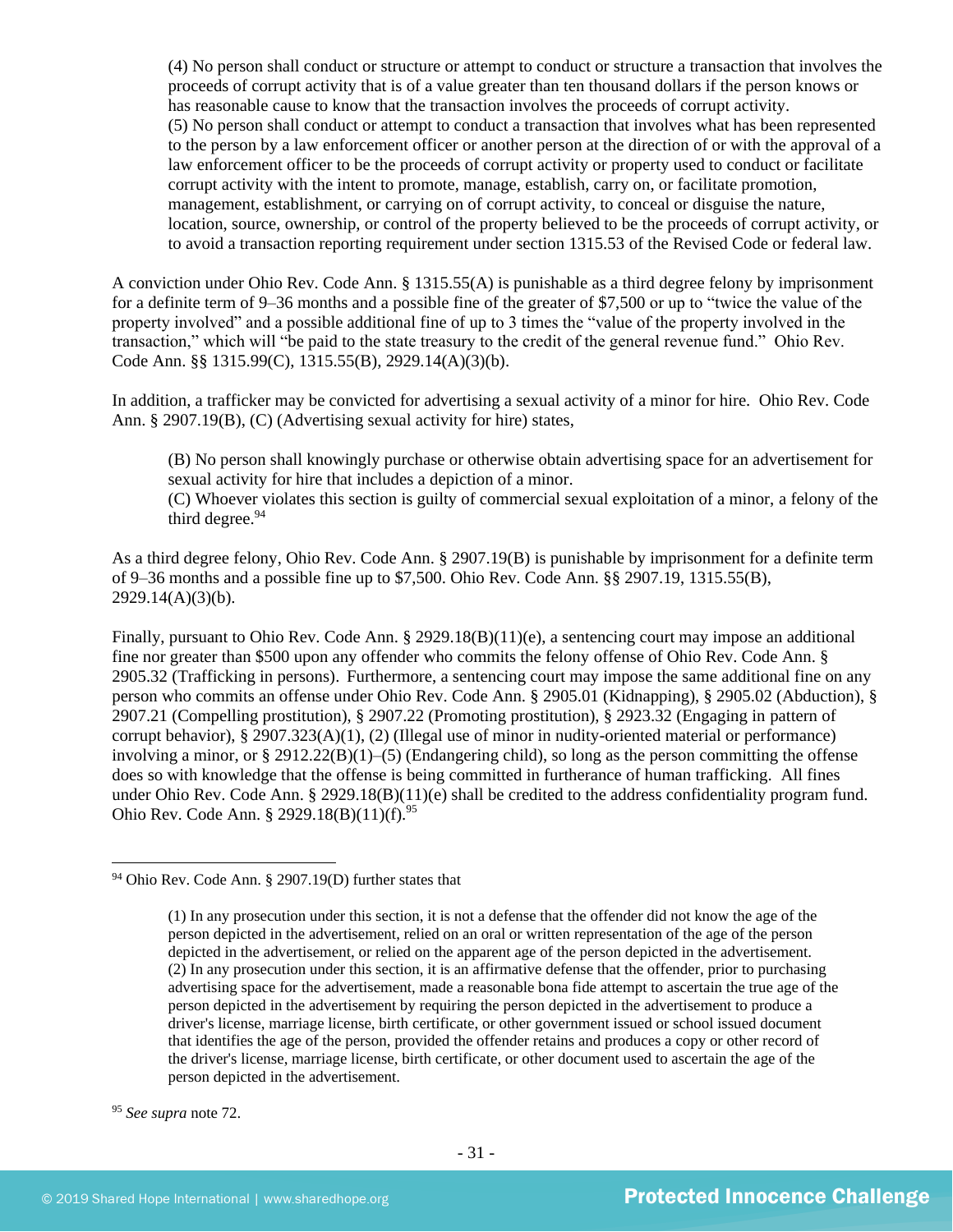> (4) No person shall conduct or structure or attempt to conduct or structure a transaction that involves the proceeds of corrupt activity that is of a value greater than ten thousand dollars if the person knows or has reasonable cause to know that the transaction involves the proceeds of corrupt activity.
> (5) No person shall conduct or attempt to conduct a transaction that involves what has been represented to the person by a law enforcement officer or another person at the direction of or with the approval of a law enforcement officer to be the proceeds of corrupt activity or property used to conduct or facilitate corrupt activity with the intent to promote, manage, establish, carry on, or facilitate promotion, management, establishment, or carrying on of corrupt activity, to conceal or disguise the nature, location, source, ownership, or control of the property believed to be the proceeds of corrupt activity, or to avoid a transaction reporting requirement under section 1315.53 of the Revised Code or federal law.

A conviction under Ohio Rev. Code Ann. § 1315.55(A) is punishable as a third degree felony by imprisonment for a definite term of 9–36 months and a possible fine of the greater of $7,500 or up to "twice the value of the property involved" and a possible additional fine of up to 3 times the "value of the property involved in the transaction," which will "be paid to the state treasury to the credit of the general revenue fund." Ohio Rev. Code Ann. §§ 1315.99(C), 1315.55(B), 2929.14(A)(3)(b).

In addition, a trafficker may be convicted for advertising a sexual activity of a minor for hire. Ohio Rev. Code Ann. § 2907.19(B), (C) (Advertising sexual activity for hire) states,

> (B) No person shall knowingly purchase or otherwise obtain advertising space for an advertisement for sexual activity for hire that includes a depiction of a minor.
> (C) Whoever violates this section is guilty of commercial sexual exploitation of a minor, a felony of the third degree.[94]

As a third degree felony, Ohio Rev. Code Ann. § 2907.19(B) is punishable by imprisonment for a definite term of 9–36 months and a possible fine up to $7,500. Ohio Rev. Code Ann. §§ 2907.19, 1315.55(B), 2929.14(A)(3)(b).

Finally, pursuant to Ohio Rev. Code Ann. § 2929.18(B)(11)(e), a sentencing court may impose an additional fine nor greater than $500 upon any offender who commits the felony offense of Ohio Rev. Code Ann. § 2905.32 (Trafficking in persons). Furthermore, a sentencing court may impose the same additional fine on any person who commits an offense under Ohio Rev. Code Ann. § 2905.01 (Kidnapping), § 2905.02 (Abduction), § 2907.21 (Compelling prostitution), § 2907.22 (Promoting prostitution), § 2923.32 (Engaging in pattern of corrupt behavior), § 2907.323(A)(1), (2) (Illegal use of minor in nudity-oriented material or performance) involving a minor, or § 2912.22(B)(1)–(5) (Endangering child), so long as the person committing the offense does so with knowledge that the offense is being committed in furtherance of human trafficking. All fines under Ohio Rev. Code Ann. § 2929.18(B)(11)(e) shall be credited to the address confidentiality program fund. Ohio Rev. Code Ann. § 2929.18(B)(11)(f).[95]

---

[94] Ohio Rev. Code Ann. § 2907.19(D) further states that

> (1) In any prosecution under this section, it is not a defense that the offender did not know the age of the person depicted in the advertisement, relied on an oral or written representation of the age of the person depicted in the advertisement, or relied on the apparent age of the person depicted in the advertisement.
> (2) In any prosecution under this section, it is an affirmative defense that the offender, prior to purchasing advertising space for the advertisement, made a reasonable bona fide attempt to ascertain the true age of the person depicted in the advertisement by requiring the person depicted in the advertisement to produce a driver's license, marriage license, birth certificate, or other government issued or school issued document that identifies the age of the person, provided the offender retains and produces a copy or other record of the driver's license, marriage license, birth certificate, or other document used to ascertain the age of the person depicted in the advertisement.

[95] *See supra* note 72.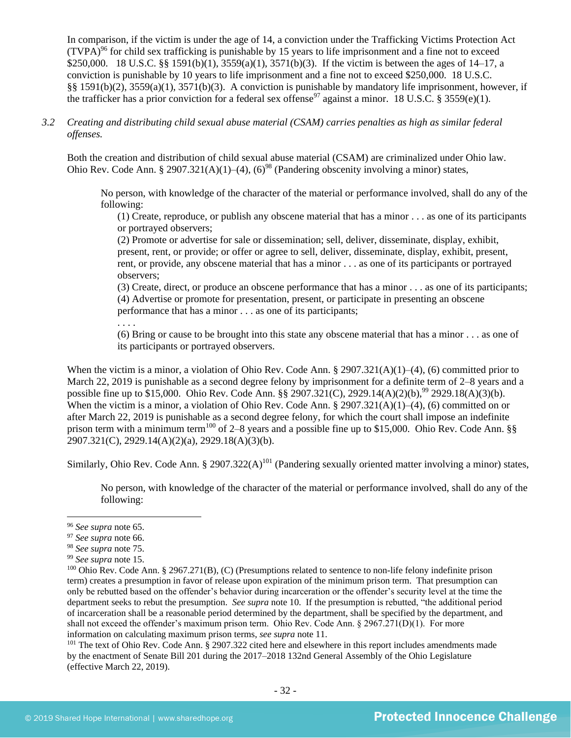In comparison, if the victim is under the age of 14, a conviction under the Trafficking Victims Protection Act (TVPA)[96] for child sex trafficking is punishable by 15 years to life imprisonment and a fine not to exceed $250,000. 18 U.S.C. §§ 1591(b)(1), 3559(a)(1), 3571(b)(3). If the victim is between the ages of 14–17, a conviction is punishable by 10 years to life imprisonment and a fine not to exceed $250,000. 18 U.S.C. §§ 1591(b)(2), 3559(a)(1), 3571(b)(3). A conviction is punishable by mandatory life imprisonment, however, if the trafficker has a prior conviction for a federal sex offense[97] against a minor. 18 U.S.C. § 3559(e)(1).

*3.2 Creating and distributing child sexual abuse material (CSAM) carries penalties as high as similar federal offenses.*

Both the creation and distribution of child sexual abuse material (CSAM) are criminalized under Ohio law. Ohio Rev. Code Ann. § 2907.321(A)(1)–(4), (6)[98] (Pandering obscenity involving a minor) states,

> No person, with knowledge of the character of the material or performance involved, shall do any of the following:
>
> (1) Create, reproduce, or publish any obscene material that has a minor . . . as one of its participants or portrayed observers;
>
> (2) Promote or advertise for sale or dissemination; sell, deliver, disseminate, display, exhibit, present, rent, or provide; or offer or agree to sell, deliver, disseminate, display, exhibit, present, rent, or provide, any obscene material that has a minor . . . as one of its participants or portrayed observers;
>
> (3) Create, direct, or produce an obscene performance that has a minor . . . as one of its participants;
>
> (4) Advertise or promote for presentation, present, or participate in presenting an obscene performance that has a minor . . . as one of its participants;
>
> . . . .
>
> (6) Bring or cause to be brought into this state any obscene material that has a minor . . . as one of its participants or portrayed observers.

When the victim is a minor, a violation of Ohio Rev. Code Ann. § 2907.321(A)(1)–(4), (6) committed prior to March 22, 2019 is punishable as a second degree felony by imprisonment for a definite term of 2–8 years and a possible fine up to $15,000. Ohio Rev. Code Ann. §§ 2907.321(C), 2929.14(A)(2)(b),[99] 2929.18(A)(3)(b). When the victim is a minor, a violation of Ohio Rev. Code Ann. § 2907.321(A)(1)–(4), (6) committed on or after March 22, 2019 is punishable as a second degree felony, for which the court shall impose an indefinite prison term with a minimum term[100] of 2–8 years and a possible fine up to $15,000. Ohio Rev. Code Ann. §§ 2907.321(C), 2929.14(A)(2)(a), 2929.18(A)(3)(b).

Similarly, Ohio Rev. Code Ann. § 2907.322(A)[101] (Pandering sexually oriented matter involving a minor) states,

> No person, with knowledge of the character of the material or performance involved, shall do any of the following:

---

[96] *See supra* note 65.

[97] *See supra* note 66.

[98] *See supra* note 75.

[99] *See supra* note 15.

[100] Ohio Rev. Code Ann. § 2967.271(B), (C) (Presumptions related to sentence to non-life felony indefinite prison term) creates a presumption in favor of release upon expiration of the minimum prison term. That presumption can only be rebutted based on the offender's behavior during incarceration or the offender's security level at the time the department seeks to rebut the presumption. *See supra* note 10. If the presumption is rebutted, "the additional period of incarceration shall be a reasonable period determined by the department, shall be specified by the department, and shall not exceed the offender's maximum prison term. Ohio Rev. Code Ann. § 2967.271(D)(1). For more information on calculating maximum prison terms, *see supra* note 11.

[101] The text of Ohio Rev. Code Ann. § 2907.322 cited here and elsewhere in this report includes amendments made by the enactment of Senate Bill 201 during the 2017–2018 132nd General Assembly of the Ohio Legislature (effective March 22, 2019).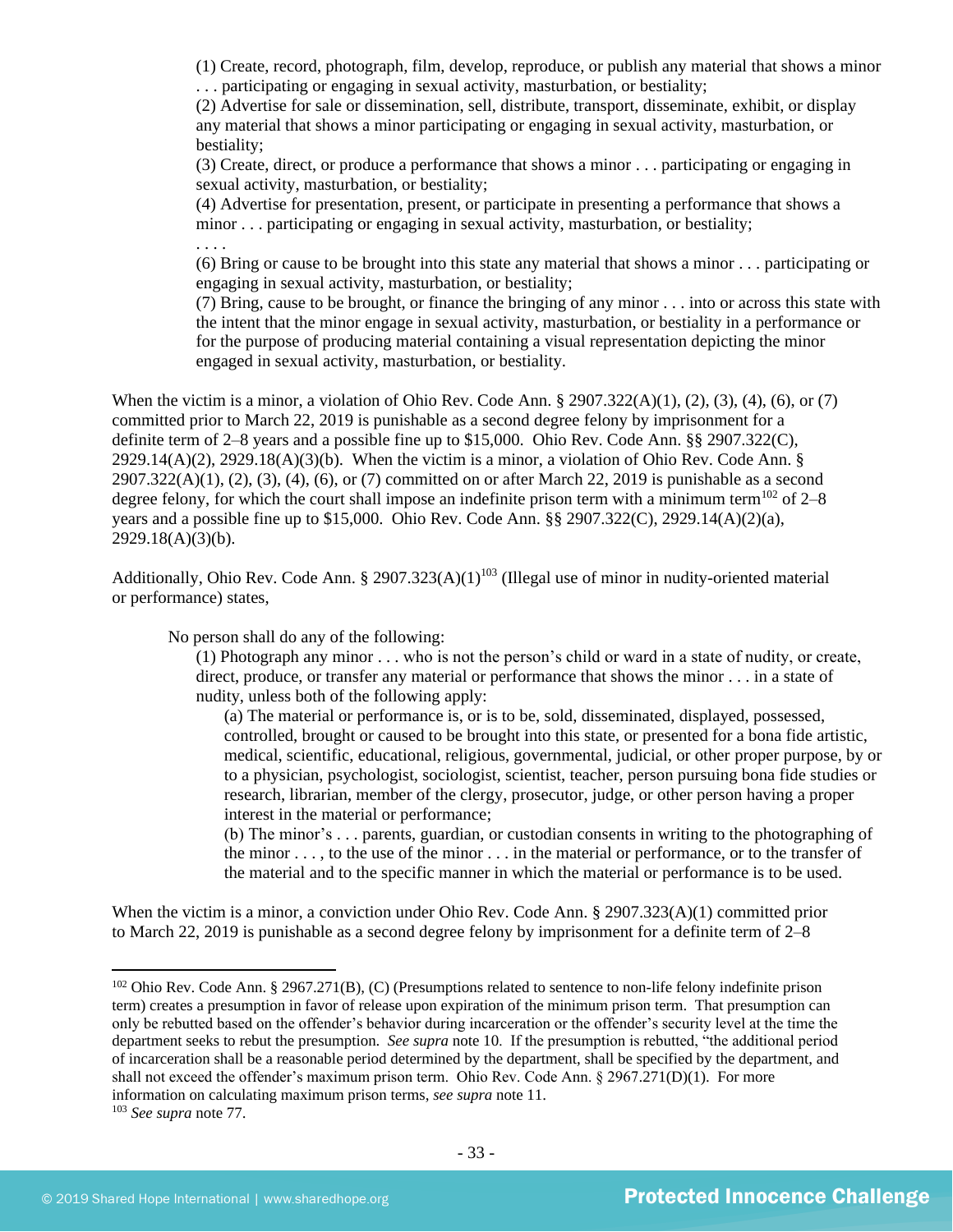> (1) Create, record, photograph, film, develop, reproduce, or publish any material that shows a minor . . . participating or engaging in sexual activity, masturbation, or bestiality;
> (2) Advertise for sale or dissemination, sell, distribute, transport, disseminate, exhibit, or display any material that shows a minor participating or engaging in sexual activity, masturbation, or bestiality;
> (3) Create, direct, or produce a performance that shows a minor . . . participating or engaging in sexual activity, masturbation, or bestiality;
> (4) Advertise for presentation, present, or participate in presenting a performance that shows a minor . . . participating or engaging in sexual activity, masturbation, or bestiality;
> . . . .
> (6) Bring or cause to be brought into this state any material that shows a minor . . . participating or engaging in sexual activity, masturbation, or bestiality;
> (7) Bring, cause to be brought, or finance the bringing of any minor . . . into or across this state with the intent that the minor engage in sexual activity, masturbation, or bestiality in a performance or for the purpose of producing material containing a visual representation depicting the minor engaged in sexual activity, masturbation, or bestiality.

When the victim is a minor, a violation of Ohio Rev. Code Ann. § 2907.322(A)(1), (2), (3), (4), (6), or (7) committed prior to March 22, 2019 is punishable as a second degree felony by imprisonment for a definite term of 2–8 years and a possible fine up to $15,000. Ohio Rev. Code Ann. §§ 2907.322(C), 2929.14(A)(2), 2929.18(A)(3)(b). When the victim is a minor, a violation of Ohio Rev. Code Ann. § 2907.322(A)(1), (2), (3), (4), (6), or (7) committed on or after March 22, 2019 is punishable as a second degree felony, for which the court shall impose an indefinite prison term with a minimum term[102] of 2–8 years and a possible fine up to $15,000. Ohio Rev. Code Ann. §§ 2907.322(C), 2929.14(A)(2)(a), 2929.18(A)(3)(b).

Additionally, Ohio Rev. Code Ann. § 2907.323(A)(1)[103] (Illegal use of minor in nudity-oriented material or performance) states,

> No person shall do any of the following:
> (1) Photograph any minor . . . who is not the person's child or ward in a state of nudity, or create, direct, produce, or transfer any material or performance that shows the minor . . . in a state of nudity, unless both of the following apply:
> > (a) The material or performance is, or is to be, sold, disseminated, displayed, possessed, controlled, brought or caused to be brought into this state, or presented for a bona fide artistic, medical, scientific, educational, religious, governmental, judicial, or other proper purpose, by or to a physician, psychologist, sociologist, scientist, teacher, person pursuing bona fide studies or research, librarian, member of the clergy, prosecutor, judge, or other person having a proper interest in the material or performance;
> > (b) The minor's . . . parents, guardian, or custodian consents in writing to the photographing of the minor . . . , to the use of the minor . . . in the material or performance, or to the transfer of the material and to the specific manner in which the material or performance is to be used.

When the victim is a minor, a conviction under Ohio Rev. Code Ann. § 2907.323(A)(1) committed prior to March 22, 2019 is punishable as a second degree felony by imprisonment for a definite term of 2–8

---

[102] Ohio Rev. Code Ann. § 2967.271(B), (C) (Presumptions related to sentence to non-life felony indefinite prison term) creates a presumption in favor of release upon expiration of the minimum prison term. That presumption can only be rebutted based on the offender's behavior during incarceration or the offender's security level at the time the department seeks to rebut the presumption. *See supra* note 10. If the presumption is rebutted, "the additional period of incarceration shall be a reasonable period determined by the department, shall be specified by the department, and shall not exceed the offender's maximum prison term. Ohio Rev. Code Ann. § 2967.271(D)(1). For more information on calculating maximum prison terms, *see supra* note 11.

[103] *See supra* note 77.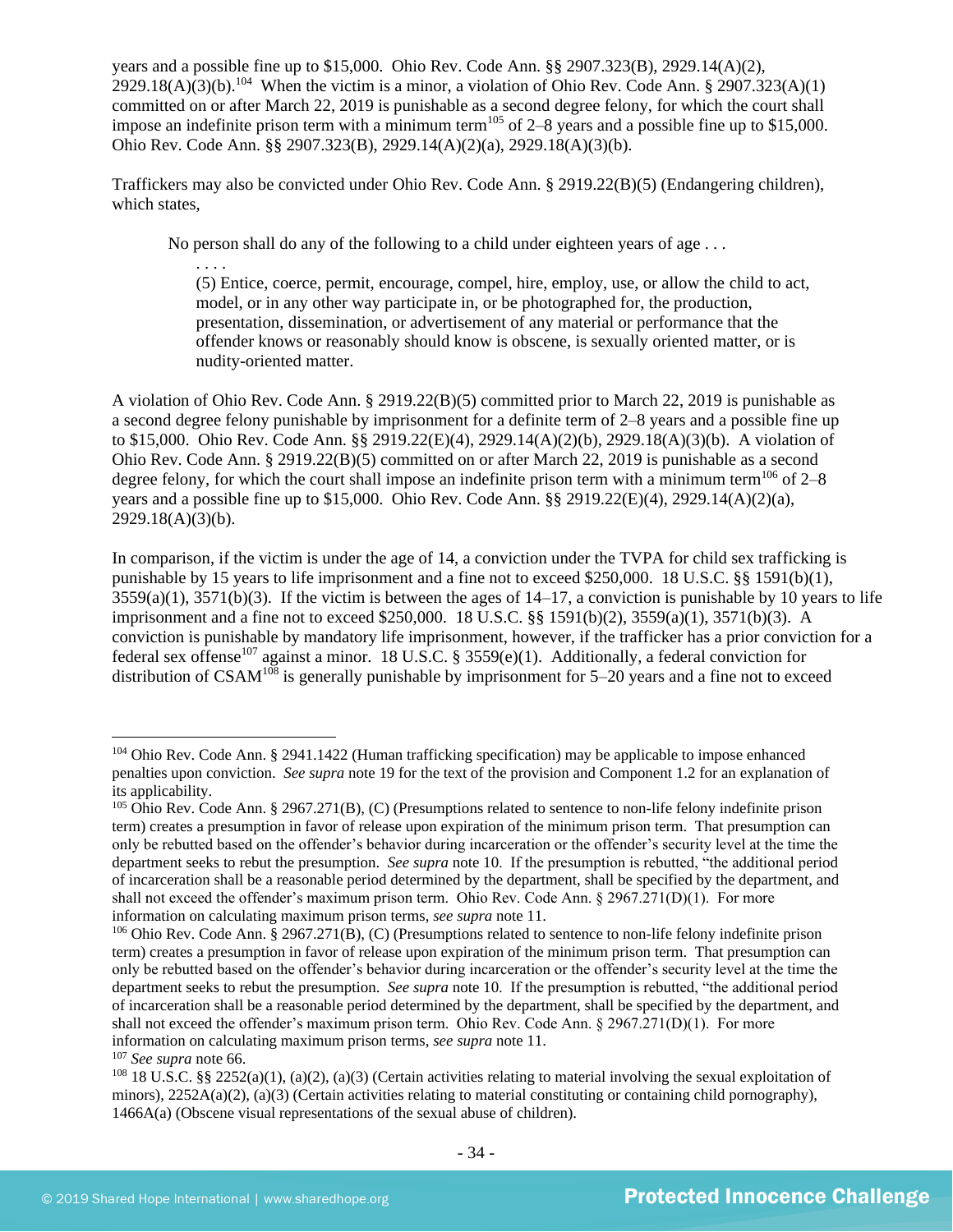years and a possible fine up to $15,000. Ohio Rev. Code Ann. §§ 2907.323(B), 2929.14(A)(2), 2929.18(A)(3)(b).[104] When the victim is a minor, a violation of Ohio Rev. Code Ann. § 2907.323(A)(1) committed on or after March 22, 2019 is punishable as a second degree felony, for which the court shall impose an indefinite prison term with a minimum term[105] of 2–8 years and a possible fine up to $15,000. Ohio Rev. Code Ann. §§ 2907.323(B), 2929.14(A)(2)(a), 2929.18(A)(3)(b).

Traffickers may also be convicted under Ohio Rev. Code Ann. § 2919.22(B)(5) (Endangering children), which states,

> No person shall do any of the following to a child under eighteen years of age . . .
>
> . . . .
>
> (5) Entice, coerce, permit, encourage, compel, hire, employ, use, or allow the child to act, model, or in any other way participate in, or be photographed for, the production, presentation, dissemination, or advertisement of any material or performance that the offender knows or reasonably should know is obscene, is sexually oriented matter, or is nudity-oriented matter.

A violation of Ohio Rev. Code Ann. § 2919.22(B)(5) committed prior to March 22, 2019 is punishable as a second degree felony punishable by imprisonment for a definite term of 2–8 years and a possible fine up to $15,000. Ohio Rev. Code Ann. §§ 2919.22(E)(4), 2929.14(A)(2)(b), 2929.18(A)(3)(b). A violation of Ohio Rev. Code Ann. § 2919.22(B)(5) committed on or after March 22, 2019 is punishable as a second degree felony, for which the court shall impose an indefinite prison term with a minimum term[106] of 2–8 years and a possible fine up to $15,000. Ohio Rev. Code Ann. §§ 2919.22(E)(4), 2929.14(A)(2)(a), 2929.18(A)(3)(b).

In comparison, if the victim is under the age of 14, a conviction under the TVPA for child sex trafficking is punishable by 15 years to life imprisonment and a fine not to exceed $250,000. 18 U.S.C. §§ 1591(b)(1), 3559(a)(1), 3571(b)(3). If the victim is between the ages of 14–17, a conviction is punishable by 10 years to life imprisonment and a fine not to exceed $250,000. 18 U.S.C. §§ 1591(b)(2), 3559(a)(1), 3571(b)(3). A conviction is punishable by mandatory life imprisonment, however, if the trafficker has a prior conviction for a federal sex offense[107] against a minor. 18 U.S.C. § 3559(e)(1). Additionally, a federal conviction for distribution of CSAM[108] is generally punishable by imprisonment for 5–20 years and a fine not to exceed

---

[104] Ohio Rev. Code Ann. § 2941.1422 (Human trafficking specification) may be applicable to impose enhanced penalties upon conviction. *See supra* note 19 for the text of the provision and Component 1.2 for an explanation of its applicability.

[105] Ohio Rev. Code Ann. § 2967.271(B), (C) (Presumptions related to sentence to non-life felony indefinite prison term) creates a presumption in favor of release upon expiration of the minimum prison term. That presumption can only be rebutted based on the offender's behavior during incarceration or the offender's security level at the time the department seeks to rebut the presumption. *See supra* note 10. If the presumption is rebutted, "the additional period of incarceration shall be a reasonable period determined by the department, shall be specified by the department, and shall not exceed the offender's maximum prison term. Ohio Rev. Code Ann. § 2967.271(D)(1). For more information on calculating maximum prison terms, *see supra* note 11.

[106] Ohio Rev. Code Ann. § 2967.271(B), (C) (Presumptions related to sentence to non-life felony indefinite prison term) creates a presumption in favor of release upon expiration of the minimum prison term. That presumption can only be rebutted based on the offender's behavior during incarceration or the offender's security level at the time the department seeks to rebut the presumption. *See supra* note 10. If the presumption is rebutted, "the additional period of incarceration shall be a reasonable period determined by the department, shall be specified by the department, and shall not exceed the offender's maximum prison term. Ohio Rev. Code Ann. § 2967.271(D)(1). For more information on calculating maximum prison terms, *see supra* note 11.

[107] *See supra* note 66.

[108] 18 U.S.C. §§ 2252(a)(1), (a)(2), (a)(3) (Certain activities relating to material involving the sexual exploitation of minors), 2252A(a)(2), (a)(3) (Certain activities relating to material constituting or containing child pornography), 1466A(a) (Obscene visual representations of the sexual abuse of children).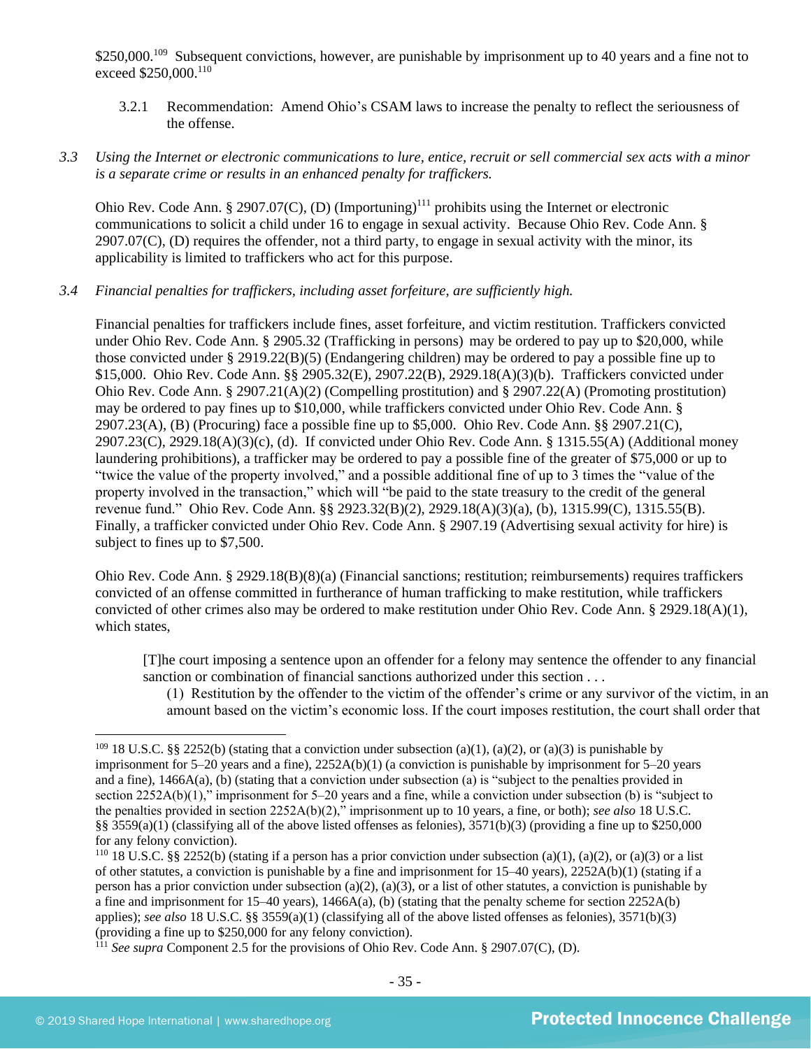$250,000.[109] Subsequent convictions, however, are punishable by imprisonment up to 40 years and a fine not to exceed $250,000.[110]

3.2.1 Recommendation: Amend Ohio's CSAM laws to increase the penalty to reflect the seriousness of the offense.

*3.3 Using the Internet or electronic communications to lure, entice, recruit or sell commercial sex acts with a minor is a separate crime or results in an enhanced penalty for traffickers.*

Ohio Rev. Code Ann. § 2907.07(C), (D) (Importuning)[111] prohibits using the Internet or electronic communications to solicit a child under 16 to engage in sexual activity. Because Ohio Rev. Code Ann. § 2907.07(C), (D) requires the offender, not a third party, to engage in sexual activity with the minor, its applicability is limited to traffickers who act for this purpose.

*3.4 Financial penalties for traffickers, including asset forfeiture, are sufficiently high.*

Financial penalties for traffickers include fines, asset forfeiture, and victim restitution. Traffickers convicted under Ohio Rev. Code Ann. § 2905.32 (Trafficking in persons) may be ordered to pay up to $20,000, while those convicted under § 2919.22(B)(5) (Endangering children) may be ordered to pay a possible fine up to $15,000. Ohio Rev. Code Ann. §§ 2905.32(E), 2907.22(B), 2929.18(A)(3)(b). Traffickers convicted under Ohio Rev. Code Ann. § 2907.21(A)(2) (Compelling prostitution) and § 2907.22(A) (Promoting prostitution) may be ordered to pay fines up to $10,000, while traffickers convicted under Ohio Rev. Code Ann. § 2907.23(A), (B) (Procuring) face a possible fine up to $5,000. Ohio Rev. Code Ann. §§ 2907.21(C), 2907.23(C), 2929.18(A)(3)(c), (d). If convicted under Ohio Rev. Code Ann. § 1315.55(A) (Additional money laundering prohibitions), a trafficker may be ordered to pay a possible fine of the greater of $75,000 or up to "twice the value of the property involved," and a possible additional fine of up to 3 times the "value of the property involved in the transaction," which will "be paid to the state treasury to the credit of the general revenue fund." Ohio Rev. Code Ann. §§ 2923.32(B)(2), 2929.18(A)(3)(a), (b), 1315.99(C), 1315.55(B). Finally, a trafficker convicted under Ohio Rev. Code Ann. § 2907.19 (Advertising sexual activity for hire) is subject to fines up to $7,500.

Ohio Rev. Code Ann. § 2929.18(B)(8)(a) (Financial sanctions; restitution; reimbursements) requires traffickers convicted of an offense committed in furtherance of human trafficking to make restitution, while traffickers convicted of other crimes also may be ordered to make restitution under Ohio Rev. Code Ann. § 2929.18(A)(1), which states,

> [T]he court imposing a sentence upon an offender for a felony may sentence the offender to any financial sanction or combination of financial sanctions authorized under this section . . .
>
> (1) Restitution by the offender to the victim of the offender's crime or any survivor of the victim, in an amount based on the victim's economic loss. If the court imposes restitution, the court shall order that

---

[109] 18 U.S.C. §§ 2252(b) (stating that a conviction under subsection (a)(1), (a)(2), or (a)(3) is punishable by imprisonment for 5–20 years and a fine), 2252A(b)(1) (a conviction is punishable by imprisonment for 5–20 years and a fine), 1466A(a), (b) (stating that a conviction under subsection (a) is "subject to the penalties provided in section 2252A(b)(1)," imprisonment for 5–20 years and a fine, while a conviction under subsection (b) is "subject to the penalties provided in section 2252A(b)(2)," imprisonment up to 10 years, a fine, or both); *see also* 18 U.S.C. §§ 3559(a)(1) (classifying all of the above listed offenses as felonies), 3571(b)(3) (providing a fine up to $250,000 for any felony conviction).

[110] 18 U.S.C. §§ 2252(b) (stating if a person has a prior conviction under subsection (a)(1), (a)(2), or (a)(3) or a list of other statutes, a conviction is punishable by a fine and imprisonment for 15–40 years), 2252A(b)(1) (stating if a person has a prior conviction under subsection (a)(2), (a)(3), or a list of other statutes, a conviction is punishable by a fine and imprisonment for 15–40 years), 1466A(a), (b) (stating that the penalty scheme for section 2252A(b) applies); *see also* 18 U.S.C. §§ 3559(a)(1) (classifying all of the above listed offenses as felonies), 3571(b)(3) (providing a fine up to $250,000 for any felony conviction).

[111] *See supra* Component 2.5 for the provisions of Ohio Rev. Code Ann. § 2907.07(C), (D).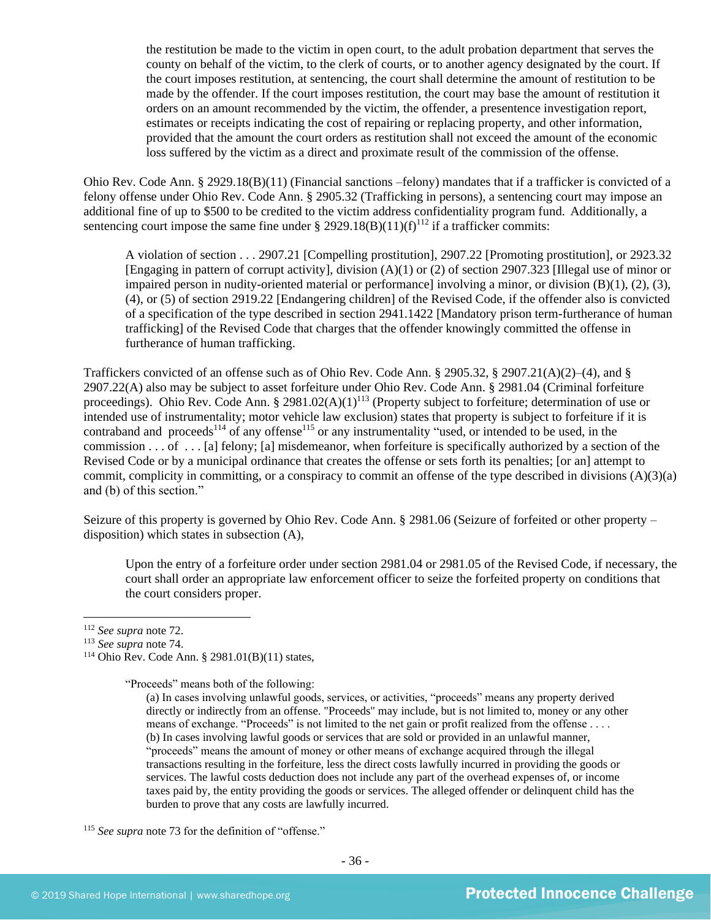> the restitution be made to the victim in open court, to the adult probation department that serves the county on behalf of the victim, to the clerk of courts, or to another agency designated by the court. If the court imposes restitution, at sentencing, the court shall determine the amount of restitution to be made by the offender. If the court imposes restitution, the court may base the amount of restitution it orders on an amount recommended by the victim, the offender, a presentence investigation report, estimates or receipts indicating the cost of repairing or replacing property, and other information, provided that the amount the court orders as restitution shall not exceed the amount of the economic loss suffered by the victim as a direct and proximate result of the commission of the offense.

Ohio Rev. Code Ann. § 2929.18(B)(11) (Financial sanctions –felony) mandates that if a trafficker is convicted of a felony offense under Ohio Rev. Code Ann. § 2905.32 (Trafficking in persons), a sentencing court may impose an additional fine of up to $500 to be credited to the victim address confidentiality program fund. Additionally, a sentencing court impose the same fine under § 2929.18(B)(11)(f)[112] if a trafficker commits:

> A violation of section . . . 2907.21 [Compelling prostitution], 2907.22 [Promoting prostitution], or 2923.32 [Engaging in pattern of corrupt activity], division (A)(1) or (2) of section 2907.323 [Illegal use of minor or impaired person in nudity-oriented material or performance] involving a minor, or division (B)(1), (2), (3), (4), or (5) of section 2919.22 [Endangering children] of the Revised Code, if the offender also is convicted of a specification of the type described in section 2941.1422 [Mandatory prison term-furtherance of human trafficking] of the Revised Code that charges that the offender knowingly committed the offense in furtherance of human trafficking.

Traffickers convicted of an offense such as of Ohio Rev. Code Ann. § 2905.32, § 2907.21(A)(2)–(4), and § 2907.22(A) also may be subject to asset forfeiture under Ohio Rev. Code Ann. § 2981.04 (Criminal forfeiture proceedings). Ohio Rev. Code Ann. § 2981.02(A)(1)[113] (Property subject to forfeiture; determination of use or intended use of instrumentality; motor vehicle law exclusion) states that property is subject to forfeiture if it is contraband and proceeds[114] of any offense[115] or any instrumentality "used, or intended to be used, in the commission . . . of . . . [a] felony; [a] misdemeanor, when forfeiture is specifically authorized by a section of the Revised Code or by a municipal ordinance that creates the offense or sets forth its penalties; [or an] attempt to commit, complicity in committing, or a conspiracy to commit an offense of the type described in divisions (A)(3)(a) and (b) of this section."

Seizure of this property is governed by Ohio Rev. Code Ann. § 2981.06 (Seizure of forfeited or other property – disposition) which states in subsection (A),

> Upon the entry of a forfeiture order under section 2981.04 or 2981.05 of the Revised Code, if necessary, the court shall order an appropriate law enforcement officer to seize the forfeited property on conditions that the court considers proper.

---

[112] *See supra* note 72.

[113] *See supra* note 74.

[114] Ohio Rev. Code Ann. § 2981.01(B)(11) states,

> "Proceeds" means both of the following:
>
> (a) In cases involving unlawful goods, services, or activities, "proceeds" means any property derived directly or indirectly from an offense. "Proceeds" may include, but is not limited to, money or any other means of exchange. "Proceeds" is not limited to the net gain or profit realized from the offense . . . .
>
> (b) In cases involving lawful goods or services that are sold or provided in an unlawful manner, "proceeds" means the amount of money or other means of exchange acquired through the illegal transactions resulting in the forfeiture, less the direct costs lawfully incurred in providing the goods or services. The lawful costs deduction does not include any part of the overhead expenses of, or income taxes paid by, the entity providing the goods or services. The alleged offender or delinquent child has the burden to prove that any costs are lawfully incurred.

[115] *See supra* note 73 for the definition of "offense."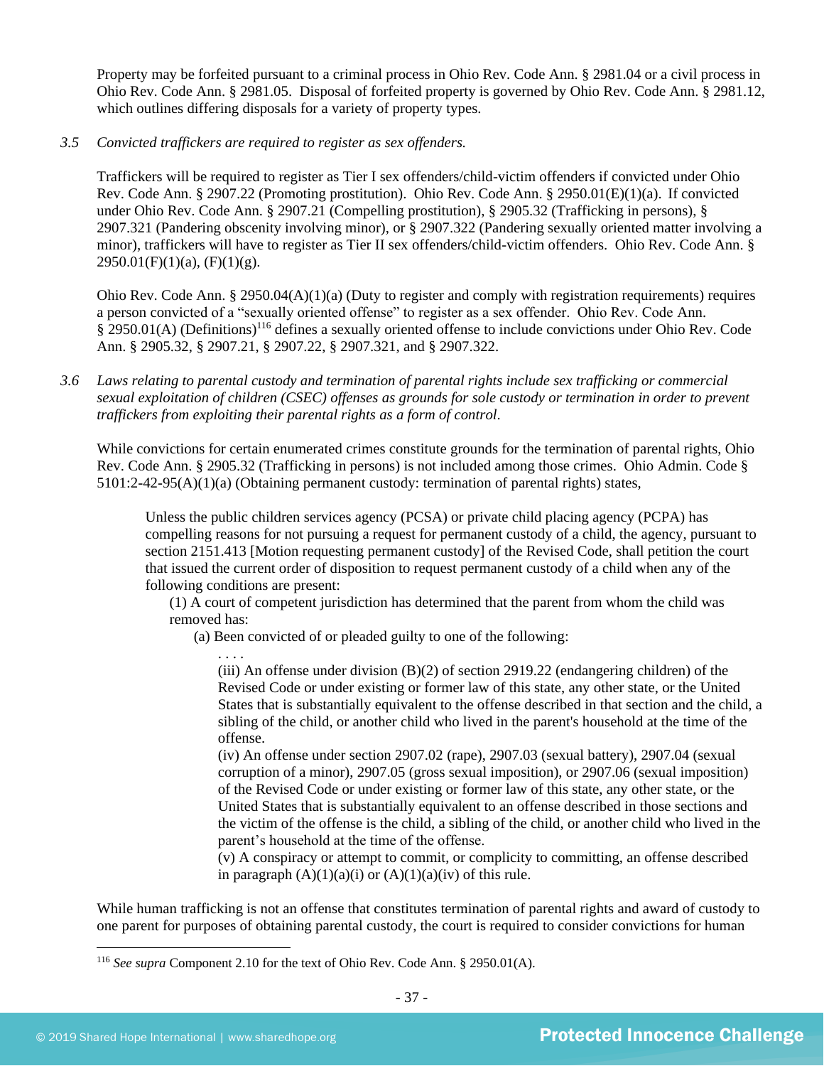Property may be forfeited pursuant to a criminal process in Ohio Rev. Code Ann. § 2981.04 or a civil process in Ohio Rev. Code Ann. § 2981.05. Disposal of forfeited property is governed by Ohio Rev. Code Ann. § 2981.12, which outlines differing disposals for a variety of property types.

*3.5 Convicted traffickers are required to register as sex offenders.*

Traffickers will be required to register as Tier I sex offenders/child-victim offenders if convicted under Ohio Rev. Code Ann. § 2907.22 (Promoting prostitution). Ohio Rev. Code Ann. § 2950.01(E)(1)(a). If convicted under Ohio Rev. Code Ann. § 2907.21 (Compelling prostitution), § 2905.32 (Trafficking in persons), § 2907.321 (Pandering obscenity involving minor), or § 2907.322 (Pandering sexually oriented matter involving a minor), traffickers will have to register as Tier II sex offenders/child-victim offenders. Ohio Rev. Code Ann. § 2950.01(F)(1)(a), (F)(1)(g).

Ohio Rev. Code Ann. § 2950.04(A)(1)(a) (Duty to register and comply with registration requirements) requires a person convicted of a "sexually oriented offense" to register as a sex offender. Ohio Rev. Code Ann. § 2950.01(A) (Definitions)[116] defines a sexually oriented offense to include convictions under Ohio Rev. Code Ann. § 2905.32, § 2907.21, § 2907.22, § 2907.321, and § 2907.322.

*3.6 Laws relating to parental custody and termination of parental rights include sex trafficking or commercial sexual exploitation of children (CSEC) offenses as grounds for sole custody or termination in order to prevent traffickers from exploiting their parental rights as a form of control.*

While convictions for certain enumerated crimes constitute grounds for the termination of parental rights, Ohio Rev. Code Ann. § 2905.32 (Trafficking in persons) is not included among those crimes. Ohio Admin. Code § 5101:2-42-95(A)(1)(a) (Obtaining permanent custody: termination of parental rights) states,

> Unless the public children services agency (PCSA) or private child placing agency (PCPA) has compelling reasons for not pursuing a request for permanent custody of a child, the agency, pursuant to section 2151.413 [Motion requesting permanent custody] of the Revised Code, shall petition the court that issued the current order of disposition to request permanent custody of a child when any of the following conditions are present:
>
> (1) A court of competent jurisdiction has determined that the parent from whom the child was removed has:
>
> (a) Been convicted of or pleaded guilty to one of the following:
>
> . . . .
>
> (iii) An offense under division (B)(2) of section 2919.22 (endangering children) of the Revised Code or under existing or former law of this state, any other state, or the United States that is substantially equivalent to the offense described in that section and the child, a sibling of the child, or another child who lived in the parent's household at the time of the offense.
>
> (iv) An offense under section 2907.02 (rape), 2907.03 (sexual battery), 2907.04 (sexual corruption of a minor), 2907.05 (gross sexual imposition), or 2907.06 (sexual imposition) of the Revised Code or under existing or former law of this state, any other state, or the United States that is substantially equivalent to an offense described in those sections and the victim of the offense is the child, a sibling of the child, or another child who lived in the parent's household at the time of the offense.
>
> (v) A conspiracy or attempt to commit, or complicity to committing, an offense described in paragraph (A)(1)(a)(i) or (A)(1)(a)(iv) of this rule.

While human trafficking is not an offense that constitutes termination of parental rights and award of custody to one parent for purposes of obtaining parental custody, the court is required to consider convictions for human

[116] *See supra* Component 2.10 for the text of Ohio Rev. Code Ann. § 2950.01(A).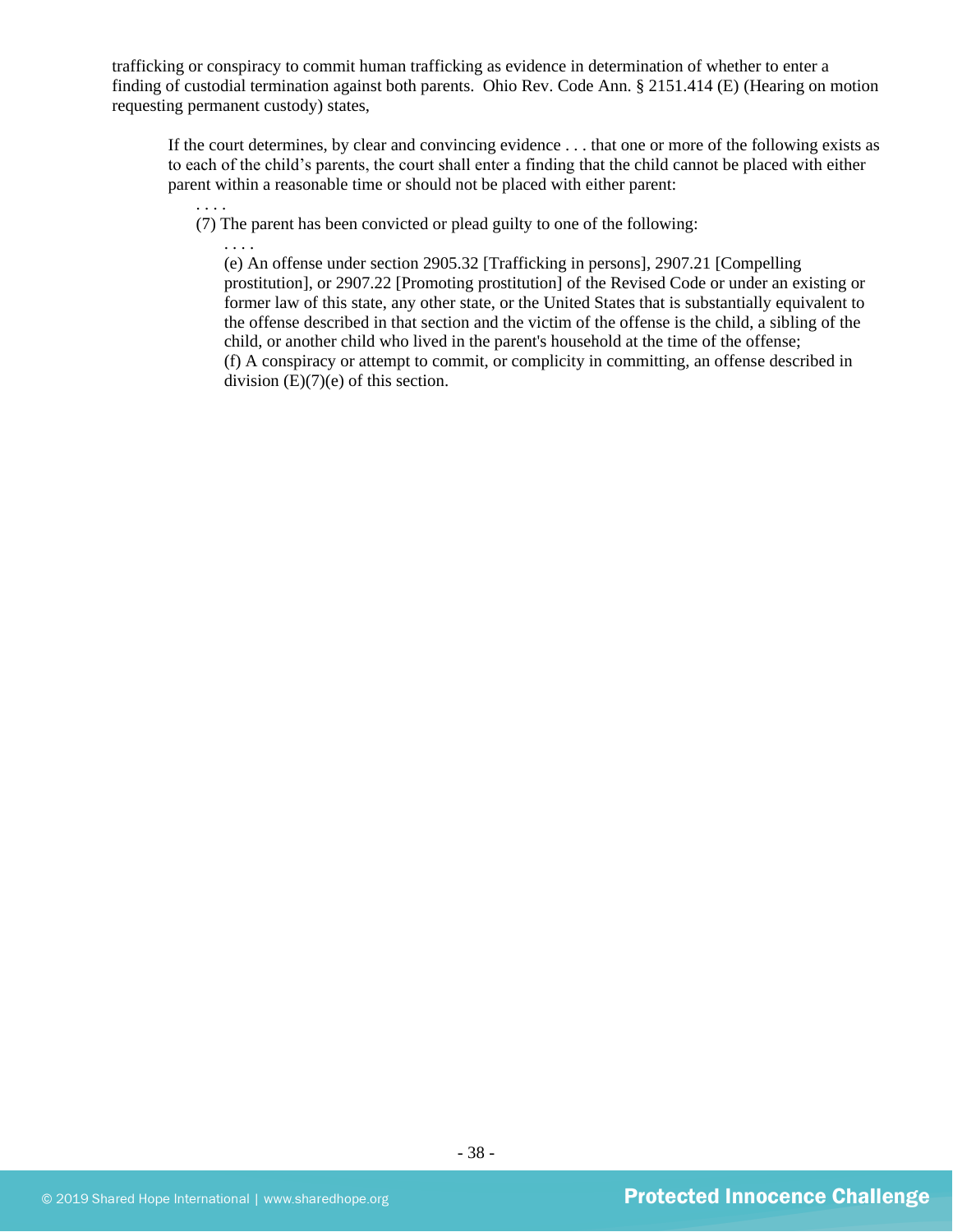trafficking or conspiracy to commit human trafficking as evidence in determination of whether to enter a finding of custodial termination against both parents. Ohio Rev. Code Ann. § 2151.414 (E) (Hearing on motion requesting permanent custody) states,

> If the court determines, by clear and convincing evidence . . . that one or more of the following exists as to each of the child's parents, the court shall enter a finding that the child cannot be placed with either parent within a reasonable time or should not be placed with either parent:
>
> . . . .
>
> (7) The parent has been convicted or plead guilty to one of the following:
>
> . . . .
>
> (e) An offense under section 2905.32 [Trafficking in persons], 2907.21 [Compelling prostitution], or 2907.22 [Promoting prostitution] of the Revised Code or under an existing or former law of this state, any other state, or the United States that is substantially equivalent to the offense described in that section and the victim of the offense is the child, a sibling of the child, or another child who lived in the parent's household at the time of the offense;
>
> (f) A conspiracy or attempt to commit, or complicity in committing, an offense described in division (E)(7)(e) of this section.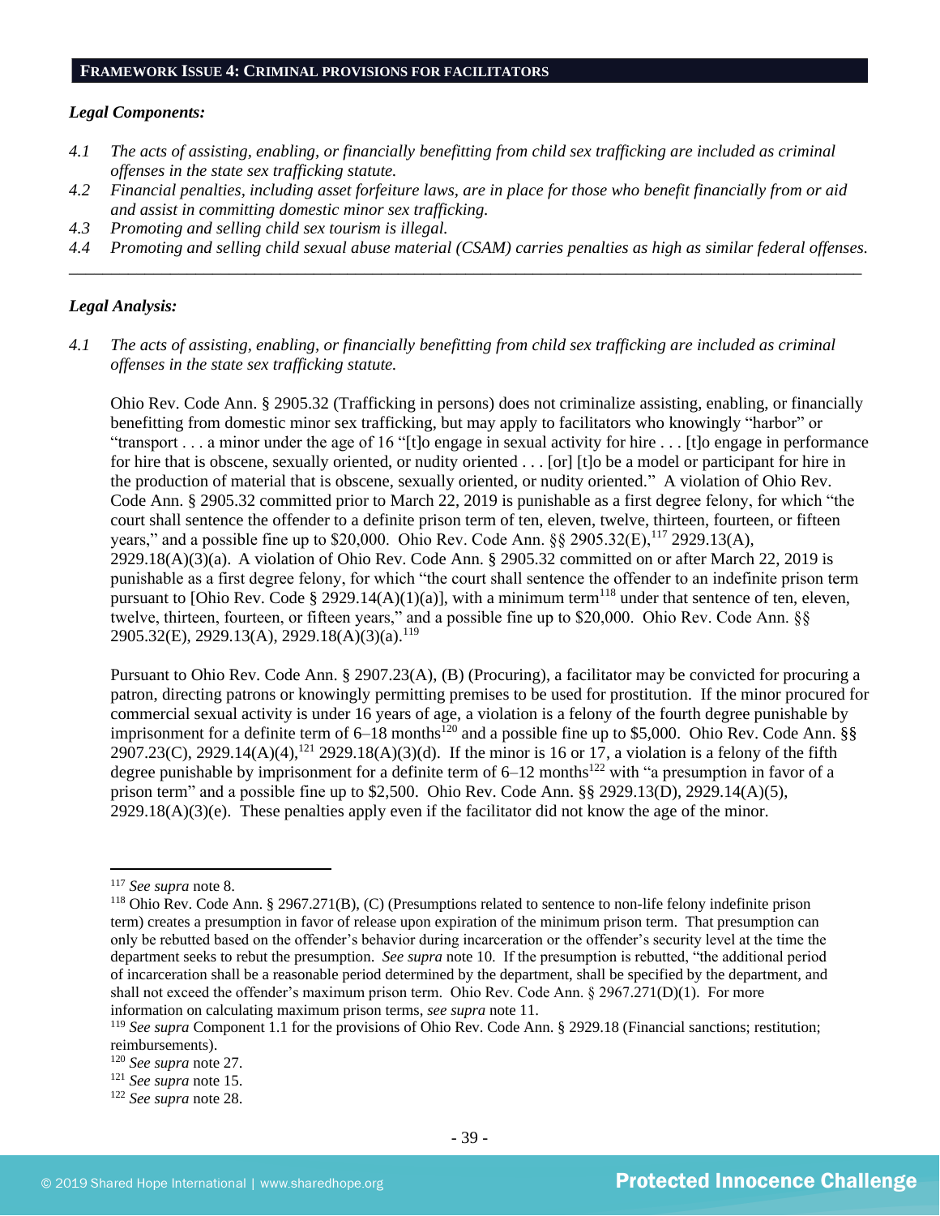## FRAMEWORK ISSUE 4: CRIMINAL PROVISIONS FOR FACILITATORS

***Legal Components:***

*4.1 The acts of assisting, enabling, or financially benefitting from child sex trafficking are included as criminal offenses in the state sex trafficking statute.*

*4.2 Financial penalties, including asset forfeiture laws, are in place for those who benefit financially from or aid and assist in committing domestic minor sex trafficking.*

*4.3 Promoting and selling child sex tourism is illegal.*

*4.4 Promoting and selling child sexual abuse material (CSAM) carries penalties as high as similar federal offenses.*

---

***Legal Analysis:***

*4.1 The acts of assisting, enabling, or financially benefitting from child sex trafficking are included as criminal offenses in the state sex trafficking statute.*

Ohio Rev. Code Ann. § 2905.32 (Trafficking in persons) does not criminalize assisting, enabling, or financially benefitting from domestic minor sex trafficking, but may apply to facilitators who knowingly "harbor" or "transport . . . a minor under the age of 16 "[t]o engage in sexual activity for hire . . . [t]o engage in performance for hire that is obscene, sexually oriented, or nudity oriented . . . [or] [t]o be a model or participant for hire in the production of material that is obscene, sexually oriented, or nudity oriented." A violation of Ohio Rev. Code Ann. § 2905.32 committed prior to March 22, 2019 is punishable as a first degree felony, for which "the court shall sentence the offender to a definite prison term of ten, eleven, twelve, thirteen, fourteen, or fifteen years," and a possible fine up to $20,000. Ohio Rev. Code Ann. §§ 2905.32(E),[117] 2929.13(A), 2929.18(A)(3)(a). A violation of Ohio Rev. Code Ann. § 2905.32 committed on or after March 22, 2019 is punishable as a first degree felony, for which "the court shall sentence the offender to an indefinite prison term pursuant to [Ohio Rev. Code § 2929.14(A)(1)(a)], with a minimum term[118] under that sentence of ten, eleven, twelve, thirteen, fourteen, or fifteen years," and a possible fine up to $20,000. Ohio Rev. Code Ann. §§ 2905.32(E), 2929.13(A), 2929.18(A)(3)(a).[119]

Pursuant to Ohio Rev. Code Ann. § 2907.23(A), (B) (Procuring), a facilitator may be convicted for procuring a patron, directing patrons or knowingly permitting premises to be used for prostitution. If the minor procured for commercial sexual activity is under 16 years of age, a violation is a felony of the fourth degree punishable by imprisonment for a definite term of 6–18 months[120] and a possible fine up to $5,000. Ohio Rev. Code Ann. §§ 2907.23(C), 2929.14(A)(4),[121] 2929.18(A)(3)(d). If the minor is 16 or 17, a violation is a felony of the fifth degree punishable by imprisonment for a definite term of 6–12 months[122] with "a presumption in favor of a prison term" and a possible fine up to $2,500. Ohio Rev. Code Ann. §§ 2929.13(D), 2929.14(A)(5), 2929.18(A)(3)(e). These penalties apply even if the facilitator did not know the age of the minor.

---

[117] *See supra* note 8.

[118] Ohio Rev. Code Ann. § 2967.271(B), (C) (Presumptions related to sentence to non-life felony indefinite prison term) creates a presumption in favor of release upon expiration of the minimum prison term. That presumption can only be rebutted based on the offender's behavior during incarceration or the offender's security level at the time the department seeks to rebut the presumption. *See supra* note 10. If the presumption is rebutted, "the additional period of incarceration shall be a reasonable period determined by the department, shall be specified by the department, and shall not exceed the offender's maximum prison term. Ohio Rev. Code Ann. § 2967.271(D)(1). For more information on calculating maximum prison terms, *see supra* note 11.

[119] *See supra* Component 1.1 for the provisions of Ohio Rev. Code Ann. § 2929.18 (Financial sanctions; restitution; reimbursements).

[120] *See supra* note 27.

[121] *See supra* note 15.

[122] *See supra* note 28.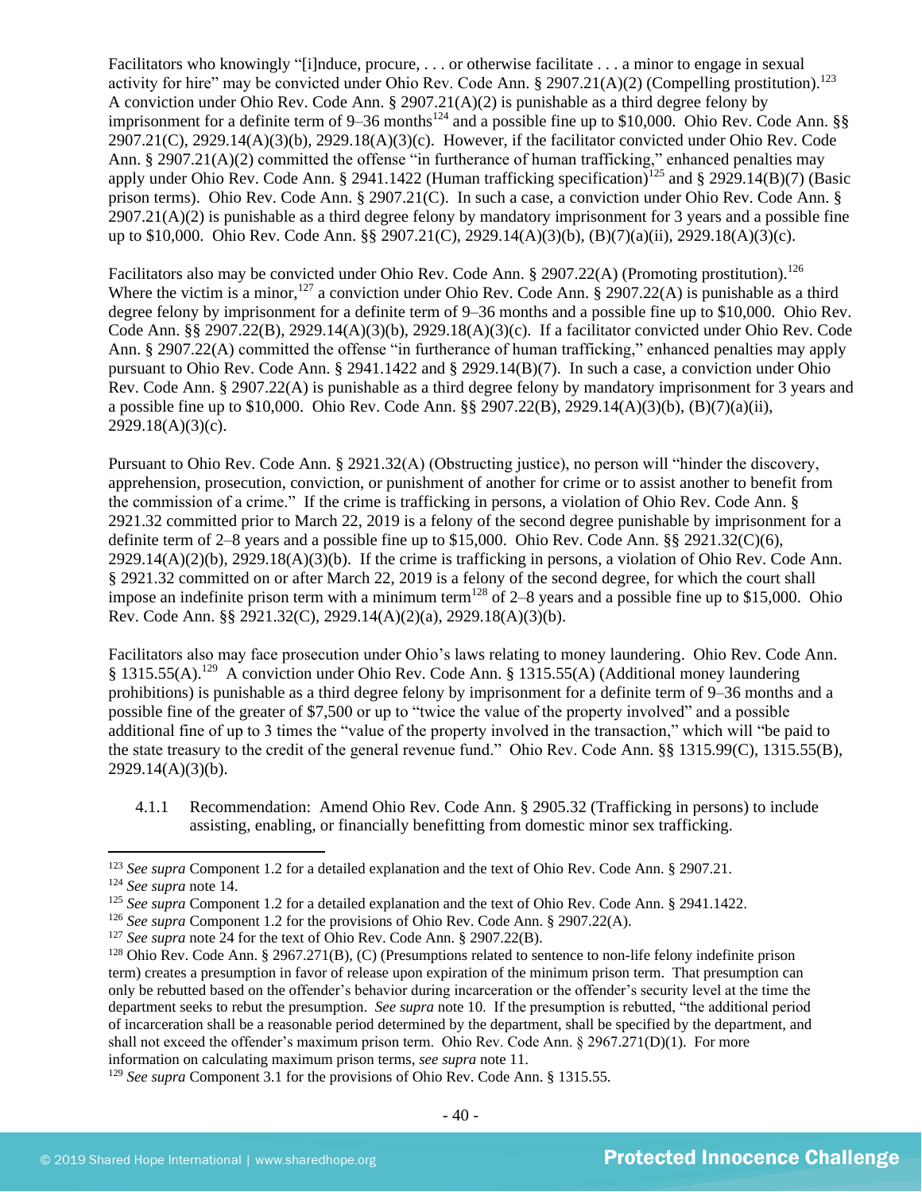Facilitators who knowingly "[i]nduce, procure, . . . or otherwise facilitate . . . a minor to engage in sexual activity for hire" may be convicted under Ohio Rev. Code Ann. § 2907.21(A)(2) (Compelling prostitution).[123] A conviction under Ohio Rev. Code Ann. § 2907.21(A)(2) is punishable as a third degree felony by imprisonment for a definite term of 9–36 months[124] and a possible fine up to $10,000. Ohio Rev. Code Ann. §§ 2907.21(C), 2929.14(A)(3)(b), 2929.18(A)(3)(c). However, if the facilitator convicted under Ohio Rev. Code Ann. § 2907.21(A)(2) committed the offense "in furtherance of human trafficking," enhanced penalties may apply under Ohio Rev. Code Ann. § 2941.1422 (Human trafficking specification)[125] and § 2929.14(B)(7) (Basic prison terms). Ohio Rev. Code Ann. § 2907.21(C). In such a case, a conviction under Ohio Rev. Code Ann. § 2907.21(A)(2) is punishable as a third degree felony by mandatory imprisonment for 3 years and a possible fine up to $10,000. Ohio Rev. Code Ann. §§ 2907.21(C), 2929.14(A)(3)(b), (B)(7)(a)(ii), 2929.18(A)(3)(c).

Facilitators also may be convicted under Ohio Rev. Code Ann. § 2907.22(A) (Promoting prostitution).[126] Where the victim is a minor,[127] a conviction under Ohio Rev. Code Ann. § 2907.22(A) is punishable as a third degree felony by imprisonment for a definite term of 9–36 months and a possible fine up to $10,000. Ohio Rev. Code Ann. §§ 2907.22(B), 2929.14(A)(3)(b), 2929.18(A)(3)(c). If a facilitator convicted under Ohio Rev. Code Ann. § 2907.22(A) committed the offense "in furtherance of human trafficking," enhanced penalties may apply pursuant to Ohio Rev. Code Ann. § 2941.1422 and § 2929.14(B)(7). In such a case, a conviction under Ohio Rev. Code Ann. § 2907.22(A) is punishable as a third degree felony by mandatory imprisonment for 3 years and a possible fine up to $10,000. Ohio Rev. Code Ann. §§ 2907.22(B), 2929.14(A)(3)(b), (B)(7)(a)(ii), 2929.18(A)(3)(c).

Pursuant to Ohio Rev. Code Ann. § 2921.32(A) (Obstructing justice), no person will "hinder the discovery, apprehension, prosecution, conviction, or punishment of another for crime or to assist another to benefit from the commission of a crime." If the crime is trafficking in persons, a violation of Ohio Rev. Code Ann. § 2921.32 committed prior to March 22, 2019 is a felony of the second degree punishable by imprisonment for a definite term of 2–8 years and a possible fine up to $15,000. Ohio Rev. Code Ann. §§ 2921.32(C)(6), 2929.14(A)(2)(b), 2929.18(A)(3)(b). If the crime is trafficking in persons, a violation of Ohio Rev. Code Ann. § 2921.32 committed on or after March 22, 2019 is a felony of the second degree, for which the court shall impose an indefinite prison term with a minimum term[128] of 2–8 years and a possible fine up to $15,000. Ohio Rev. Code Ann. §§ 2921.32(C), 2929.14(A)(2)(a), 2929.18(A)(3)(b).

Facilitators also may face prosecution under Ohio's laws relating to money laundering. Ohio Rev. Code Ann. § 1315.55(A).[129] A conviction under Ohio Rev. Code Ann. § 1315.55(A) (Additional money laundering prohibitions) is punishable as a third degree felony by imprisonment for a definite term of 9–36 months and a possible fine of the greater of $7,500 or up to "twice the value of the property involved" and a possible additional fine of up to 3 times the "value of the property involved in the transaction," which will "be paid to the state treasury to the credit of the general revenue fund." Ohio Rev. Code Ann. §§ 1315.99(C), 1315.55(B), 2929.14(A)(3)(b).

4.1.1 Recommendation: Amend Ohio Rev. Code Ann. § 2905.32 (Trafficking in persons) to include assisting, enabling, or financially benefitting from domestic minor sex trafficking.

---

[123] *See supra* Component 1.2 for a detailed explanation and the text of Ohio Rev. Code Ann. § 2907.21.

[124] *See supra* note 14.

[125] *See supra* Component 1.2 for a detailed explanation and the text of Ohio Rev. Code Ann. § 2941.1422.

[126] *See supra* Component 1.2 for the provisions of Ohio Rev. Code Ann. § 2907.22(A).

[127] *See supra* note 24 for the text of Ohio Rev. Code Ann. § 2907.22(B).

[128] Ohio Rev. Code Ann. § 2967.271(B), (C) (Presumptions related to sentence to non-life felony indefinite prison term) creates a presumption in favor of release upon expiration of the minimum prison term. That presumption can only be rebutted based on the offender's behavior during incarceration or the offender's security level at the time the department seeks to rebut the presumption. *See supra* note 10. If the presumption is rebutted, "the additional period of incarceration shall be a reasonable period determined by the department, shall be specified by the department, and shall not exceed the offender's maximum prison term. Ohio Rev. Code Ann. § 2967.271(D)(1). For more information on calculating maximum prison terms, *see supra* note 11.

[129] *See supra* Component 3.1 for the provisions of Ohio Rev. Code Ann. § 1315.55.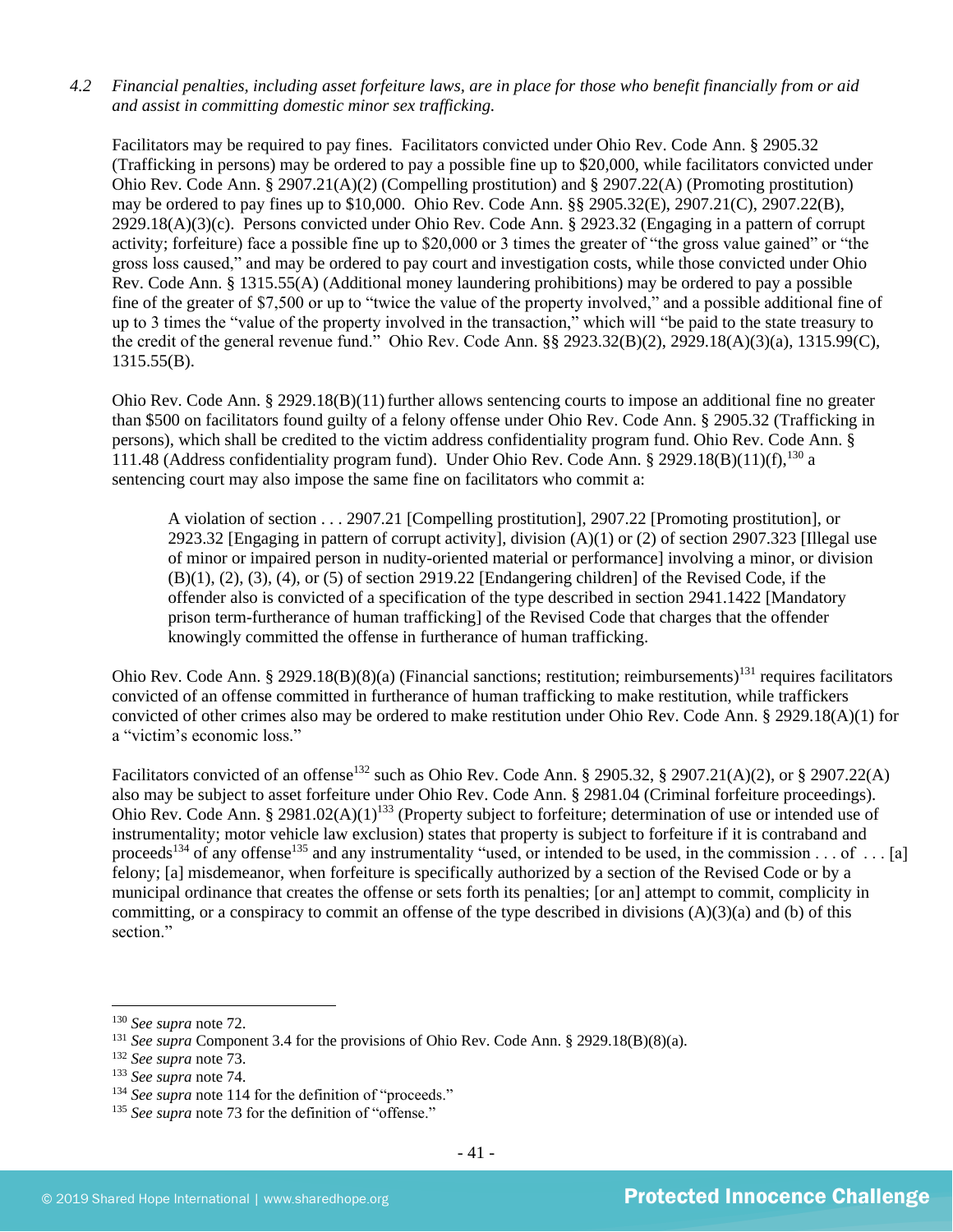*4.2 Financial penalties, including asset forfeiture laws, are in place for those who benefit financially from or aid and assist in committing domestic minor sex trafficking.*

Facilitators may be required to pay fines. Facilitators convicted under Ohio Rev. Code Ann. § 2905.32 (Trafficking in persons) may be ordered to pay a possible fine up to $20,000, while facilitators convicted under Ohio Rev. Code Ann. § 2907.21(A)(2) (Compelling prostitution) and § 2907.22(A) (Promoting prostitution) may be ordered to pay fines up to $10,000. Ohio Rev. Code Ann. §§ 2905.32(E), 2907.21(C), 2907.22(B), 2929.18(A)(3)(c). Persons convicted under Ohio Rev. Code Ann. § 2923.32 (Engaging in a pattern of corrupt activity; forfeiture) face a possible fine up to $20,000 or 3 times the greater of "the gross value gained" or "the gross loss caused," and may be ordered to pay court and investigation costs, while those convicted under Ohio Rev. Code Ann. § 1315.55(A) (Additional money laundering prohibitions) may be ordered to pay a possible fine of the greater of $7,500 or up to "twice the value of the property involved," and a possible additional fine of up to 3 times the "value of the property involved in the transaction," which will "be paid to the state treasury to the credit of the general revenue fund." Ohio Rev. Code Ann. §§ 2923.32(B)(2), 2929.18(A)(3)(a), 1315.99(C), 1315.55(B).

Ohio Rev. Code Ann. § 2929.18(B)(11) further allows sentencing courts to impose an additional fine no greater than $500 on facilitators found guilty of a felony offense under Ohio Rev. Code Ann. § 2905.32 (Trafficking in persons), which shall be credited to the victim address confidentiality program fund. Ohio Rev. Code Ann. § 111.48 (Address confidentiality program fund). Under Ohio Rev. Code Ann. § 2929.18(B)(11)(f),[130] a sentencing court may also impose the same fine on facilitators who commit a:

> A violation of section . . . 2907.21 [Compelling prostitution], 2907.22 [Promoting prostitution], or 2923.32 [Engaging in pattern of corrupt activity], division (A)(1) or (2) of section 2907.323 [Illegal use of minor or impaired person in nudity-oriented material or performance] involving a minor, or division (B)(1), (2), (3), (4), or (5) of section 2919.22 [Endangering children] of the Revised Code, if the offender also is convicted of a specification of the type described in section 2941.1422 [Mandatory prison term-furtherance of human trafficking] of the Revised Code that charges that the offender knowingly committed the offense in furtherance of human trafficking.

Ohio Rev. Code Ann. § 2929.18(B)(8)(a) (Financial sanctions; restitution; reimbursements)[131] requires facilitators convicted of an offense committed in furtherance of human trafficking to make restitution, while traffickers convicted of other crimes also may be ordered to make restitution under Ohio Rev. Code Ann. § 2929.18(A)(1) for a "victim's economic loss."

Facilitators convicted of an offense[132] such as Ohio Rev. Code Ann. § 2905.32, § 2907.21(A)(2), or § 2907.22(A) also may be subject to asset forfeiture under Ohio Rev. Code Ann. § 2981.04 (Criminal forfeiture proceedings). Ohio Rev. Code Ann. § 2981.02(A)(1)[133] (Property subject to forfeiture; determination of use or intended use of instrumentality; motor vehicle law exclusion) states that property is subject to forfeiture if it is contraband and proceeds[134] of any offense[135] and any instrumentality "used, or intended to be used, in the commission . . . of . . . [a] felony; [a] misdemeanor, when forfeiture is specifically authorized by a section of the Revised Code or by a municipal ordinance that creates the offense or sets forth its penalties; [or an] attempt to commit, complicity in committing, or a conspiracy to commit an offense of the type described in divisions (A)(3)(a) and (b) of this section."

---

[130] *See supra* note 72.
[131] *See supra* Component 3.4 for the provisions of Ohio Rev. Code Ann. § 2929.18(B)(8)(a).
[132] *See supra* note 73.
[133] *See supra* note 74.
[134] *See supra* note 114 for the definition of "proceeds."
[135] *See supra* note 73 for the definition of "offense."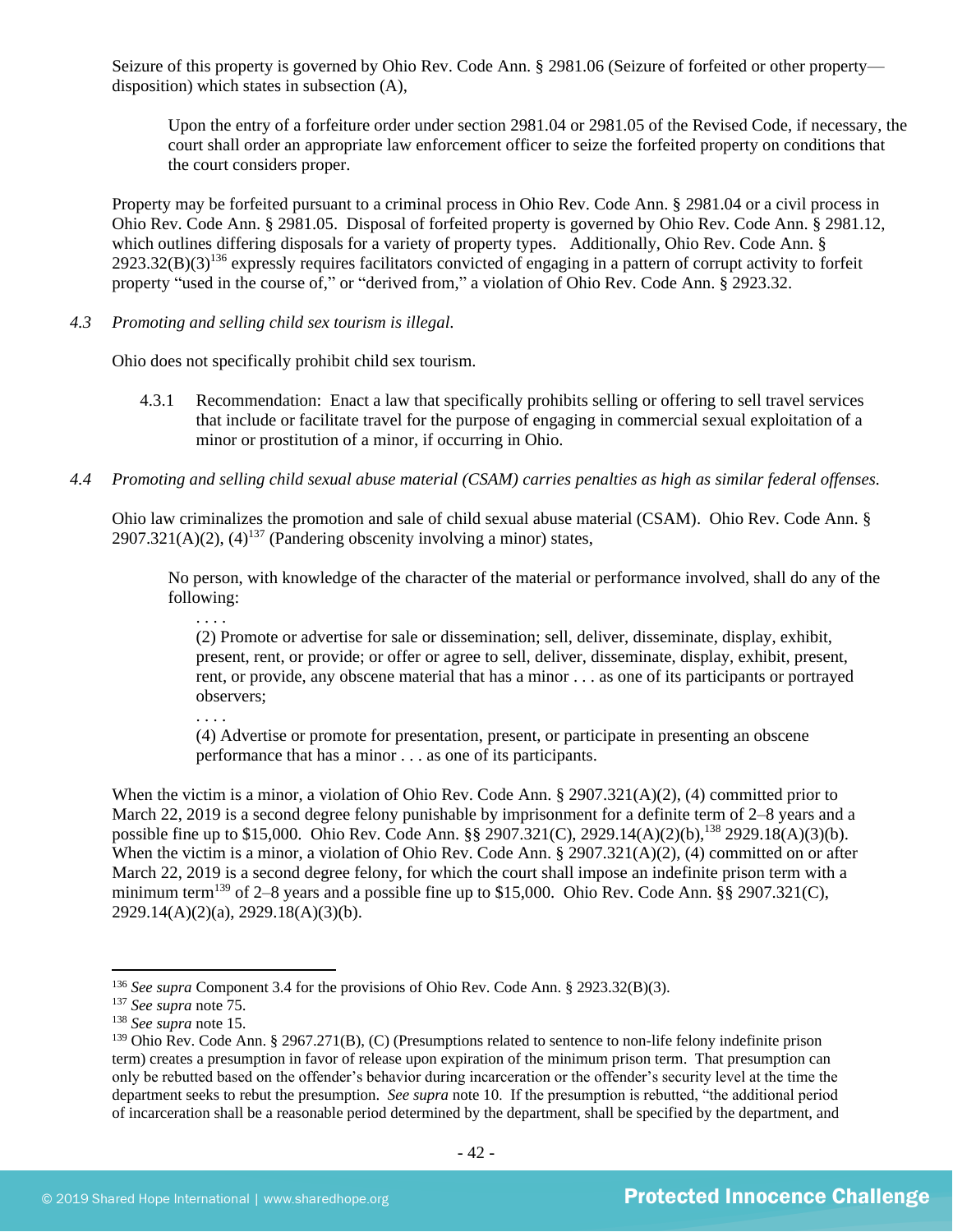Seizure of this property is governed by Ohio Rev. Code Ann. § 2981.06 (Seizure of forfeited or other property—disposition) which states in subsection (A),

> Upon the entry of a forfeiture order under section 2981.04 or 2981.05 of the Revised Code, if necessary, the court shall order an appropriate law enforcement officer to seize the forfeited property on conditions that the court considers proper.

Property may be forfeited pursuant to a criminal process in Ohio Rev. Code Ann. § 2981.04 or a civil process in Ohio Rev. Code Ann. § 2981.05. Disposal of forfeited property is governed by Ohio Rev. Code Ann. § 2981.12, which outlines differing disposals for a variety of property types. Additionally, Ohio Rev. Code Ann. § 2923.32(B)(3)[136] expressly requires facilitators convicted of engaging in a pattern of corrupt activity to forfeit property "used in the course of," or "derived from," a violation of Ohio Rev. Code Ann. § 2923.32.

*4.3 Promoting and selling child sex tourism is illegal.*

Ohio does not specifically prohibit child sex tourism.

4.3.1 Recommendation: Enact a law that specifically prohibits selling or offering to sell travel services that include or facilitate travel for the purpose of engaging in commercial sexual exploitation of a minor or prostitution of a minor, if occurring in Ohio.

*4.4 Promoting and selling child sexual abuse material (CSAM) carries penalties as high as similar federal offenses.*

Ohio law criminalizes the promotion and sale of child sexual abuse material (CSAM). Ohio Rev. Code Ann. § 2907.321(A)(2), (4)[137] (Pandering obscenity involving a minor) states,

> No person, with knowledge of the character of the material or performance involved, shall do any of the following:
>
> . . . .
>
> (2) Promote or advertise for sale or dissemination; sell, deliver, disseminate, display, exhibit, present, rent, or provide; or offer or agree to sell, deliver, disseminate, display, exhibit, present, rent, or provide, any obscene material that has a minor . . . as one of its participants or portrayed observers;
>
> . . . .
>
> (4) Advertise or promote for presentation, present, or participate in presenting an obscene performance that has a minor . . . as one of its participants.

When the victim is a minor, a violation of Ohio Rev. Code Ann. § 2907.321(A)(2), (4) committed prior to March 22, 2019 is a second degree felony punishable by imprisonment for a definite term of 2–8 years and a possible fine up to $15,000. Ohio Rev. Code Ann. §§ 2907.321(C), 2929.14(A)(2)(b),[138] 2929.18(A)(3)(b). When the victim is a minor, a violation of Ohio Rev. Code Ann. § 2907.321(A)(2), (4) committed on or after March 22, 2019 is a second degree felony, for which the court shall impose an indefinite prison term with a minimum term[139] of 2–8 years and a possible fine up to $15,000. Ohio Rev. Code Ann. §§ 2907.321(C), 2929.14(A)(2)(a), 2929.18(A)(3)(b).

---

[136] *See supra* Component 3.4 for the provisions of Ohio Rev. Code Ann. § 2923.32(B)(3).

[137] *See supra* note 75.

[138] *See supra* note 15.

[139] Ohio Rev. Code Ann. § 2967.271(B), (C) (Presumptions related to sentence to non-life felony indefinite prison term) creates a presumption in favor of release upon expiration of the minimum prison term. That presumption can only be rebutted based on the offender's behavior during incarceration or the offender's security level at the time the department seeks to rebut the presumption. *See supra* note 10. If the presumption is rebutted, "the additional period of incarceration shall be a reasonable period determined by the department, shall be specified by the department, and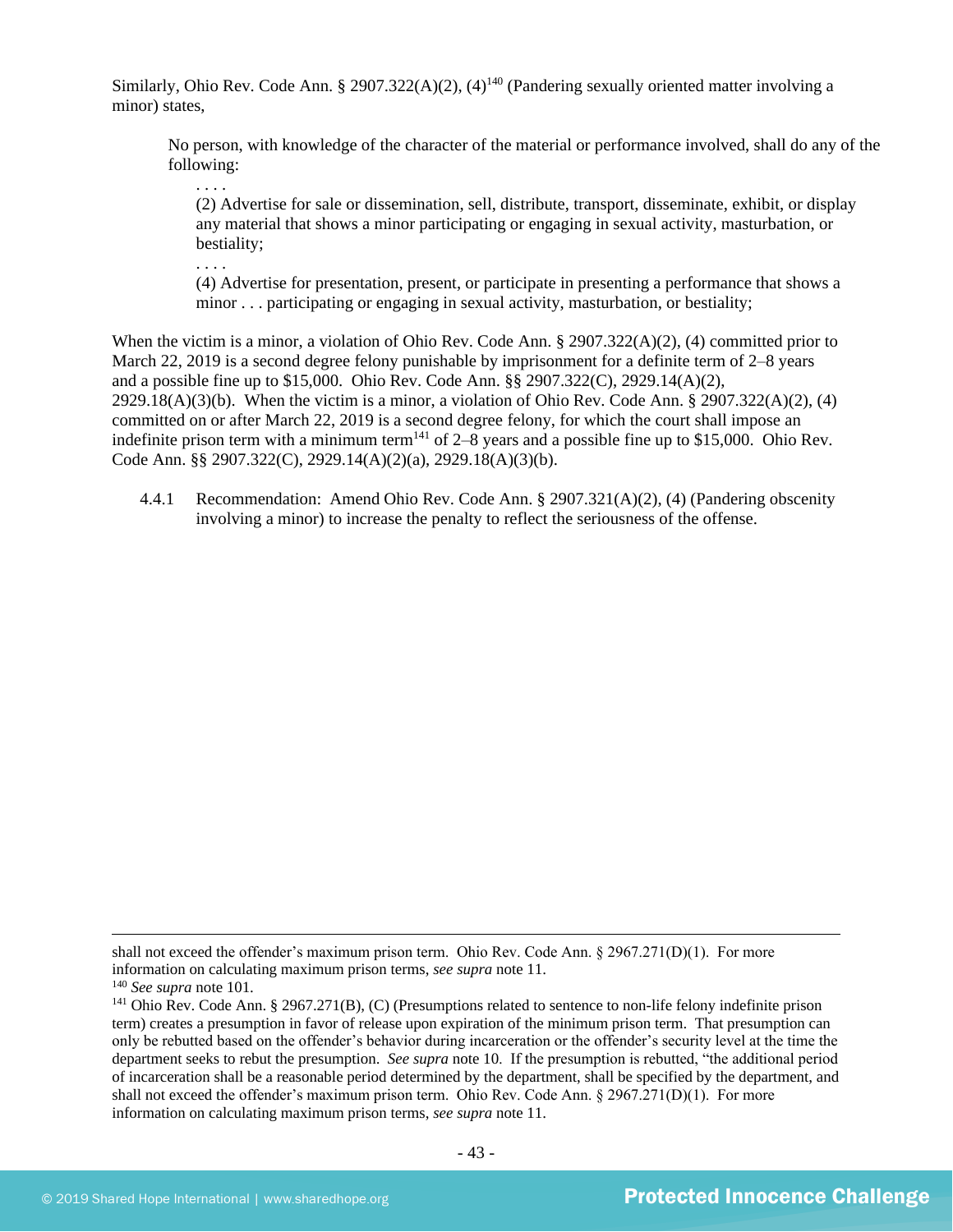Similarly, Ohio Rev. Code Ann. § 2907.322(A)(2), (4)[140] (Pandering sexually oriented matter involving a minor) states,

> No person, with knowledge of the character of the material or performance involved, shall do any of the following:
>
> . . . .
>
> (2) Advertise for sale or dissemination, sell, distribute, transport, disseminate, exhibit, or display any material that shows a minor participating or engaging in sexual activity, masturbation, or bestiality;
>
> . . . .
>
> (4) Advertise for presentation, present, or participate in presenting a performance that shows a minor . . . participating or engaging in sexual activity, masturbation, or bestiality;

When the victim is a minor, a violation of Ohio Rev. Code Ann. § 2907.322(A)(2), (4) committed prior to March 22, 2019 is a second degree felony punishable by imprisonment for a definite term of 2–8 years and a possible fine up to $15,000. Ohio Rev. Code Ann. §§ 2907.322(C), 2929.14(A)(2), 2929.18(A)(3)(b). When the victim is a minor, a violation of Ohio Rev. Code Ann. § 2907.322(A)(2), (4) committed on or after March 22, 2019 is a second degree felony, for which the court shall impose an indefinite prison term with a minimum term[141] of 2–8 years and a possible fine up to $15,000. Ohio Rev. Code Ann. §§ 2907.322(C), 2929.14(A)(2)(a), 2929.18(A)(3)(b).

4.4.1 Recommendation: Amend Ohio Rev. Code Ann. § 2907.321(A)(2), (4) (Pandering obscenity involving a minor) to increase the penalty to reflect the seriousness of the offense.

---

shall not exceed the offender's maximum prison term. Ohio Rev. Code Ann. § 2967.271(D)(1). For more information on calculating maximum prison terms, *see supra* note 11.

[140] *See supra* note 101.

[141] Ohio Rev. Code Ann. § 2967.271(B), (C) (Presumptions related to sentence to non-life felony indefinite prison term) creates a presumption in favor of release upon expiration of the minimum prison term. That presumption can only be rebutted based on the offender's behavior during incarceration or the offender's security level at the time the department seeks to rebut the presumption. *See supra* note 10. If the presumption is rebutted, "the additional period of incarceration shall be a reasonable period determined by the department, shall be specified by the department, and shall not exceed the offender's maximum prison term. Ohio Rev. Code Ann. § 2967.271(D)(1). For more information on calculating maximum prison terms, *see supra* note 11.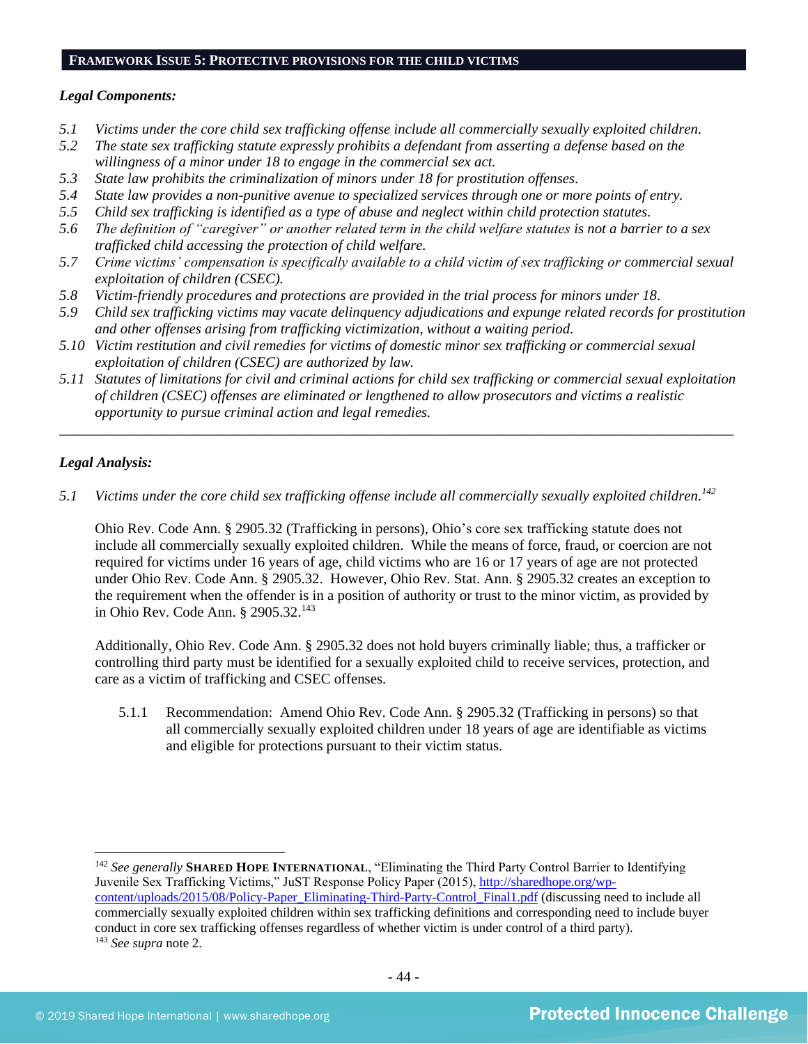## FRAMEWORK ISSUE 5: PROTECTIVE PROVISIONS FOR THE CHILD VICTIMS

***Legal Components:***

*5.1 Victims under the core child sex trafficking offense include all commercially sexually exploited children.*
*5.2 The state sex trafficking statute expressly prohibits a defendant from asserting a defense based on the willingness of a minor under 18 to engage in the commercial sex act.*
*5.3 State law prohibits the criminalization of minors under 18 for prostitution offenses.*
*5.4 State law provides a non-punitive avenue to specialized services through one or more points of entry.*
*5.5 Child sex trafficking is identified as a type of abuse and neglect within child protection statutes.*
*5.6 The definition of "caregiver" or another related term in the child welfare statutes is not a barrier to a sex trafficked child accessing the protection of child welfare.*
*5.7 Crime victims' compensation is specifically available to a child victim of sex trafficking or commercial sexual exploitation of children (CSEC).*
*5.8 Victim-friendly procedures and protections are provided in the trial process for minors under 18.*
*5.9 Child sex trafficking victims may vacate delinquency adjudications and expunge related records for prostitution and other offenses arising from trafficking victimization, without a waiting period.*
*5.10 Victim restitution and civil remedies for victims of domestic minor sex trafficking or commercial sexual exploitation of children (CSEC) are authorized by law.*
*5.11 Statutes of limitations for civil and criminal actions for child sex trafficking or commercial sexual exploitation of children (CSEC) offenses are eliminated or lengthened to allow prosecutors and victims a realistic opportunity to pursue criminal action and legal remedies.*

---

***Legal Analysis:***

*5.1 Victims under the core child sex trafficking offense include all commercially sexually exploited children.*[142]

Ohio Rev. Code Ann. § 2905.32 (Trafficking in persons), Ohio's core sex trafficking statute does not include all commercially sexually exploited children. While the means of force, fraud, or coercion are not required for victims under 16 years of age, child victims who are 16 or 17 years of age are not protected under Ohio Rev. Code Ann. § 2905.32. However, Ohio Rev. Stat. Ann. § 2905.32 creates an exception to the requirement when the offender is in a position of authority or trust to the minor victim, as provided by in Ohio Rev. Code Ann. § 2905.32.[143]

Additionally, Ohio Rev. Code Ann. § 2905.32 does not hold buyers criminally liable; thus, a trafficker or controlling third party must be identified for a sexually exploited child to receive services, protection, and care as a victim of trafficking and CSEC offenses.

5.1.1 Recommendation: Amend Ohio Rev. Code Ann. § 2905.32 (Trafficking in persons) so that all commercially sexually exploited children under 18 years of age are identifiable as victims and eligible for protections pursuant to their victim status.

---

[142] *See generally* **SHARED HOPE INTERNATIONAL**, "Eliminating the Third Party Control Barrier to Identifying Juvenile Sex Trafficking Victims," JuST Response Policy Paper (2015), http://sharedhope.org/wp-content/uploads/2015/08/Policy-Paper_Eliminating-Third-Party-Control_Final1.pdf (discussing need to include all commercially sexually exploited children within sex trafficking definitions and corresponding need to include buyer conduct in core sex trafficking offenses regardless of whether victim is under control of a third party).
[143] *See supra* note 2.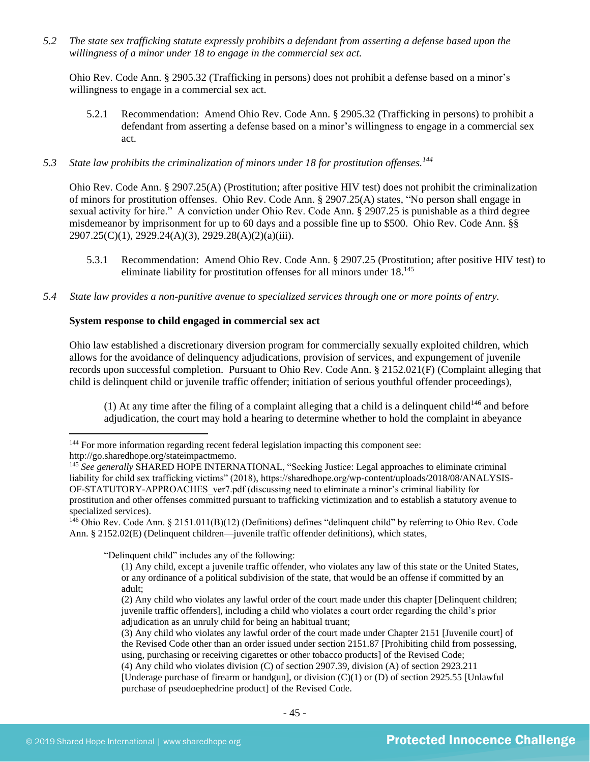*5.2 The state sex trafficking statute expressly prohibits a defendant from asserting a defense based upon the willingness of a minor under 18 to engage in the commercial sex act.*

Ohio Rev. Code Ann. § 2905.32 (Trafficking in persons) does not prohibit a defense based on a minor's willingness to engage in a commercial sex act.

5.2.1 Recommendation: Amend Ohio Rev. Code Ann. § 2905.32 (Trafficking in persons) to prohibit a defendant from asserting a defense based on a minor's willingness to engage in a commercial sex act.

*5.3 State law prohibits the criminalization of minors under 18 for prostitution offenses.*[144]

Ohio Rev. Code Ann. § 2907.25(A) (Prostitution; after positive HIV test) does not prohibit the criminalization of minors for prostitution offenses. Ohio Rev. Code Ann. § 2907.25(A) states, "No person shall engage in sexual activity for hire." A conviction under Ohio Rev. Code Ann. § 2907.25 is punishable as a third degree misdemeanor by imprisonment for up to 60 days and a possible fine up to $500. Ohio Rev. Code Ann. §§ 2907.25(C)(1), 2929.24(A)(3), 2929.28(A)(2)(a)(iii).

5.3.1 Recommendation: Amend Ohio Rev. Code Ann. § 2907.25 (Prostitution; after positive HIV test) to eliminate liability for prostitution offenses for all minors under 18.[145]

*5.4 State law provides a non-punitive avenue to specialized services through one or more points of entry.*

**System response to child engaged in commercial sex act**

Ohio law established a discretionary diversion program for commercially sexually exploited children, which allows for the avoidance of delinquency adjudications, provision of services, and expungement of juvenile records upon successful completion. Pursuant to Ohio Rev. Code Ann. § 2152.021(F) (Complaint alleging that child is delinquent child or juvenile traffic offender; initiation of serious youthful offender proceedings),

> (1) At any time after the filing of a complaint alleging that a child is a delinquent child[146] and before adjudication, the court may hold a hearing to determine whether to hold the complaint in abeyance

---

[144] For more information regarding recent federal legislation impacting this component see: http://go.sharedhope.org/stateimpactmemo.

[145] *See generally* SHARED HOPE INTERNATIONAL, "Seeking Justice: Legal approaches to eliminate criminal liability for child sex trafficking victims" (2018), https://sharedhope.org/wp-content/uploads/2018/08/ANALYSIS-OF-STATUTORY-APPROACHES_ver7.pdf (discussing need to eliminate a minor's criminal liability for prostitution and other offenses committed pursuant to trafficking victimization and to establish a statutory avenue to specialized services).

[146] Ohio Rev. Code Ann. § 2151.011(B)(12) (Definitions) defines "delinquent child" by referring to Ohio Rev. Code Ann. § 2152.02(E) (Delinquent children—juvenile traffic offender definitions), which states,

> "Delinquent child" includes any of the following:
> (1) Any child, except a juvenile traffic offender, who violates any law of this state or the United States, or any ordinance of a political subdivision of the state, that would be an offense if committed by an adult;
> (2) Any child who violates any lawful order of the court made under this chapter [Delinquent children; juvenile traffic offenders], including a child who violates a court order regarding the child's prior adjudication as an unruly child for being an habitual truant;
> (3) Any child who violates any lawful order of the court made under Chapter 2151 [Juvenile court] of the Revised Code other than an order issued under section 2151.87 [Prohibiting child from possessing, using, purchasing or receiving cigarettes or other tobacco products] of the Revised Code;
> (4) Any child who violates division (C) of section 2907.39, division (A) of section 2923.211 [Underage purchase of firearm or handgun], or division (C)(1) or (D) of section 2925.55 [Unlawful purchase of pseudoephedrine product] of the Revised Code.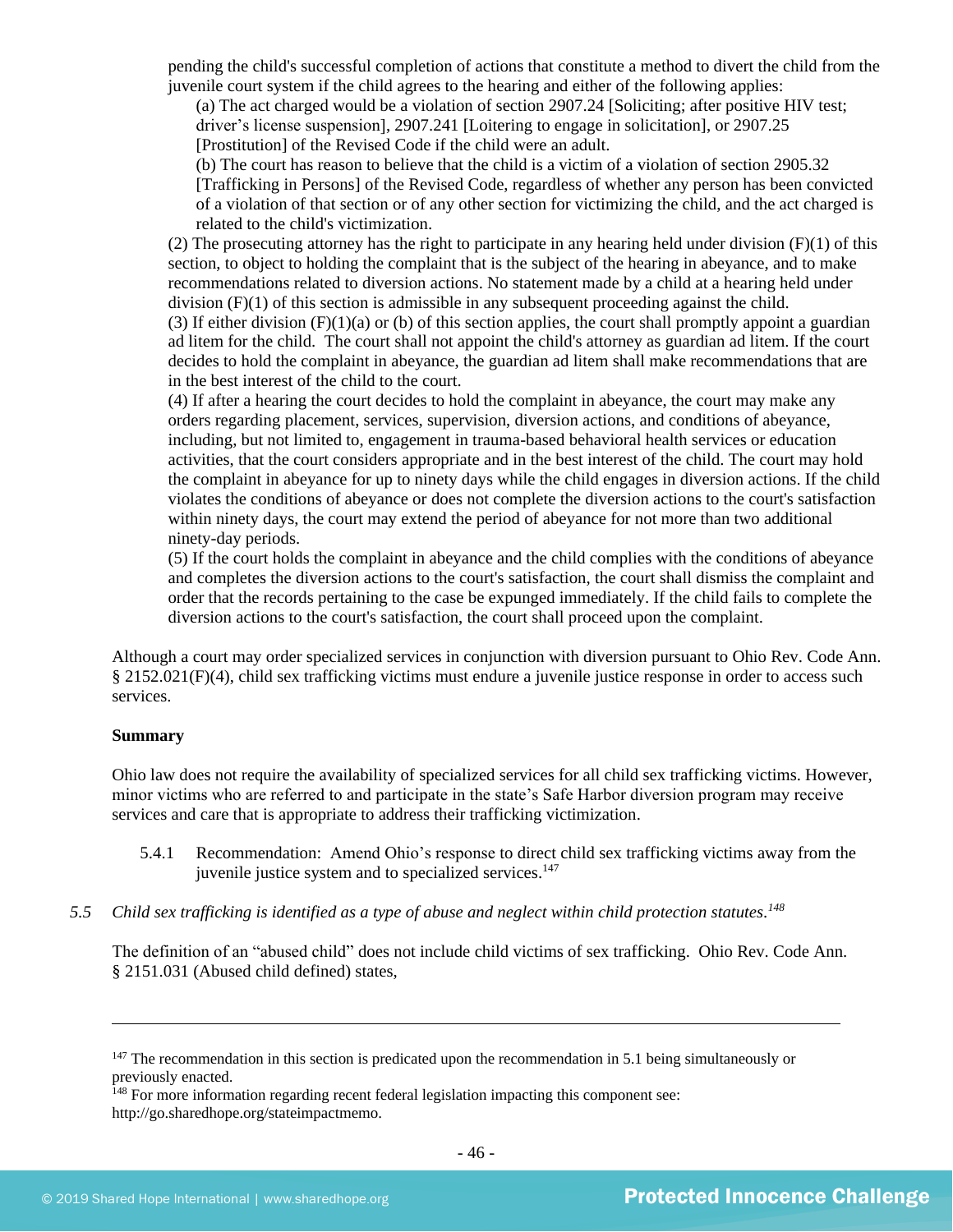pending the child's successful completion of actions that constitute a method to divert the child from the juvenile court system if the child agrees to the hearing and either of the following applies:

(a) The act charged would be a violation of section 2907.24 [Soliciting; after positive HIV test; driver's license suspension], 2907.241 [Loitering to engage in solicitation], or 2907.25 [Prostitution] of the Revised Code if the child were an adult.

(b) The court has reason to believe that the child is a victim of a violation of section 2905.32 [Trafficking in Persons] of the Revised Code, regardless of whether any person has been convicted of a violation of that section or of any other section for victimizing the child, and the act charged is related to the child's victimization.

(2) The prosecuting attorney has the right to participate in any hearing held under division (F)(1) of this section, to object to holding the complaint that is the subject of the hearing in abeyance, and to make recommendations related to diversion actions. No statement made by a child at a hearing held under division (F)(1) of this section is admissible in any subsequent proceeding against the child.

(3) If either division (F)(1)(a) or (b) of this section applies, the court shall promptly appoint a guardian ad litem for the child. The court shall not appoint the child's attorney as guardian ad litem. If the court decides to hold the complaint in abeyance, the guardian ad litem shall make recommendations that are in the best interest of the child to the court.

(4) If after a hearing the court decides to hold the complaint in abeyance, the court may make any orders regarding placement, services, supervision, diversion actions, and conditions of abeyance, including, but not limited to, engagement in trauma-based behavioral health services or education activities, that the court considers appropriate and in the best interest of the child. The court may hold the complaint in abeyance for up to ninety days while the child engages in diversion actions. If the child violates the conditions of abeyance or does not complete the diversion actions to the court's satisfaction within ninety days, the court may extend the period of abeyance for not more than two additional ninety-day periods.

(5) If the court holds the complaint in abeyance and the child complies with the conditions of abeyance and completes the diversion actions to the court's satisfaction, the court shall dismiss the complaint and order that the records pertaining to the case be expunged immediately. If the child fails to complete the diversion actions to the court's satisfaction, the court shall proceed upon the complaint.

Although a court may order specialized services in conjunction with diversion pursuant to Ohio Rev. Code Ann. § 2152.021(F)(4), child sex trafficking victims must endure a juvenile justice response in order to access such services.

**Summary**

Ohio law does not require the availability of specialized services for all child sex trafficking victims. However, minor victims who are referred to and participate in the state's Safe Harbor diversion program may receive services and care that is appropriate to address their trafficking victimization.

5.4.1 Recommendation: Amend Ohio's response to direct child sex trafficking victims away from the juvenile justice system and to specialized services.[147]

*5.5 Child sex trafficking is identified as a type of abuse and neglect within child protection statutes.*[148]

The definition of an "abused child" does not include child victims of sex trafficking. Ohio Rev. Code Ann. § 2151.031 (Abused child defined) states,

---

[147] The recommendation in this section is predicated upon the recommendation in 5.1 being simultaneously or previously enacted.

[148] For more information regarding recent federal legislation impacting this component see: http://go.sharedhope.org/stateimpactmemo.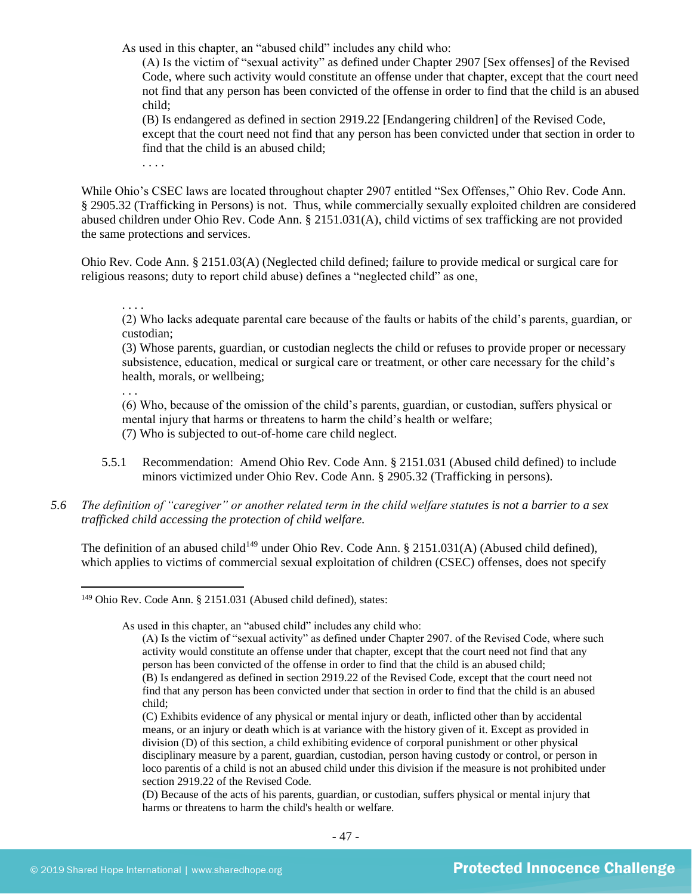> As used in this chapter, an "abused child" includes any child who:
>
> (A) Is the victim of "sexual activity" as defined under Chapter 2907 [Sex offenses] of the Revised Code, where such activity would constitute an offense under that chapter, except that the court need not find that any person has been convicted of the offense in order to find that the child is an abused child;
>
> (B) Is endangered as defined in section 2919.22 [Endangering children] of the Revised Code, except that the court need not find that any person has been convicted under that section in order to find that the child is an abused child;
>
> . . . .

While Ohio's CSEC laws are located throughout chapter 2907 entitled "Sex Offenses," Ohio Rev. Code Ann. § 2905.32 (Trafficking in Persons) is not. Thus, while commercially sexually exploited children are considered abused children under Ohio Rev. Code Ann. § 2151.031(A), child victims of sex trafficking are not provided the same protections and services.

Ohio Rev. Code Ann. § 2151.03(A) (Neglected child defined; failure to provide medical or surgical care for religious reasons; duty to report child abuse) defines a "neglected child" as one,

> . . . .
>
> (2) Who lacks adequate parental care because of the faults or habits of the child's parents, guardian, or custodian;
>
> (3) Whose parents, guardian, or custodian neglects the child or refuses to provide proper or necessary subsistence, education, medical or surgical care or treatment, or other care necessary for the child's health, morals, or wellbeing;
>
> . . .
>
> (6) Who, because of the omission of the child's parents, guardian, or custodian, suffers physical or mental injury that harms or threatens to harm the child's health or welfare;
>
> (7) Who is subjected to out-of-home care child neglect.

5.5.1 Recommendation: Amend Ohio Rev. Code Ann. § 2151.031 (Abused child defined) to include minors victimized under Ohio Rev. Code Ann. § 2905.32 (Trafficking in persons).

*5.6 The definition of "caregiver" or another related term in the child welfare statutes is not a barrier to a sex trafficked child accessing the protection of child welfare.*

The definition of an abused child[149] under Ohio Rev. Code Ann. § 2151.031(A) (Abused child defined), which applies to victims of commercial sexual exploitation of children (CSEC) offenses, does not specify

---

[149] Ohio Rev. Code Ann. § 2151.031 (Abused child defined), states:

> As used in this chapter, an "abused child" includes any child who:
>
> (A) Is the victim of "sexual activity" as defined under Chapter 2907. of the Revised Code, where such activity would constitute an offense under that chapter, except that the court need not find that any person has been convicted of the offense in order to find that the child is an abused child;
>
> (B) Is endangered as defined in section 2919.22 of the Revised Code, except that the court need not find that any person has been convicted under that section in order to find that the child is an abused child;
>
> (C) Exhibits evidence of any physical or mental injury or death, inflicted other than by accidental means, or an injury or death which is at variance with the history given of it. Except as provided in division (D) of this section, a child exhibiting evidence of corporal punishment or other physical disciplinary measure by a parent, guardian, custodian, person having custody or control, or person in loco parentis of a child is not an abused child under this division if the measure is not prohibited under section 2919.22 of the Revised Code.
>
> (D) Because of the acts of his parents, guardian, or custodian, suffers physical or mental injury that harms or threatens to harm the child's health or welfare.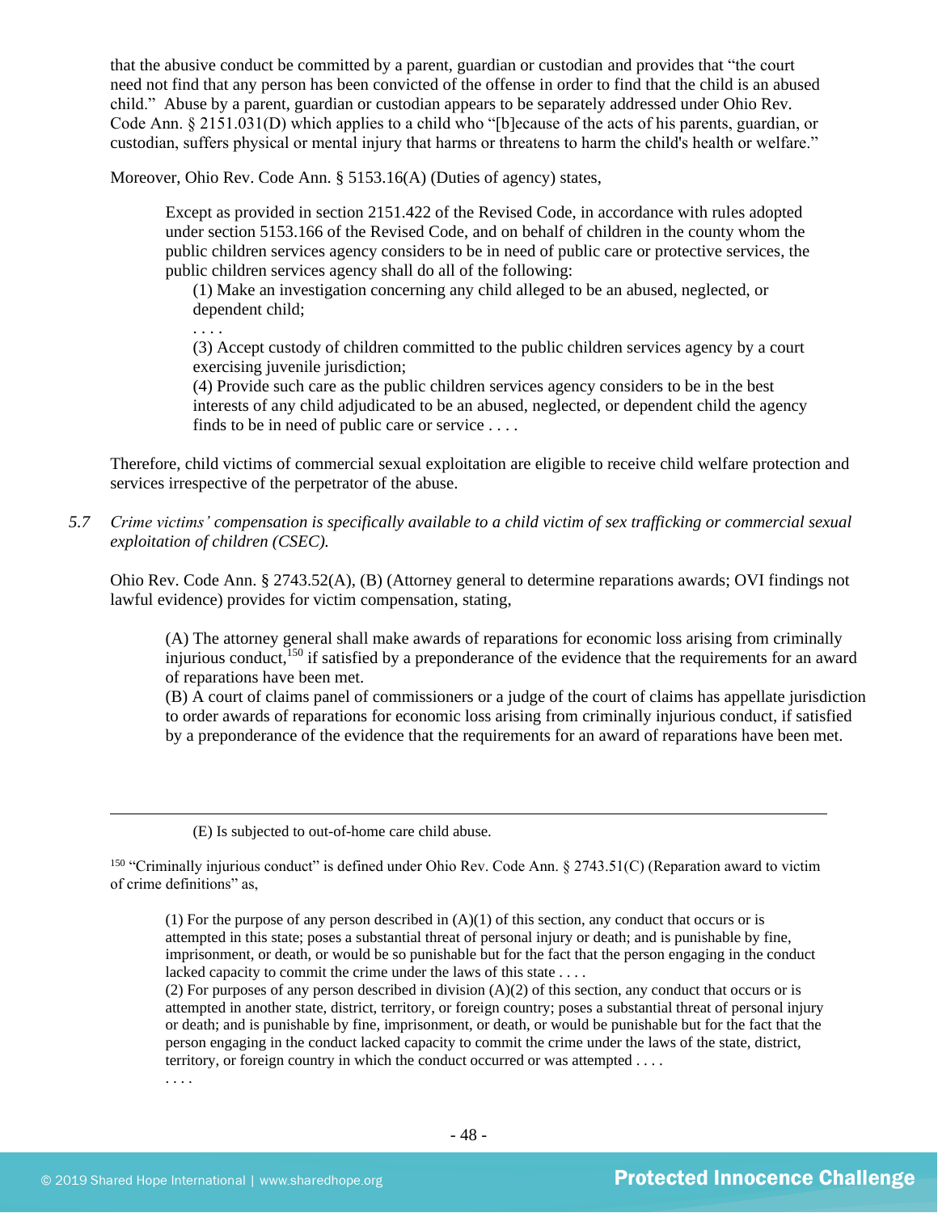that the abusive conduct be committed by a parent, guardian or custodian and provides that "the court need not find that any person has been convicted of the offense in order to find that the child is an abused child." Abuse by a parent, guardian or custodian appears to be separately addressed under Ohio Rev. Code Ann. § 2151.031(D) which applies to a child who "[b]ecause of the acts of his parents, guardian, or custodian, suffers physical or mental injury that harms or threatens to harm the child's health or welfare."

Moreover, Ohio Rev. Code Ann. § 5153.16(A) (Duties of agency) states,

> Except as provided in section 2151.422 of the Revised Code, in accordance with rules adopted under section 5153.166 of the Revised Code, and on behalf of children in the county whom the public children services agency considers to be in need of public care or protective services, the public children services agency shall do all of the following:
>
> (1) Make an investigation concerning any child alleged to be an abused, neglected, or dependent child;
>
> . . . .
>
> (3) Accept custody of children committed to the public children services agency by a court exercising juvenile jurisdiction;
>
> (4) Provide such care as the public children services agency considers to be in the best interests of any child adjudicated to be an abused, neglected, or dependent child the agency finds to be in need of public care or service . . . .

Therefore, child victims of commercial sexual exploitation are eligible to receive child welfare protection and services irrespective of the perpetrator of the abuse.

5.7 *Crime victims' compensation is specifically available to a child victim of sex trafficking or commercial sexual exploitation of children (CSEC).*

Ohio Rev. Code Ann. § 2743.52(A), (B) (Attorney general to determine reparations awards; OVI findings not lawful evidence) provides for victim compensation, stating,

> (A) The attorney general shall make awards of reparations for economic loss arising from criminally injurious conduct,[150] if satisfied by a preponderance of the evidence that the requirements for an award of reparations have been met.
>
> (B) A court of claims panel of commissioners or a judge of the court of claims has appellate jurisdiction to order awards of reparations for economic loss arising from criminally injurious conduct, if satisfied by a preponderance of the evidence that the requirements for an award of reparations have been met.

---

> (E) Is subjected to out-of-home care child abuse.

[150] "Criminally injurious conduct" is defined under Ohio Rev. Code Ann. § 2743.51(C) (Reparation award to victim of crime definitions" as,

> (1) For the purpose of any person described in (A)(1) of this section, any conduct that occurs or is attempted in this state; poses a substantial threat of personal injury or death; and is punishable by fine, imprisonment, or death, or would be so punishable but for the fact that the person engaging in the conduct lacked capacity to commit the crime under the laws of this state . . . .
>
> (2) For purposes of any person described in division (A)(2) of this section, any conduct that occurs or is attempted in another state, district, territory, or foreign country; poses a substantial threat of personal injury or death; and is punishable by fine, imprisonment, or death, or would be punishable but for the fact that the person engaging in the conduct lacked capacity to commit the crime under the laws of the state, district, territory, or foreign country in which the conduct occurred or was attempted . . . .
>
> . . . .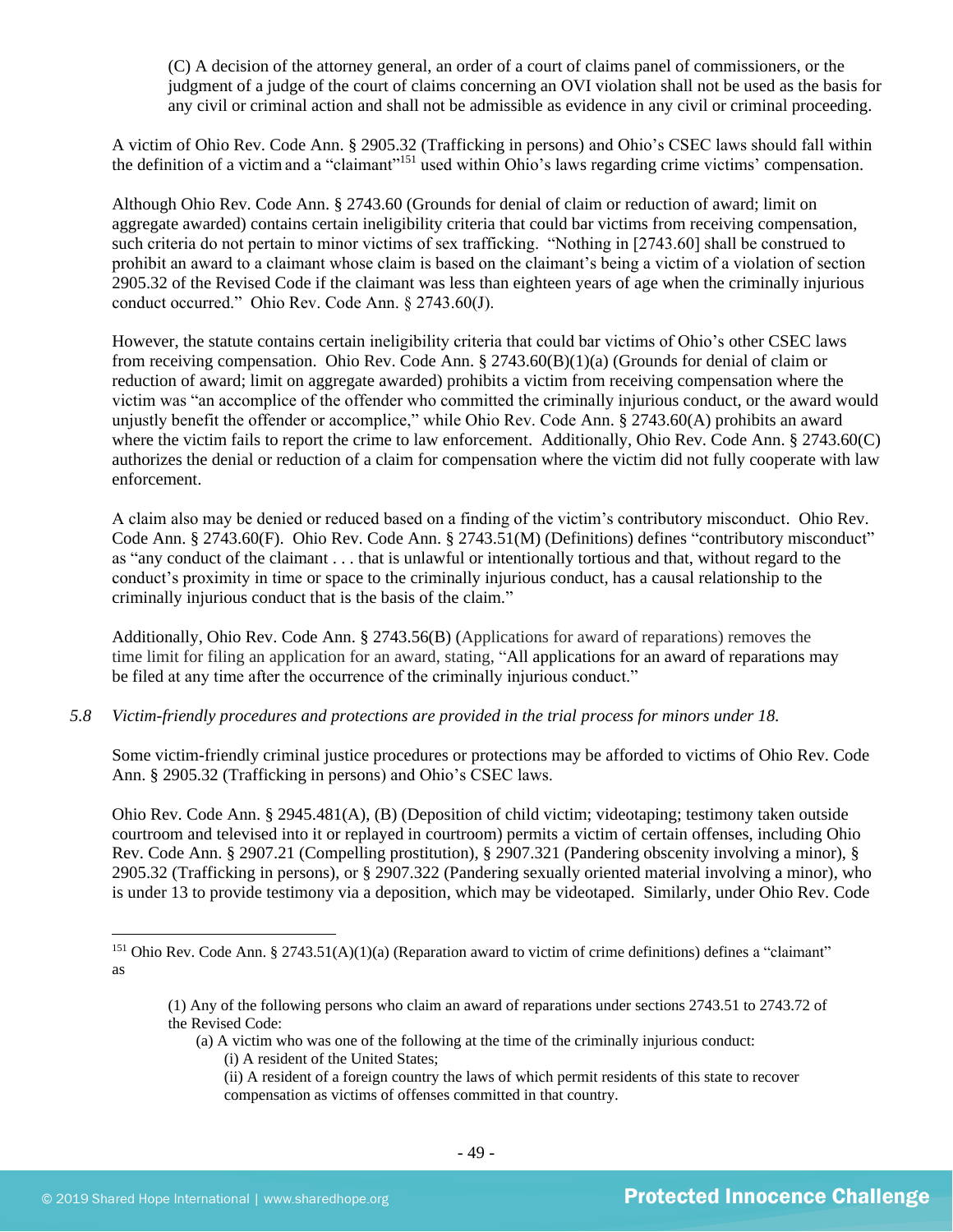(C) A decision of the attorney general, an order of a court of claims panel of commissioners, or the judgment of a judge of the court of claims concerning an OVI violation shall not be used as the basis for any civil or criminal action and shall not be admissible as evidence in any civil or criminal proceeding.

A victim of Ohio Rev. Code Ann. § 2905.32 (Trafficking in persons) and Ohio's CSEC laws should fall within the definition of a victim and a "claimant"[151] used within Ohio's laws regarding crime victims' compensation.

Although Ohio Rev. Code Ann. § 2743.60 (Grounds for denial of claim or reduction of award; limit on aggregate awarded) contains certain ineligibility criteria that could bar victims from receiving compensation, such criteria do not pertain to minor victims of sex trafficking. "Nothing in [2743.60] shall be construed to prohibit an award to a claimant whose claim is based on the claimant's being a victim of a violation of section 2905.32 of the Revised Code if the claimant was less than eighteen years of age when the criminally injurious conduct occurred." Ohio Rev. Code Ann. § 2743.60(J).

However, the statute contains certain ineligibility criteria that could bar victims of Ohio's other CSEC laws from receiving compensation. Ohio Rev. Code Ann. § 2743.60(B)(1)(a) (Grounds for denial of claim or reduction of award; limit on aggregate awarded) prohibits a victim from receiving compensation where the victim was "an accomplice of the offender who committed the criminally injurious conduct, or the award would unjustly benefit the offender or accomplice," while Ohio Rev. Code Ann. § 2743.60(A) prohibits an award where the victim fails to report the crime to law enforcement. Additionally, Ohio Rev. Code Ann. § 2743.60(C) authorizes the denial or reduction of a claim for compensation where the victim did not fully cooperate with law enforcement.

A claim also may be denied or reduced based on a finding of the victim's contributory misconduct. Ohio Rev. Code Ann. § 2743.60(F). Ohio Rev. Code Ann. § 2743.51(M) (Definitions) defines "contributory misconduct" as "any conduct of the claimant . . . that is unlawful or intentionally tortious and that, without regard to the conduct's proximity in time or space to the criminally injurious conduct, has a causal relationship to the criminally injurious conduct that is the basis of the claim."

Additionally, Ohio Rev. Code Ann. § 2743.56(B) (Applications for award of reparations) removes the time limit for filing an application for an award, stating, "All applications for an award of reparations may be filed at any time after the occurrence of the criminally injurious conduct."

*5.8 Victim-friendly procedures and protections are provided in the trial process for minors under 18.*

Some victim-friendly criminal justice procedures or protections may be afforded to victims of Ohio Rev. Code Ann. § 2905.32 (Trafficking in persons) and Ohio's CSEC laws.

Ohio Rev. Code Ann. § 2945.481(A), (B) (Deposition of child victim; videotaping; testimony taken outside courtroom and televised into it or replayed in courtroom) permits a victim of certain offenses, including Ohio Rev. Code Ann. § 2907.21 (Compelling prostitution), § 2907.321 (Pandering obscenity involving a minor), § 2905.32 (Trafficking in persons), or § 2907.322 (Pandering sexually oriented material involving a minor), who is under 13 to provide testimony via a deposition, which may be videotaped. Similarly, under Ohio Rev. Code

---

[151] Ohio Rev. Code Ann. § 2743.51(A)(1)(a) (Reparation award to victim of crime definitions) defines a "claimant" as

> (1) Any of the following persons who claim an award of reparations under sections 2743.51 to 2743.72 of the Revised Code:
> 
> (a) A victim who was one of the following at the time of the criminally injurious conduct:
> 
> (i) A resident of the United States;
> 
> (ii) A resident of a foreign country the laws of which permit residents of this state to recover compensation as victims of offenses committed in that country.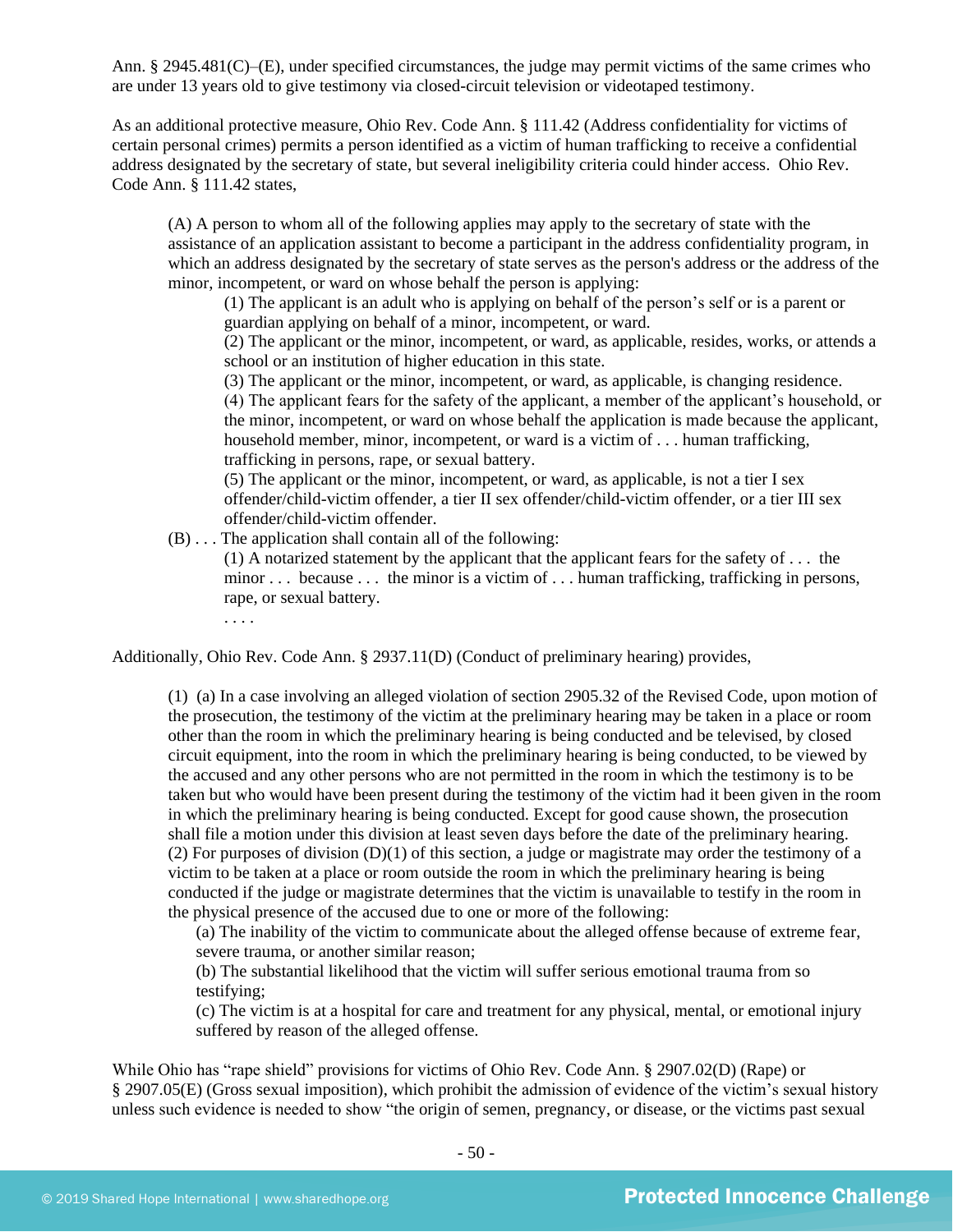Ann. § 2945.481(C)–(E), under specified circumstances, the judge may permit victims of the same crimes who are under 13 years old to give testimony via closed-circuit television or videotaped testimony.

As an additional protective measure, Ohio Rev. Code Ann. § 111.42 (Address confidentiality for victims of certain personal crimes) permits a person identified as a victim of human trafficking to receive a confidential address designated by the secretary of state, but several ineligibility criteria could hinder access. Ohio Rev. Code Ann. § 111.42 states,

> (A) A person to whom all of the following applies may apply to the secretary of state with the assistance of an application assistant to become a participant in the address confidentiality program, in which an address designated by the secretary of state serves as the person's address or the address of the minor, incompetent, or ward on whose behalf the person is applying:
>
> > (1) The applicant is an adult who is applying on behalf of the person's self or is a parent or guardian applying on behalf of a minor, incompetent, or ward.
> > (2) The applicant or the minor, incompetent, or ward, as applicable, resides, works, or attends a school or an institution of higher education in this state.
> > (3) The applicant or the minor, incompetent, or ward, as applicable, is changing residence.
> > (4) The applicant fears for the safety of the applicant, a member of the applicant's household, or the minor, incompetent, or ward on whose behalf the application is made because the applicant, household member, minor, incompetent, or ward is a victim of . . . human trafficking, trafficking in persons, rape, or sexual battery.
> > (5) The applicant or the minor, incompetent, or ward, as applicable, is not a tier I sex offender/child-victim offender, a tier II sex offender/child-victim offender, or a tier III sex offender/child-victim offender.
>
> (B) . . . The application shall contain all of the following:
>
> > (1) A notarized statement by the applicant that the applicant fears for the safety of . . . the minor . . . because . . . the minor is a victim of . . . human trafficking, trafficking in persons, rape, or sexual battery.
> > . . . .

Additionally, Ohio Rev. Code Ann. § 2937.11(D) (Conduct of preliminary hearing) provides,

> (1) (a) In a case involving an alleged violation of section 2905.32 of the Revised Code, upon motion of the prosecution, the testimony of the victim at the preliminary hearing may be taken in a place or room other than the room in which the preliminary hearing is being conducted and be televised, by closed circuit equipment, into the room in which the preliminary hearing is being conducted, to be viewed by the accused and any other persons who are not permitted in the room in which the testimony is to be taken but who would have been present during the testimony of the victim had it been given in the room in which the preliminary hearing is being conducted. Except for good cause shown, the prosecution shall file a motion under this division at least seven days before the date of the preliminary hearing.
> (2) For purposes of division (D)(1) of this section, a judge or magistrate may order the testimony of a victim to be taken at a place or room outside the room in which the preliminary hearing is being conducted if the judge or magistrate determines that the victim is unavailable to testify in the room in the physical presence of the accused due to one or more of the following:
>
> > (a) The inability of the victim to communicate about the alleged offense because of extreme fear, severe trauma, or another similar reason;
> > (b) The substantial likelihood that the victim will suffer serious emotional trauma from so testifying;
> > (c) The victim is at a hospital for care and treatment for any physical, mental, or emotional injury suffered by reason of the alleged offense.

While Ohio has "rape shield" provisions for victims of Ohio Rev. Code Ann. § 2907.02(D) (Rape) or § 2907.05(E) (Gross sexual imposition), which prohibit the admission of evidence of the victim's sexual history unless such evidence is needed to show "the origin of semen, pregnancy, or disease, or the victims past sexual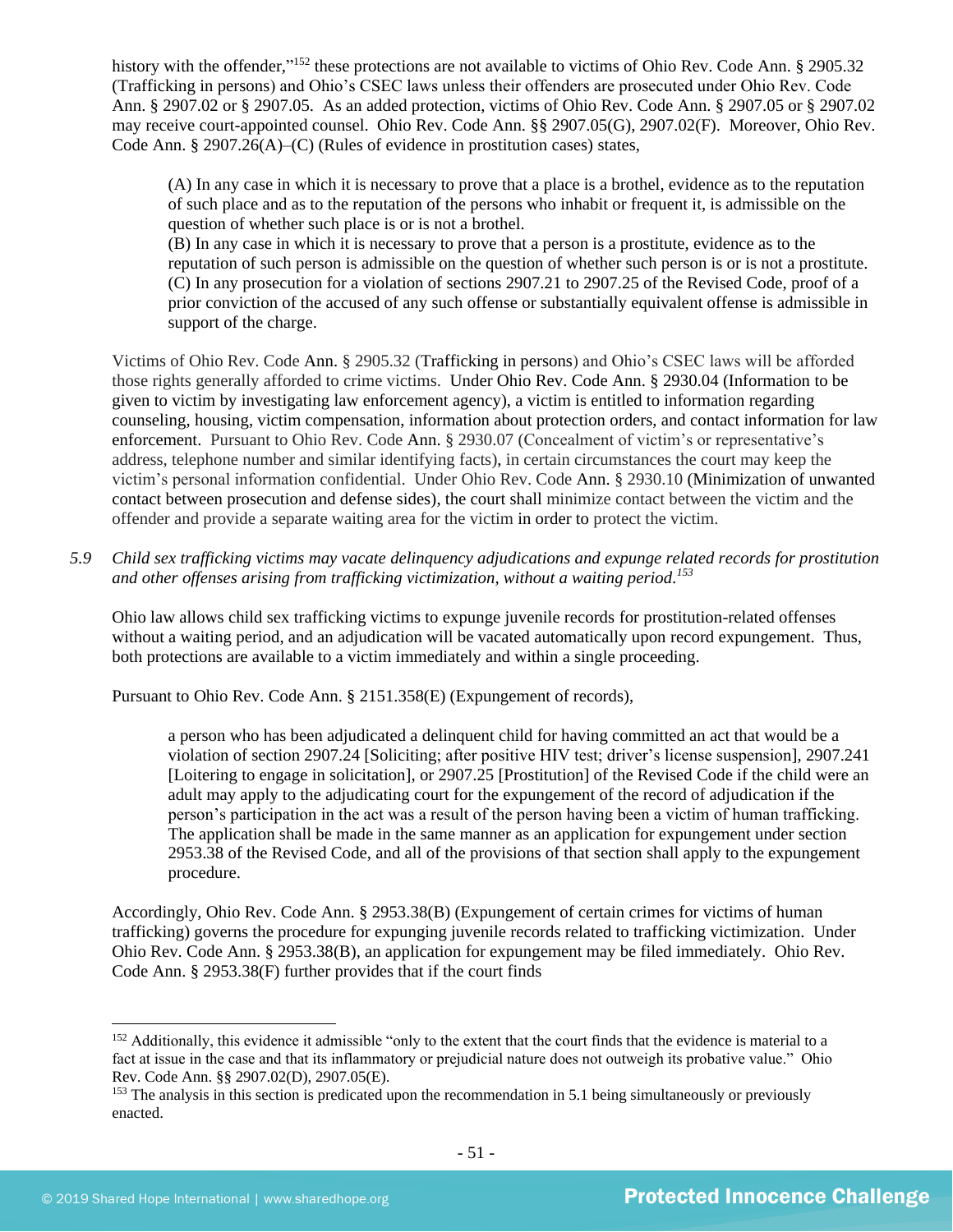history with the offender,"[152] these protections are not available to victims of Ohio Rev. Code Ann. § 2905.32 (Trafficking in persons) and Ohio's CSEC laws unless their offenders are prosecuted under Ohio Rev. Code Ann. § 2907.02 or § 2907.05. As an added protection, victims of Ohio Rev. Code Ann. § 2907.05 or § 2907.02 may receive court-appointed counsel. Ohio Rev. Code Ann. §§ 2907.05(G), 2907.02(F). Moreover, Ohio Rev. Code Ann. § 2907.26(A)–(C) (Rules of evidence in prostitution cases) states,

> (A) In any case in which it is necessary to prove that a place is a brothel, evidence as to the reputation of such place and as to the reputation of the persons who inhabit or frequent it, is admissible on the question of whether such place is or is not a brothel.
> (B) In any case in which it is necessary to prove that a person is a prostitute, evidence as to the reputation of such person is admissible on the question of whether such person is or is not a prostitute.
> (C) In any prosecution for a violation of sections 2907.21 to 2907.25 of the Revised Code, proof of a prior conviction of the accused of any such offense or substantially equivalent offense is admissible in support of the charge.

Victims of Ohio Rev. Code Ann. § 2905.32 (Trafficking in persons) and Ohio's CSEC laws will be afforded those rights generally afforded to crime victims. Under Ohio Rev. Code Ann. § 2930.04 (Information to be given to victim by investigating law enforcement agency), a victim is entitled to information regarding counseling, housing, victim compensation, information about protection orders, and contact information for law enforcement. Pursuant to Ohio Rev. Code Ann. § 2930.07 (Concealment of victim's or representative's address, telephone number and similar identifying facts), in certain circumstances the court may keep the victim's personal information confidential. Under Ohio Rev. Code Ann. § 2930.10 (Minimization of unwanted contact between prosecution and defense sides), the court shall minimize contact between the victim and the offender and provide a separate waiting area for the victim in order to protect the victim.

*5.9 Child sex trafficking victims may vacate delinquency adjudications and expunge related records for prostitution and other offenses arising from trafficking victimization, without a waiting period.*[153]

Ohio law allows child sex trafficking victims to expunge juvenile records for prostitution-related offenses without a waiting period, and an adjudication will be vacated automatically upon record expungement. Thus, both protections are available to a victim immediately and within a single proceeding.

Pursuant to Ohio Rev. Code Ann. § 2151.358(E) (Expungement of records),

> a person who has been adjudicated a delinquent child for having committed an act that would be a violation of section 2907.24 [Soliciting; after positive HIV test; driver's license suspension], 2907.241 [Loitering to engage in solicitation], or 2907.25 [Prostitution] of the Revised Code if the child were an adult may apply to the adjudicating court for the expungement of the record of adjudication if the person's participation in the act was a result of the person having been a victim of human trafficking. The application shall be made in the same manner as an application for expungement under section 2953.38 of the Revised Code, and all of the provisions of that section shall apply to the expungement procedure.

Accordingly, Ohio Rev. Code Ann. § 2953.38(B) (Expungement of certain crimes for victims of human trafficking) governs the procedure for expunging juvenile records related to trafficking victimization. Under Ohio Rev. Code Ann. § 2953.38(B), an application for expungement may be filed immediately. Ohio Rev. Code Ann. § 2953.38(F) further provides that if the court finds

---

[152] Additionally, this evidence it admissible "only to the extent that the court finds that the evidence is material to a fact at issue in the case and that its inflammatory or prejudicial nature does not outweigh its probative value." Ohio Rev. Code Ann. §§ 2907.02(D), 2907.05(E).

[153] The analysis in this section is predicated upon the recommendation in 5.1 being simultaneously or previously enacted.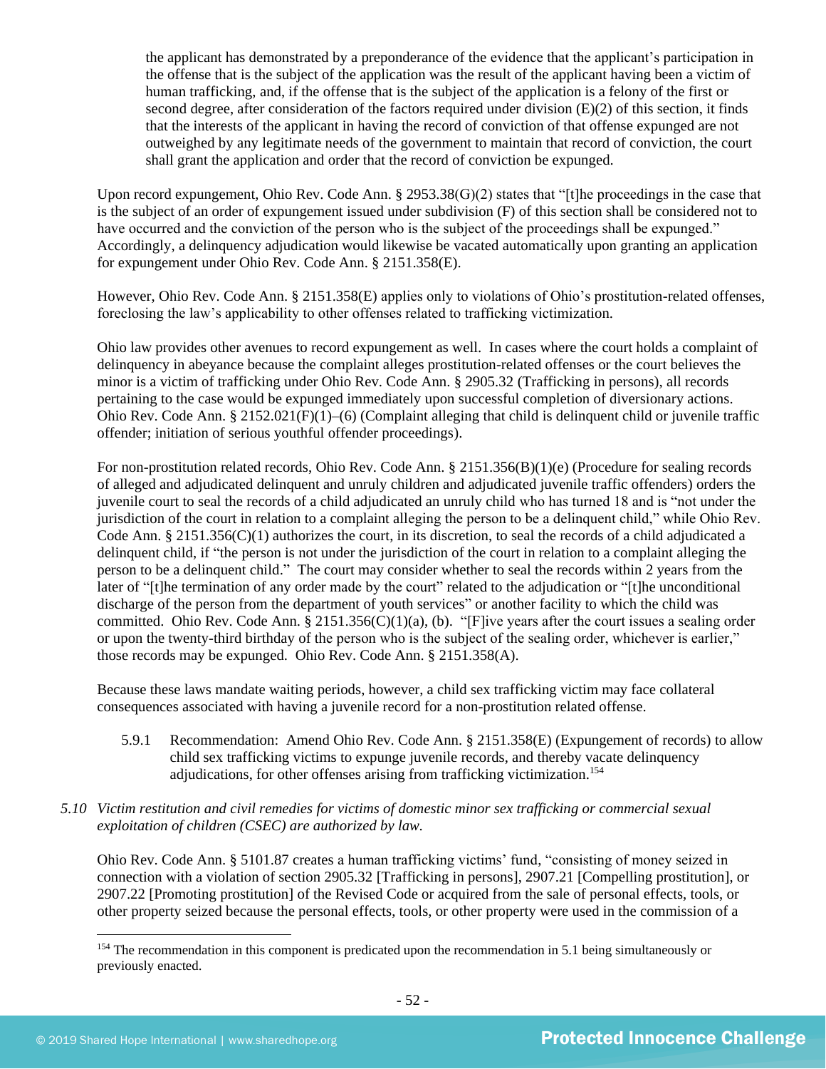> the applicant has demonstrated by a preponderance of the evidence that the applicant's participation in the offense that is the subject of the application was the result of the applicant having been a victim of human trafficking, and, if the offense that is the subject of the application is a felony of the first or second degree, after consideration of the factors required under division (E)(2) of this section, it finds that the interests of the applicant in having the record of conviction of that offense expunged are not outweighed by any legitimate needs of the government to maintain that record of conviction, the court shall grant the application and order that the record of conviction be expunged.

Upon record expungement, Ohio Rev. Code Ann. § 2953.38(G)(2) states that "[t]he proceedings in the case that is the subject of an order of expungement issued under subdivision (F) of this section shall be considered not to have occurred and the conviction of the person who is the subject of the proceedings shall be expunged." Accordingly, a delinquency adjudication would likewise be vacated automatically upon granting an application for expungement under Ohio Rev. Code Ann. § 2151.358(E).

However, Ohio Rev. Code Ann. § 2151.358(E) applies only to violations of Ohio's prostitution-related offenses, foreclosing the law's applicability to other offenses related to trafficking victimization.

Ohio law provides other avenues to record expungement as well. In cases where the court holds a complaint of delinquency in abeyance because the complaint alleges prostitution-related offenses or the court believes the minor is a victim of trafficking under Ohio Rev. Code Ann. § 2905.32 (Trafficking in persons), all records pertaining to the case would be expunged immediately upon successful completion of diversionary actions. Ohio Rev. Code Ann. § 2152.021(F)(1)–(6) (Complaint alleging that child is delinquent child or juvenile traffic offender; initiation of serious youthful offender proceedings).

For non-prostitution related records, Ohio Rev. Code Ann. § 2151.356(B)(1)(e) (Procedure for sealing records of alleged and adjudicated delinquent and unruly children and adjudicated juvenile traffic offenders) orders the juvenile court to seal the records of a child adjudicated an unruly child who has turned 18 and is "not under the jurisdiction of the court in relation to a complaint alleging the person to be a delinquent child," while Ohio Rev. Code Ann. § 2151.356(C)(1) authorizes the court, in its discretion, to seal the records of a child adjudicated a delinquent child, if "the person is not under the jurisdiction of the court in relation to a complaint alleging the person to be a delinquent child." The court may consider whether to seal the records within 2 years from the later of "[t]he termination of any order made by the court" related to the adjudication or "[t]he unconditional discharge of the person from the department of youth services" or another facility to which the child was committed. Ohio Rev. Code Ann. § 2151.356(C)(1)(a), (b). "[F]ive years after the court issues a sealing order or upon the twenty-third birthday of the person who is the subject of the sealing order, whichever is earlier," those records may be expunged. Ohio Rev. Code Ann. § 2151.358(A).

Because these laws mandate waiting periods, however, a child sex trafficking victim may face collateral consequences associated with having a juvenile record for a non-prostitution related offense.

5.9.1 Recommendation: Amend Ohio Rev. Code Ann. § 2151.358(E) (Expungement of records) to allow child sex trafficking victims to expunge juvenile records, and thereby vacate delinquency adjudications, for other offenses arising from trafficking victimization.[154]

*5.10 Victim restitution and civil remedies for victims of domestic minor sex trafficking or commercial sexual exploitation of children (CSEC) are authorized by law.*

Ohio Rev. Code Ann. § 5101.87 creates a human trafficking victims' fund, "consisting of money seized in connection with a violation of section 2905.32 [Trafficking in persons], 2907.21 [Compelling prostitution], or 2907.22 [Promoting prostitution] of the Revised Code or acquired from the sale of personal effects, tools, or other property seized because the personal effects, tools, or other property were used in the commission of a

---

[154] The recommendation in this component is predicated upon the recommendation in 5.1 being simultaneously or previously enacted.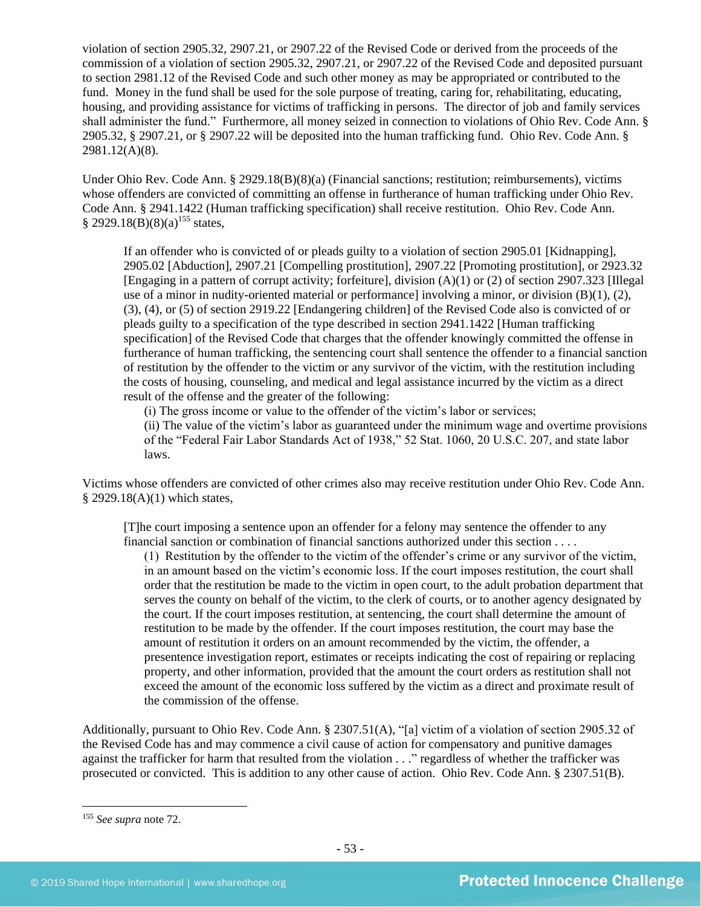violation of section 2905.32, 2907.21, or 2907.22 of the Revised Code or derived from the proceeds of the commission of a violation of section 2905.32, 2907.21, or 2907.22 of the Revised Code and deposited pursuant to section 2981.12 of the Revised Code and such other money as may be appropriated or contributed to the fund. Money in the fund shall be used for the sole purpose of treating, caring for, rehabilitating, educating, housing, and providing assistance for victims of trafficking in persons. The director of job and family services shall administer the fund." Furthermore, all money seized in connection to violations of Ohio Rev. Code Ann. § 2905.32, § 2907.21, or § 2907.22 will be deposited into the human trafficking fund. Ohio Rev. Code Ann. § 2981.12(A)(8).

Under Ohio Rev. Code Ann. § 2929.18(B)(8)(a) (Financial sanctions; restitution; reimbursements), victims whose offenders are convicted of committing an offense in furtherance of human trafficking under Ohio Rev. Code Ann. § 2941.1422 (Human trafficking specification) shall receive restitution. Ohio Rev. Code Ann. § 2929.18(B)(8)(a)[155] states,

> If an offender who is convicted of or pleads guilty to a violation of section 2905.01 [Kidnapping], 2905.02 [Abduction], 2907.21 [Compelling prostitution], 2907.22 [Promoting prostitution], or 2923.32 [Engaging in a pattern of corrupt activity; forfeiture], division (A)(1) or (2) of section 2907.323 [Illegal use of a minor in nudity-oriented material or performance] involving a minor, or division (B)(1), (2), (3), (4), or (5) of section 2919.22 [Endangering children] of the Revised Code also is convicted of or pleads guilty to a specification of the type described in section 2941.1422 [Human trafficking specification] of the Revised Code that charges that the offender knowingly committed the offense in furtherance of human trafficking, the sentencing court shall sentence the offender to a financial sanction of restitution by the offender to the victim or any survivor of the victim, with the restitution including the costs of housing, counseling, and medical and legal assistance incurred by the victim as a direct result of the offense and the greater of the following:
>
> (i) The gross income or value to the offender of the victim's labor or services;
>
> (ii) The value of the victim's labor as guaranteed under the minimum wage and overtime provisions of the "Federal Fair Labor Standards Act of 1938," 52 Stat. 1060, 20 U.S.C. 207, and state labor laws.

Victims whose offenders are convicted of other crimes also may receive restitution under Ohio Rev. Code Ann. § 2929.18(A)(1) which states,

> [T]he court imposing a sentence upon an offender for a felony may sentence the offender to any financial sanction or combination of financial sanctions authorized under this section . . . .
>
> (1) Restitution by the offender to the victim of the offender's crime or any survivor of the victim, in an amount based on the victim's economic loss. If the court imposes restitution, the court shall order that the restitution be made to the victim in open court, to the adult probation department that serves the county on behalf of the victim, to the clerk of courts, or to another agency designated by the court. If the court imposes restitution, at sentencing, the court shall determine the amount of restitution to be made by the offender. If the court imposes restitution, the court may base the amount of restitution it orders on an amount recommended by the victim, the offender, a presentence investigation report, estimates or receipts indicating the cost of repairing or replacing property, and other information, provided that the amount the court orders as restitution shall not exceed the amount of the economic loss suffered by the victim as a direct and proximate result of the commission of the offense.

Additionally, pursuant to Ohio Rev. Code Ann. § 2307.51(A), "[a] victim of a violation of section 2905.32 of the Revised Code has and may commence a civil cause of action for compensatory and punitive damages against the trafficker for harm that resulted from the violation . . ." regardless of whether the trafficker was prosecuted or convicted. This is addition to any other cause of action. Ohio Rev. Code Ann. § 2307.51(B).

[155] *See supra* note 72.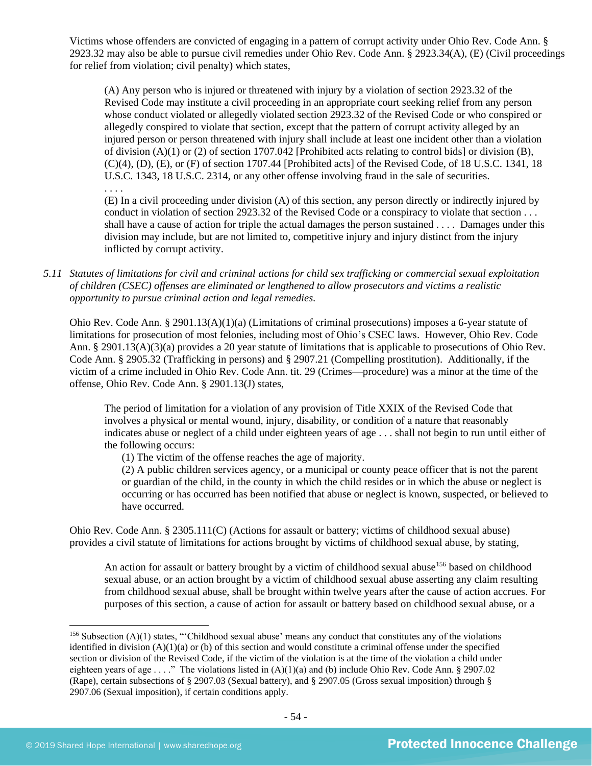Victims whose offenders are convicted of engaging in a pattern of corrupt activity under Ohio Rev. Code Ann. § 2923.32 may also be able to pursue civil remedies under Ohio Rev. Code Ann. § 2923.34(A), (E) (Civil proceedings for relief from violation; civil penalty) which states,

> (A) Any person who is injured or threatened with injury by a violation of section 2923.32 of the Revised Code may institute a civil proceeding in an appropriate court seeking relief from any person whose conduct violated or allegedly violated section 2923.32 of the Revised Code or who conspired or allegedly conspired to violate that section, except that the pattern of corrupt activity alleged by an injured person or person threatened with injury shall include at least one incident other than a violation of division (A)(1) or (2) of section 1707.042 [Prohibited acts relating to control bids] or division (B), (C)(4), (D), (E), or (F) of section 1707.44 [Prohibited acts] of the Revised Code, of 18 U.S.C. 1341, 18 U.S.C. 1343, 18 U.S.C. 2314, or any other offense involving fraud in the sale of securities.
> . . . .
> (E) In a civil proceeding under division (A) of this section, any person directly or indirectly injured by conduct in violation of section 2923.32 of the Revised Code or a conspiracy to violate that section . . . shall have a cause of action for triple the actual damages the person sustained . . . . Damages under this division may include, but are not limited to, competitive injury and injury distinct from the injury inflicted by corrupt activity.

*5.11 Statutes of limitations for civil and criminal actions for child sex trafficking or commercial sexual exploitation of children (CSEC) offenses are eliminated or lengthened to allow prosecutors and victims a realistic opportunity to pursue criminal action and legal remedies.*

Ohio Rev. Code Ann. § 2901.13(A)(1)(a) (Limitations of criminal prosecutions) imposes a 6-year statute of limitations for prosecution of most felonies, including most of Ohio's CSEC laws. However, Ohio Rev. Code Ann. § 2901.13(A)(3)(a) provides a 20 year statute of limitations that is applicable to prosecutions of Ohio Rev. Code Ann. § 2905.32 (Trafficking in persons) and § 2907.21 (Compelling prostitution). Additionally, if the victim of a crime included in Ohio Rev. Code Ann. tit. 29 (Crimes—procedure) was a minor at the time of the offense, Ohio Rev. Code Ann. § 2901.13(J) states,

> The period of limitation for a violation of any provision of Title XXIX of the Revised Code that involves a physical or mental wound, injury, disability, or condition of a nature that reasonably indicates abuse or neglect of a child under eighteen years of age . . . shall not begin to run until either of the following occurs:
>
> (1) The victim of the offense reaches the age of majority.
>
> (2) A public children services agency, or a municipal or county peace officer that is not the parent or guardian of the child, in the county in which the child resides or in which the abuse or neglect is occurring or has occurred has been notified that abuse or neglect is known, suspected, or believed to have occurred.

Ohio Rev. Code Ann. § 2305.111(C) (Actions for assault or battery; victims of childhood sexual abuse) provides a civil statute of limitations for actions brought by victims of childhood sexual abuse, by stating,

> An action for assault or battery brought by a victim of childhood sexual abuse[156] based on childhood sexual abuse, or an action brought by a victim of childhood sexual abuse asserting any claim resulting from childhood sexual abuse, shall be brought within twelve years after the cause of action accrues. For purposes of this section, a cause of action for assault or battery based on childhood sexual abuse, or a

---

[156] Subsection (A)(1) states, "'Childhood sexual abuse' means any conduct that constitutes any of the violations identified in division (A)(1)(a) or (b) of this section and would constitute a criminal offense under the specified section or division of the Revised Code, if the victim of the violation is at the time of the violation a child under eighteen years of age . . . ." The violations listed in (A)(1)(a) and (b) include Ohio Rev. Code Ann. § 2907.02 (Rape), certain subsections of § 2907.03 (Sexual battery), and § 2907.05 (Gross sexual imposition) through § 2907.06 (Sexual imposition), if certain conditions apply.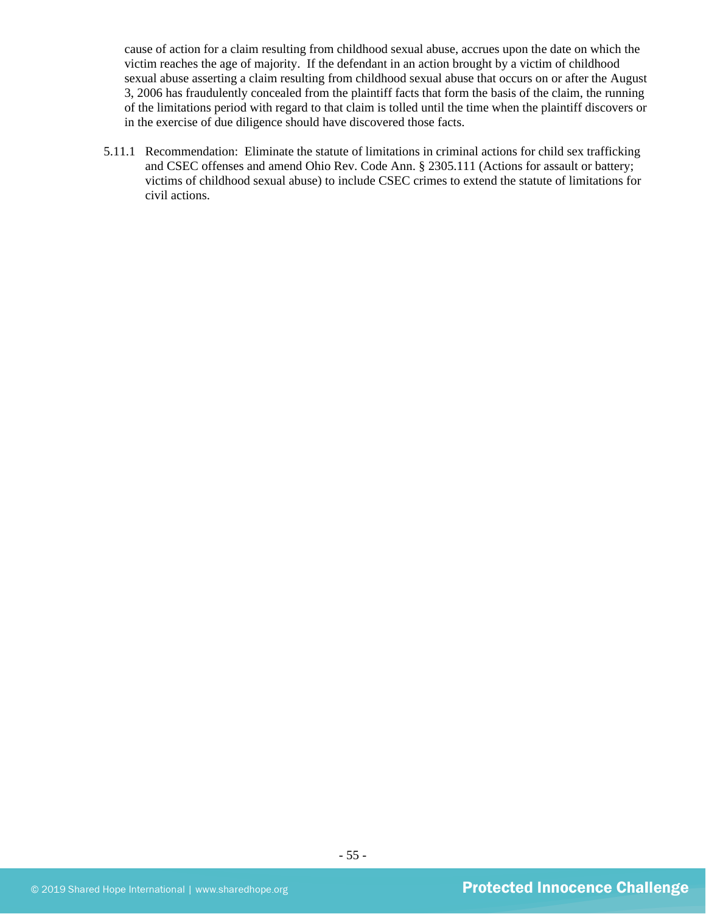cause of action for a claim resulting from childhood sexual abuse, accrues upon the date on which the victim reaches the age of majority. If the defendant in an action brought by a victim of childhood sexual abuse asserting a claim resulting from childhood sexual abuse that occurs on or after the August 3, 2006 has fraudulently concealed from the plaintiff facts that form the basis of the claim, the running of the limitations period with regard to that claim is tolled until the time when the plaintiff discovers or in the exercise of due diligence should have discovered those facts.

5.11.1 Recommendation: Eliminate the statute of limitations in criminal actions for child sex trafficking and CSEC offenses and amend Ohio Rev. Code Ann. § 2305.111 (Actions for assault or battery; victims of childhood sexual abuse) to include CSEC crimes to extend the statute of limitations for civil actions.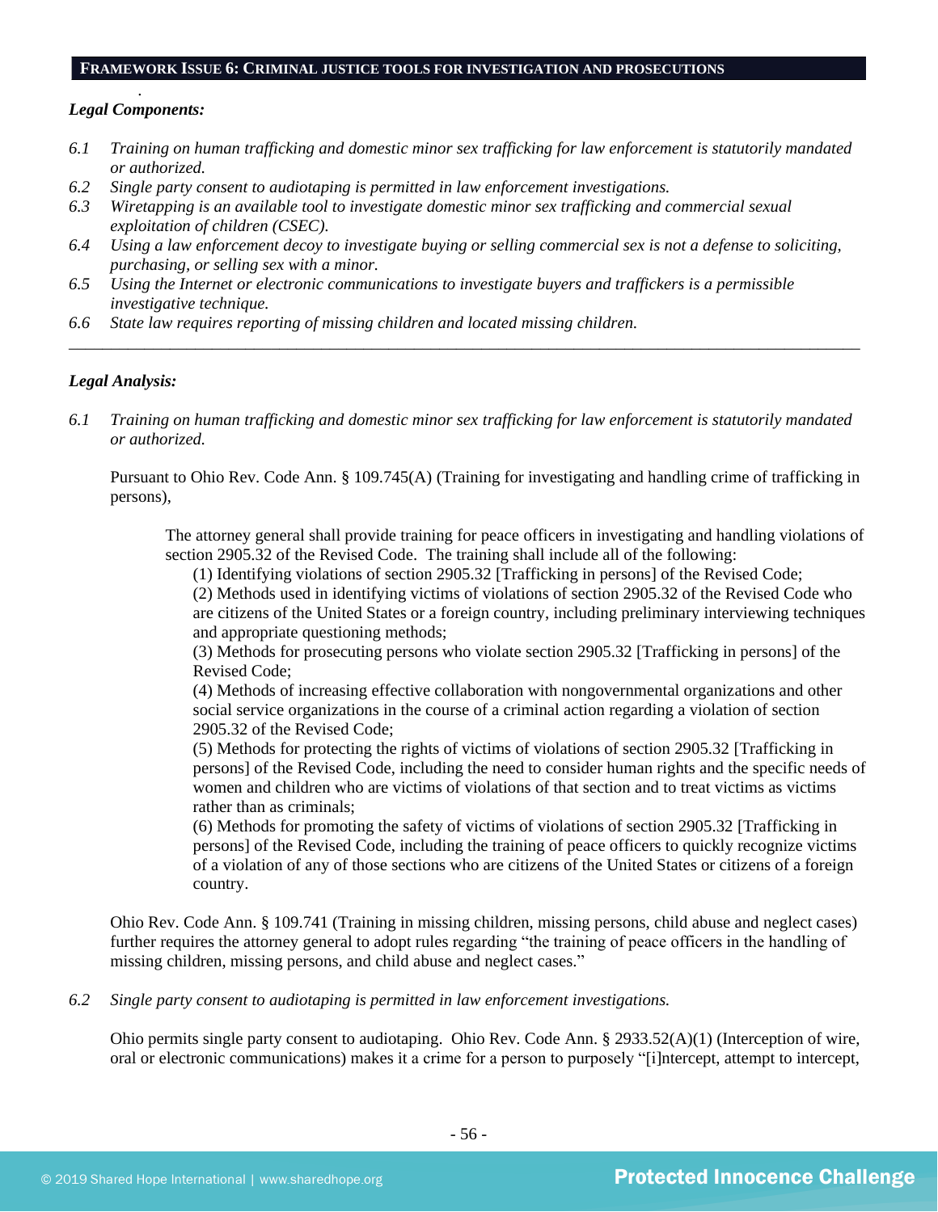## Framework Issue 6: Criminal justice tools for investigation and prosecutions

*Legal Components:*

*6.1 Training on human trafficking and domestic minor sex trafficking for law enforcement is statutorily mandated or authorized.*
*6.2 Single party consent to audiotaping is permitted in law enforcement investigations.*
*6.3 Wiretapping is an available tool to investigate domestic minor sex trafficking and commercial sexual exploitation of children (CSEC).*
*6.4 Using a law enforcement decoy to investigate buying or selling commercial sex is not a defense to soliciting, purchasing, or selling sex with a minor.*
*6.5 Using the Internet or electronic communications to investigate buyers and traffickers is a permissible investigative technique.*
*6.6 State law requires reporting of missing children and located missing children.*

---

*Legal Analysis:*

*6.1 Training on human trafficking and domestic minor sex trafficking for law enforcement is statutorily mandated or authorized.*

Pursuant to Ohio Rev. Code Ann. § 109.745(A) (Training for investigating and handling crime of trafficking in persons),

> The attorney general shall provide training for peace officers in investigating and handling violations of section 2905.32 of the Revised Code. The training shall include all of the following:
> (1) Identifying violations of section 2905.32 [Trafficking in persons] of the Revised Code;
> (2) Methods used in identifying victims of violations of section 2905.32 of the Revised Code who are citizens of the United States or a foreign country, including preliminary interviewing techniques and appropriate questioning methods;
> (3) Methods for prosecuting persons who violate section 2905.32 [Trafficking in persons] of the Revised Code;
> (4) Methods of increasing effective collaboration with nongovernmental organizations and other social service organizations in the course of a criminal action regarding a violation of section 2905.32 of the Revised Code;
> (5) Methods for protecting the rights of victims of violations of section 2905.32 [Trafficking in persons] of the Revised Code, including the need to consider human rights and the specific needs of women and children who are victims of violations of that section and to treat victims as victims rather than as criminals;
> (6) Methods for promoting the safety of victims of violations of section 2905.32 [Trafficking in persons] of the Revised Code, including the training of peace officers to quickly recognize victims of a violation of any of those sections who are citizens of the United States or citizens of a foreign country.

Ohio Rev. Code Ann. § 109.741 (Training in missing children, missing persons, child abuse and neglect cases) further requires the attorney general to adopt rules regarding "the training of peace officers in the handling of missing children, missing persons, and child abuse and neglect cases."

*6.2 Single party consent to audiotaping is permitted in law enforcement investigations.*

Ohio permits single party consent to audiotaping. Ohio Rev. Code Ann. § 2933.52(A)(1) (Interception of wire, oral or electronic communications) makes it a crime for a person to purposely "[i]ntercept, attempt to intercept,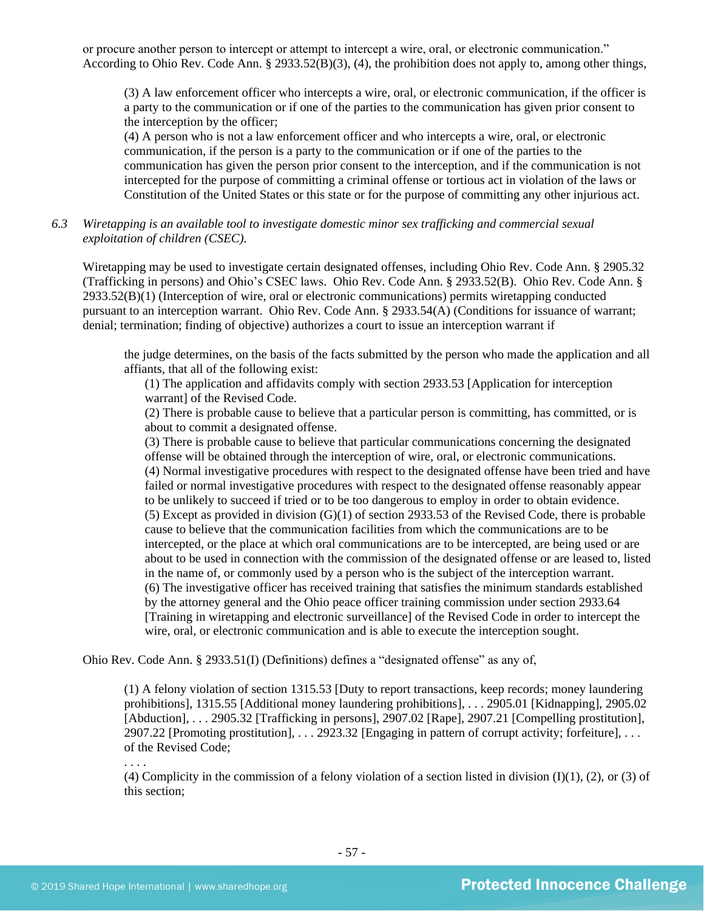or procure another person to intercept or attempt to intercept a wire, oral, or electronic communication." According to Ohio Rev. Code Ann. § 2933.52(B)(3), (4), the prohibition does not apply to, among other things,

> (3) A law enforcement officer who intercepts a wire, oral, or electronic communication, if the officer is a party to the communication or if one of the parties to the communication has given prior consent to the interception by the officer;
> (4) A person who is not a law enforcement officer and who intercepts a wire, oral, or electronic communication, if the person is a party to the communication or if one of the parties to the communication has given the person prior consent to the interception, and if the communication is not intercepted for the purpose of committing a criminal offense or tortious act in violation of the laws or Constitution of the United States or this state or for the purpose of committing any other injurious act.

6.3 *Wiretapping is an available tool to investigate domestic minor sex trafficking and commercial sexual exploitation of children (CSEC).*

Wiretapping may be used to investigate certain designated offenses, including Ohio Rev. Code Ann. § 2905.32 (Trafficking in persons) and Ohio's CSEC laws. Ohio Rev. Code Ann. § 2933.52(B). Ohio Rev. Code Ann. § 2933.52(B)(1) (Interception of wire, oral or electronic communications) permits wiretapping conducted pursuant to an interception warrant. Ohio Rev. Code Ann. § 2933.54(A) (Conditions for issuance of warrant; denial; termination; finding of objective) authorizes a court to issue an interception warrant if

> the judge determines, on the basis of the facts submitted by the person who made the application and all affiants, that all of the following exist:
> (1) The application and affidavits comply with section 2933.53 [Application for interception warrant] of the Revised Code.
> (2) There is probable cause to believe that a particular person is committing, has committed, or is about to commit a designated offense.
> (3) There is probable cause to believe that particular communications concerning the designated offense will be obtained through the interception of wire, oral, or electronic communications.
> (4) Normal investigative procedures with respect to the designated offense have been tried and have failed or normal investigative procedures with respect to the designated offense reasonably appear to be unlikely to succeed if tried or to be too dangerous to employ in order to obtain evidence.
> (5) Except as provided in division (G)(1) of section 2933.53 of the Revised Code, there is probable cause to believe that the communication facilities from which the communications are to be intercepted, or the place at which oral communications are to be intercepted, are being used or are about to be used in connection with the commission of the designated offense or are leased to, listed in the name of, or commonly used by a person who is the subject of the interception warrant.
> (6) The investigative officer has received training that satisfies the minimum standards established by the attorney general and the Ohio peace officer training commission under section 2933.64 [Training in wiretapping and electronic surveillance] of the Revised Code in order to intercept the wire, oral, or electronic communication and is able to execute the interception sought.

Ohio Rev. Code Ann. § 2933.51(I) (Definitions) defines a "designated offense" as any of,

> (1) A felony violation of section 1315.53 [Duty to report transactions, keep records; money laundering prohibitions], 1315.55 [Additional money laundering prohibitions], . . . 2905.01 [Kidnapping], 2905.02 [Abduction], . . . 2905.32 [Trafficking in persons], 2907.02 [Rape], 2907.21 [Compelling prostitution], 2907.22 [Promoting prostitution], . . . 2923.32 [Engaging in pattern of corrupt activity; forfeiture], . . . of the Revised Code;
> . . . .
> (4) Complicity in the commission of a felony violation of a section listed in division (I)(1), (2), or (3) of this section;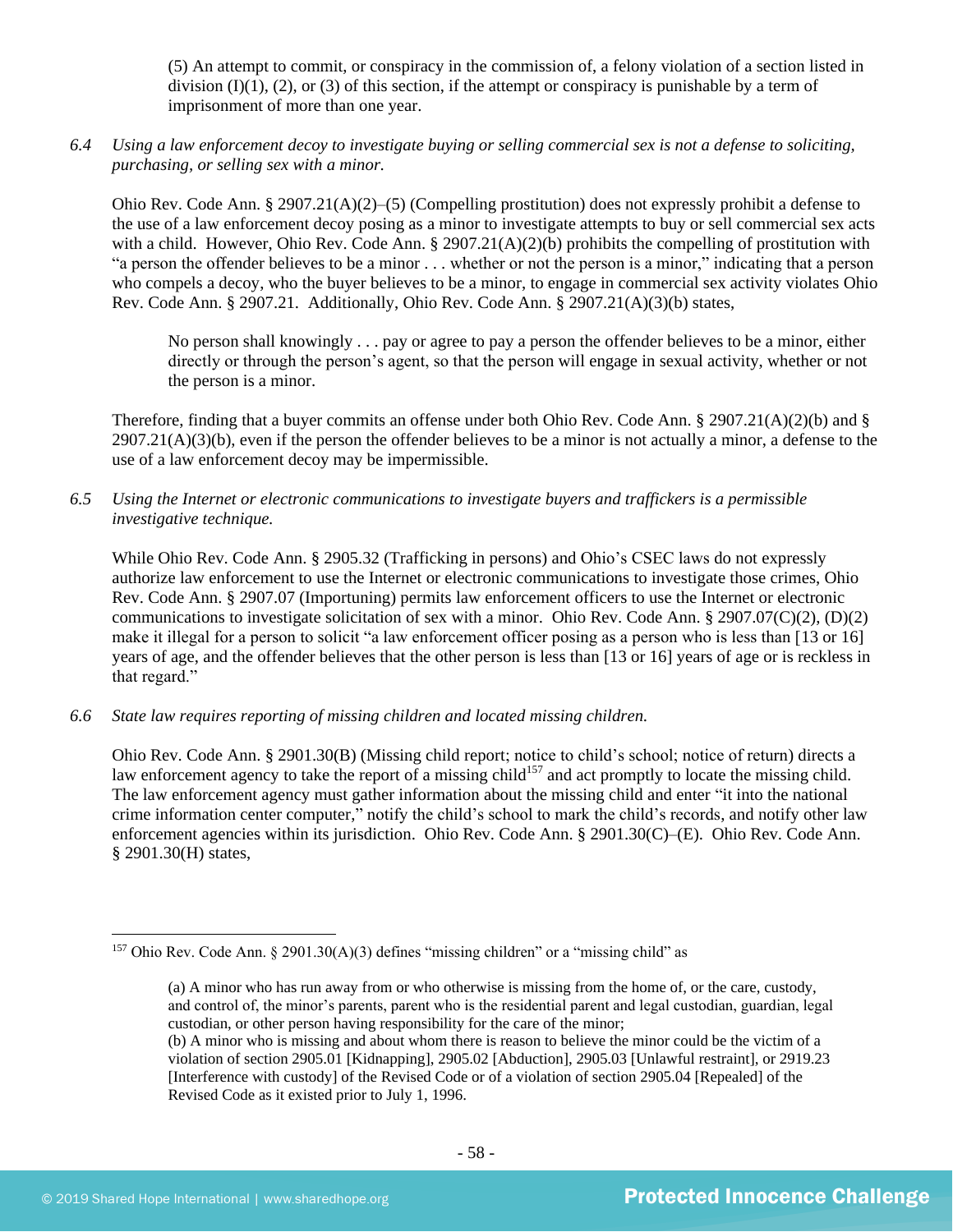(5) An attempt to commit, or conspiracy in the commission of, a felony violation of a section listed in division (I)(1), (2), or (3) of this section, if the attempt or conspiracy is punishable by a term of imprisonment of more than one year.

*6.4 Using a law enforcement decoy to investigate buying or selling commercial sex is not a defense to soliciting, purchasing, or selling sex with a minor.*

Ohio Rev. Code Ann. § 2907.21(A)(2)–(5) (Compelling prostitution) does not expressly prohibit a defense to the use of a law enforcement decoy posing as a minor to investigate attempts to buy or sell commercial sex acts with a child. However, Ohio Rev. Code Ann. § 2907.21(A)(2)(b) prohibits the compelling of prostitution with "a person the offender believes to be a minor . . . whether or not the person is a minor," indicating that a person who compels a decoy, who the buyer believes to be a minor, to engage in commercial sex activity violates Ohio Rev. Code Ann. § 2907.21. Additionally, Ohio Rev. Code Ann. § 2907.21(A)(3)(b) states,

> No person shall knowingly . . . pay or agree to pay a person the offender believes to be a minor, either directly or through the person's agent, so that the person will engage in sexual activity, whether or not the person is a minor.

Therefore, finding that a buyer commits an offense under both Ohio Rev. Code Ann. § 2907.21(A)(2)(b) and § 2907.21(A)(3)(b), even if the person the offender believes to be a minor is not actually a minor, a defense to the use of a law enforcement decoy may be impermissible.

*6.5 Using the Internet or electronic communications to investigate buyers and traffickers is a permissible investigative technique.*

While Ohio Rev. Code Ann. § 2905.32 (Trafficking in persons) and Ohio's CSEC laws do not expressly authorize law enforcement to use the Internet or electronic communications to investigate those crimes, Ohio Rev. Code Ann. § 2907.07 (Importuning) permits law enforcement officers to use the Internet or electronic communications to investigate solicitation of sex with a minor. Ohio Rev. Code Ann. § 2907.07(C)(2), (D)(2) make it illegal for a person to solicit "a law enforcement officer posing as a person who is less than [13 or 16] years of age, and the offender believes that the other person is less than [13 or 16] years of age or is reckless in that regard."

*6.6 State law requires reporting of missing children and located missing children.*

Ohio Rev. Code Ann. § 2901.30(B) (Missing child report; notice to child's school; notice of return) directs a law enforcement agency to take the report of a missing child[157] and act promptly to locate the missing child. The law enforcement agency must gather information about the missing child and enter "it into the national crime information center computer," notify the child's school to mark the child's records, and notify other law enforcement agencies within its jurisdiction. Ohio Rev. Code Ann. § 2901.30(C)–(E). Ohio Rev. Code Ann. § 2901.30(H) states,

---

[157] Ohio Rev. Code Ann. § 2901.30(A)(3) defines "missing children" or a "missing child" as

> (a) A minor who has run away from or who otherwise is missing from the home of, or the care, custody, and control of, the minor's parents, parent who is the residential parent and legal custodian, guardian, legal custodian, or other person having responsibility for the care of the minor;
> (b) A minor who is missing and about whom there is reason to believe the minor could be the victim of a violation of section 2905.01 [Kidnapping], 2905.02 [Abduction], 2905.03 [Unlawful restraint], or 2919.23 [Interference with custody] of the Revised Code or of a violation of section 2905.04 [Repealed] of the Revised Code as it existed prior to July 1, 1996.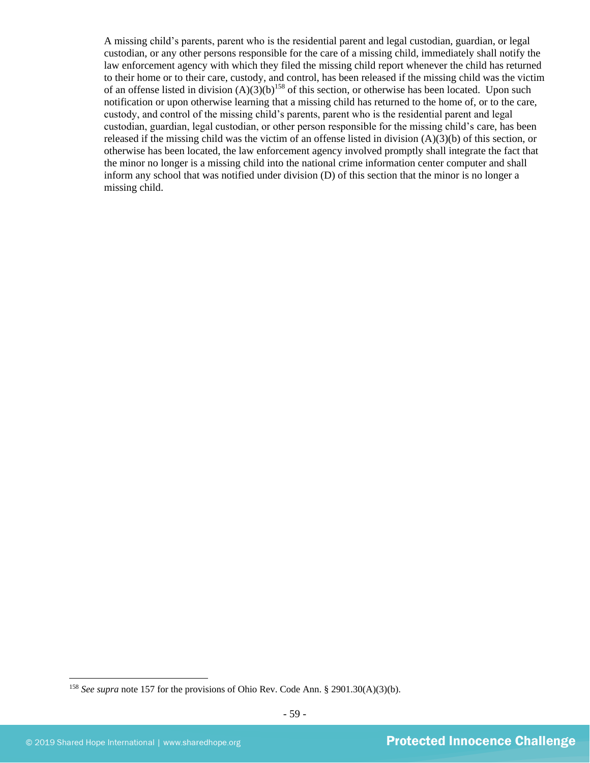> A missing child's parents, parent who is the residential parent and legal custodian, guardian, or legal custodian, or any other persons responsible for the care of a missing child, immediately shall notify the law enforcement agency with which they filed the missing child report whenever the child has returned to their home or to their care, custody, and control, has been released if the missing child was the victim of an offense listed in division (A)(3)(b)[158] of this section, or otherwise has been located. Upon such notification or upon otherwise learning that a missing child has returned to the home of, or to the care, custody, and control of the missing child's parents, parent who is the residential parent and legal custodian, guardian, legal custodian, or other person responsible for the missing child's care, has been released if the missing child was the victim of an offense listed in division (A)(3)(b) of this section, or otherwise has been located, the law enforcement agency involved promptly shall integrate the fact that the minor no longer is a missing child into the national crime information center computer and shall inform any school that was notified under division (D) of this section that the minor is no longer a missing child.

[158] *See supra* note 157 for the provisions of Ohio Rev. Code Ann. § 2901.30(A)(3)(b).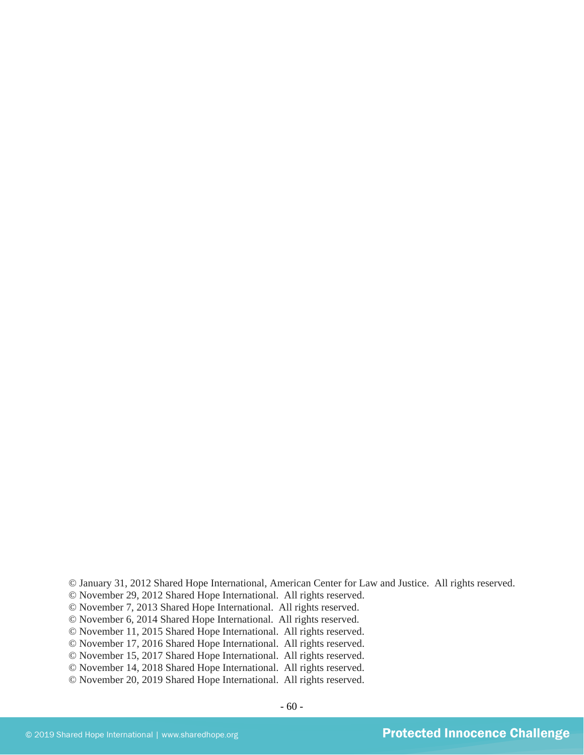© January 31, 2012 Shared Hope International, American Center for Law and Justice. All rights reserved.
© November 29, 2012 Shared Hope International. All rights reserved.
© November 7, 2013 Shared Hope International. All rights reserved.
© November 6, 2014 Shared Hope International. All rights reserved.
© November 11, 2015 Shared Hope International. All rights reserved.
© November 17, 2016 Shared Hope International. All rights reserved.
© November 15, 2017 Shared Hope International. All rights reserved.
© November 14, 2018 Shared Hope International. All rights reserved.
© November 20, 2019 Shared Hope International. All rights reserved.